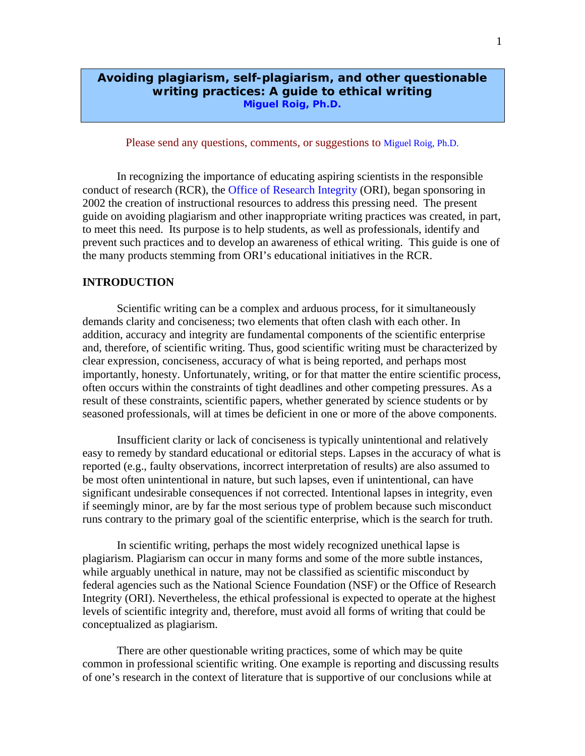# Avoiding plagiarism, self-plagiarism, and other questionable writing practices: A guide to ethical writing

**Miguel Roig, Ph.D.**

Please send any questions, comments, or suggestions to Miguel Roig, Ph.D.

In recognizing the importance of educating aspiring scientists in the responsible conduct of research (RCR), the Office of Research Integrity (ORI), began sponsoring in 2002 the creation of instructional resources to address this pressing need. The present guide on avoiding plagiarism and other inappropriate writing practices was created, in part, to meet this need. Its purpose is to help students, as well as professionals, identify and prevent such practices and to develop an awareness of ethical writing. This guide is one of the many products stemming from ORI's educational initiatives in the RCR.

## INTRODUCTION

Scientific writing can be a complex and arduous process, for it simultaneously demands clarity and conciseness; two elements that often clash with each other. In addition, accuracy and integrity are fundamental components of the scientific enterprise and, therefore, of scientific writing. Thus, good scientific writing must be characterized by clear expression, conciseness, accuracy of what is being reported, and perhaps most importantly, honesty. Unfortunately, writing, or for that matter the entire scientific process, often occurs within the constraints of tight deadlines and other competing pressures. As a result of these constraints, scientific papers, whether generated by science students or by seasoned professionals, will at times be deficient in one or more of the above components.

Insufficient clarity or lack of conciseness is typically unintentional and relatively easy to remedy by standard educational or editorial steps. Lapses in the accuracy of what is reported (e.g., faulty observations, incorrect interpretation of results) are also assumed to be most often unintentional in nature, but such lapses, even if unintentional, can have significant undesirable consequences if not corrected. Intentional lapses in integrity, even if seemingly minor, are by far the most serious type of problem because such misconduct runs contrary to the primary goal of the scientific enterprise, which is the search for truth.

In scientific writing, perhaps the most widely recognized unethical lapse is plagiarism. Plagiarism can occur in many forms and some of the more subtle instances, while arguably unethical in nature, may not be classified as scientific misconduct by federal agencies such as the National Science Foundation (NSF) or the Office of Research Integrity (ORI). Nevertheless, the ethical professional is expected to operate at the highest levels of scientific integrity and, therefore, must avoid all forms of writing that could be conceptualized as plagiarism.

There are other questionable writing practices, some of which may be quite common in professional scientific writing. One example is reporting and discussing results of one's research in the context of literature that is supportive of our conclusions while at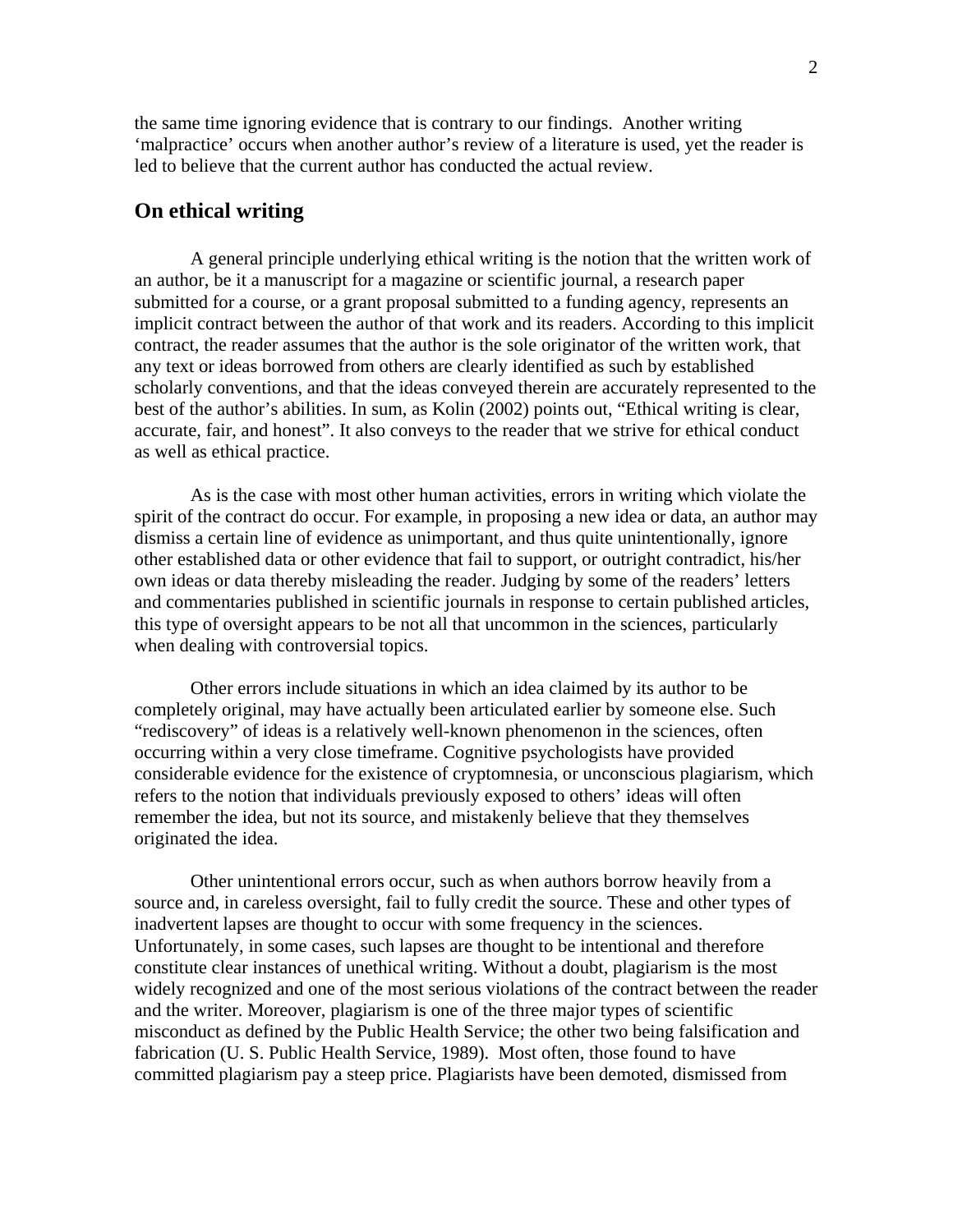the same time ignoring evidence that is contrary to our findings. Another writing 'malpractice' occurs when another author's review of a literature is used, yet the reader is led to believe that the current author has conducted the actual review.

## On ethical writing

A general principle underlying ethical writing is the notion that the written work of an author, be it a manuscript for a magazine or scientific journal, a research paper submitted for a course, or a grant proposal submitted to a funding agency, represents an implicit contract between the author of that work and its readers. According to this implicit contract, the reader assumes that the author is the sole originator of the written work, that any text or ideas borrowed from others are clearly identified as such by established scholarly conventions, and that the ideas conveyed therein are accurately represented to the best of the author's abilities. In sum, as Kolin (2002) points out, "Ethical writing is clear, accurate, fair, and honest". It also conveys to the reader that we strive for ethical conduct as well as ethical practice.

As is the case with most other human activities, errors in writing which violate the spirit of the contract do occur. For example, in proposing a new idea or data, an author may dismiss a certain line of evidence as unimportant, and thus quite unintentionally, ignore other established data or other evidence that fail to support, or outright contradict, his/her own ideas or data thereby misleading the reader. Judging by some of the readers' letters and commentaries published in scientific journals in response to certain published articles, this type of oversight appears to be not all that uncommon in the sciences, particularly when dealing with controversial topics.

Other errors include situations in which an idea claimed by its author to be completely original, may have actually been articulated earlier by someone else. Such "rediscovery" of ideas is a relatively well-known phenomenon in the sciences, often occurring within a very close timeframe. Cognitive psychologists have provided considerable evidence for the existence of cryptomnesia, or unconscious plagiarism, which refers to the notion that individuals previously exposed to others' ideas will often remember the idea, but not its source, and mistakenly believe that they themselves originated the idea.

Other unintentional errors occur, such as when authors borrow heavily from a source and, in careless oversight, fail to fully credit the source. These and other types of inadvertent lapses are thought to occur with some frequency in the sciences. Unfortunately, in some cases, such lapses are thought to be intentional and therefore constitute clear instances of unethical writing. Without a doubt, plagiarism is the most widely recognized and one of the most serious violations of the contract between the reader and the writer. Moreover, plagiarism is one of the three major types of scientific misconduct as defined by the Public Health Service; the other two being falsification and fabrication (U. S. Public Health Service, 1989). Most often, those found to have committed plagiarism pay a steep price. Plagiarists have been demoted, dismissed from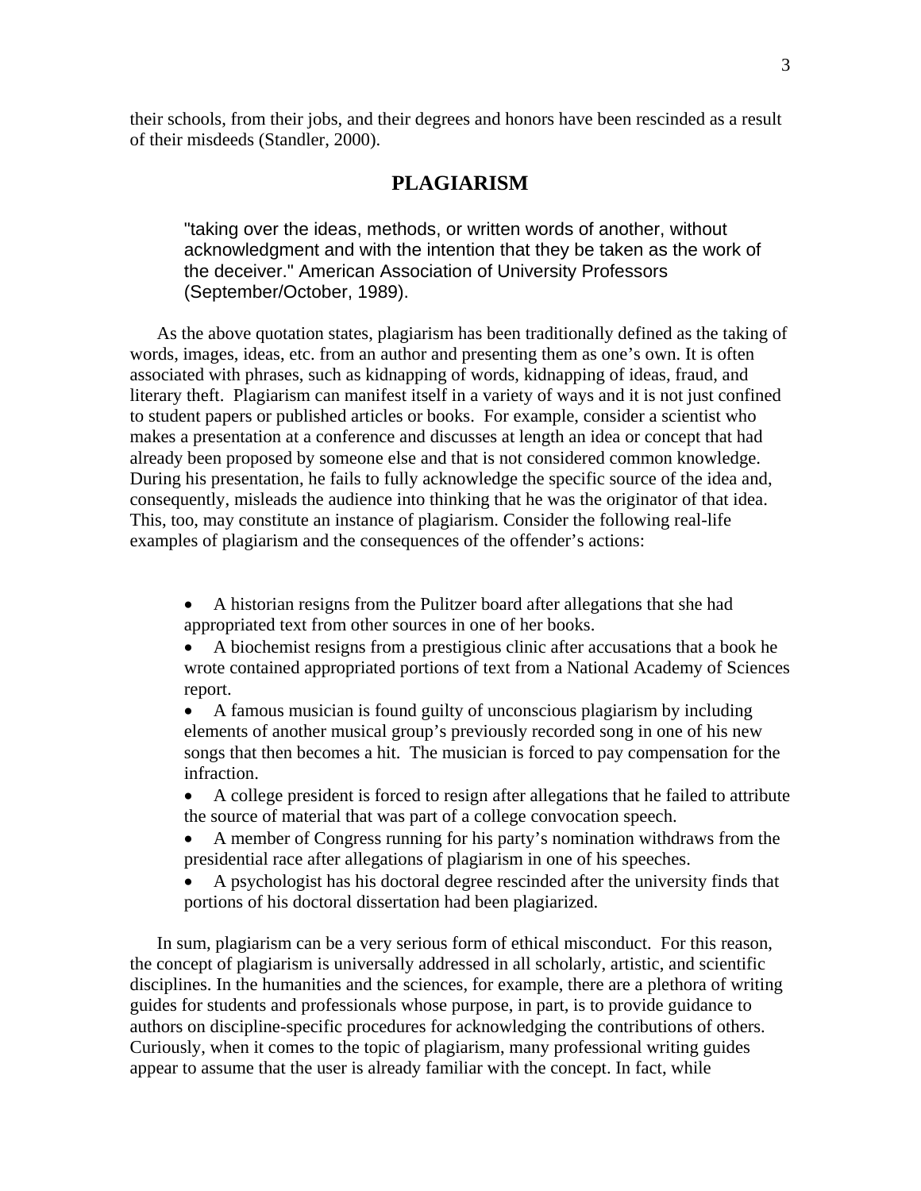their schools, from their jobs, and their degrees and honors have been rescinded as a result of their misdeeds (Standler, 2000).

## PLAGIARISM

> "taking over the ideas, methods, or written words of another, without acknowledgment and with the intention that they be taken as the work of the deceiver." American Association of University Professors (September/October, 1989).

As the above quotation states, plagiarism has been traditionally defined as the taking of words, images, ideas, etc. from an author and presenting them as one's own. It is often associated with phrases, such as kidnapping of words, kidnapping of ideas, fraud, and literary theft. Plagiarism can manifest itself in a variety of ways and it is not just confined to student papers or published articles or books. For example, consider a scientist who makes a presentation at a conference and discusses at length an idea or concept that had already been proposed by someone else and that is not considered common knowledge. During his presentation, he fails to fully acknowledge the specific source of the idea and, consequently, misleads the audience into thinking that he was the originator of that idea. This, too, may constitute an instance of plagiarism. Consider the following real-life examples of plagiarism and the consequences of the offender's actions:

- A historian resigns from the Pulitzer board after allegations that she had appropriated text from other sources in one of her books.
- A biochemist resigns from a prestigious clinic after accusations that a book he wrote contained appropriated portions of text from a National Academy of Sciences report.
- A famous musician is found guilty of unconscious plagiarism by including elements of another musical group's previously recorded song in one of his new songs that then becomes a hit. The musician is forced to pay compensation for the infraction.
- A college president is forced to resign after allegations that he failed to attribute the source of material that was part of a college convocation speech.
- A member of Congress running for his party's nomination withdraws from the presidential race after allegations of plagiarism in one of his speeches.
- A psychologist has his doctoral degree rescinded after the university finds that portions of his doctoral dissertation had been plagiarized.

In sum, plagiarism can be a very serious form of ethical misconduct. For this reason, the concept of plagiarism is universally addressed in all scholarly, artistic, and scientific disciplines. In the humanities and the sciences, for example, there are a plethora of writing guides for students and professionals whose purpose, in part, is to provide guidance to authors on discipline-specific procedures for acknowledging the contributions of others. Curiously, when it comes to the topic of plagiarism, many professional writing guides appear to assume that the user is already familiar with the concept. In fact, while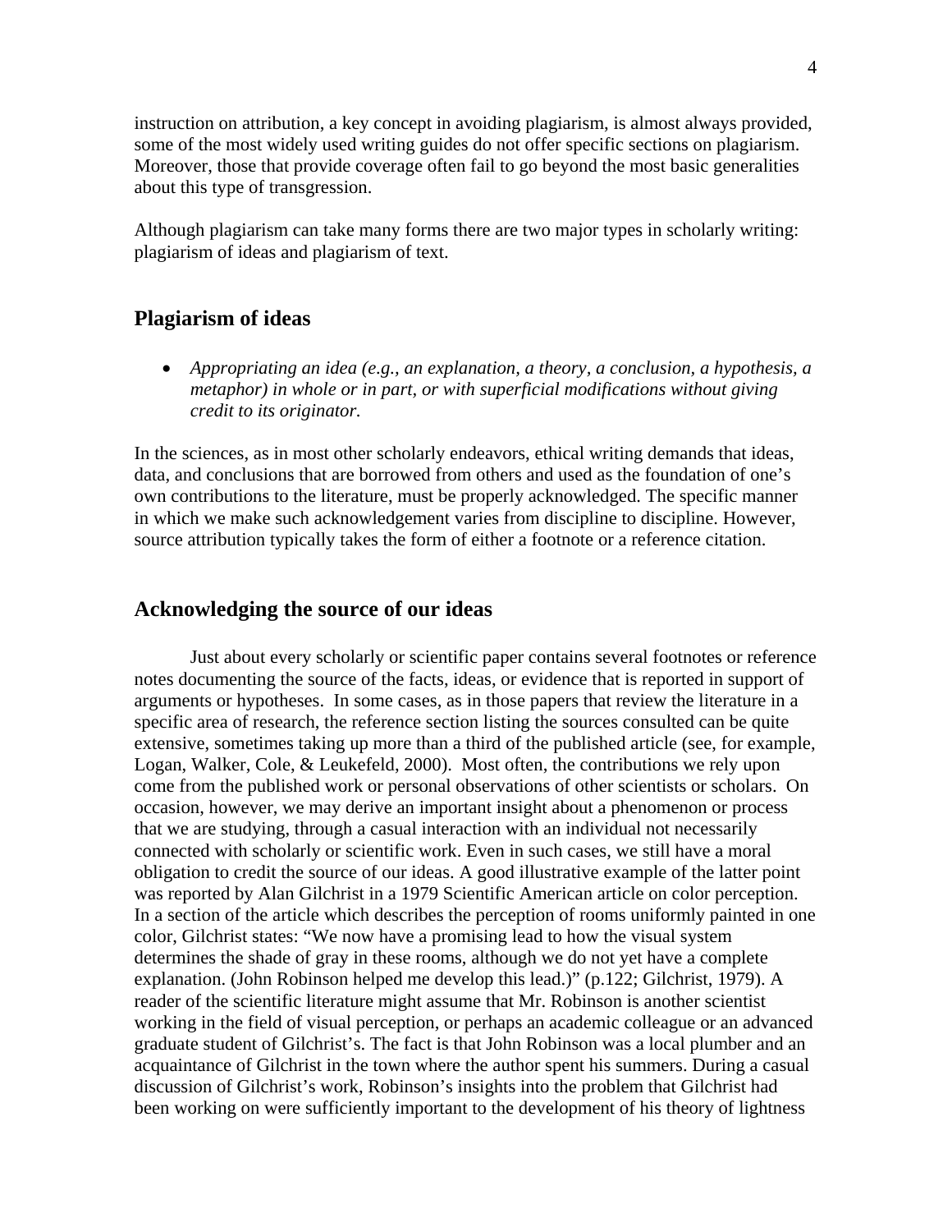instruction on attribution, a key concept in avoiding plagiarism, is almost always provided, some of the most widely used writing guides do not offer specific sections on plagiarism. Moreover, those that provide coverage often fail to go beyond the most basic generalities about this type of transgression.

Although plagiarism can take many forms there are two major types in scholarly writing: plagiarism of ideas and plagiarism of text.

## Plagiarism of ideas

- *Appropriating an idea (e.g., an explanation, a theory, a conclusion, a hypothesis, a metaphor) in whole or in part, or with superficial modifications without giving credit to its originator.*

In the sciences, as in most other scholarly endeavors, ethical writing demands that ideas, data, and conclusions that are borrowed from others and used as the foundation of one's own contributions to the literature, must be properly acknowledged. The specific manner in which we make such acknowledgement varies from discipline to discipline. However, source attribution typically takes the form of either a footnote or a reference citation.

## Acknowledging the source of our ideas

Just about every scholarly or scientific paper contains several footnotes or reference notes documenting the source of the facts, ideas, or evidence that is reported in support of arguments or hypotheses. In some cases, as in those papers that review the literature in a specific area of research, the reference section listing the sources consulted can be quite extensive, sometimes taking up more than a third of the published article (see, for example, Logan, Walker, Cole, & Leukefeld, 2000). Most often, the contributions we rely upon come from the published work or personal observations of other scientists or scholars. On occasion, however, we may derive an important insight about a phenomenon or process that we are studying, through a casual interaction with an individual not necessarily connected with scholarly or scientific work. Even in such cases, we still have a moral obligation to credit the source of our ideas. A good illustrative example of the latter point was reported by Alan Gilchrist in a 1979 Scientific American article on color perception. In a section of the article which describes the perception of rooms uniformly painted in one color, Gilchrist states: "We now have a promising lead to how the visual system determines the shade of gray in these rooms, although we do not yet have a complete explanation. (John Robinson helped me develop this lead.)" (p.122; Gilchrist, 1979). A reader of the scientific literature might assume that Mr. Robinson is another scientist working in the field of visual perception, or perhaps an academic colleague or an advanced graduate student of Gilchrist's. The fact is that John Robinson was a local plumber and an acquaintance of Gilchrist in the town where the author spent his summers. During a casual discussion of Gilchrist's work, Robinson's insights into the problem that Gilchrist had been working on were sufficiently important to the development of his theory of lightness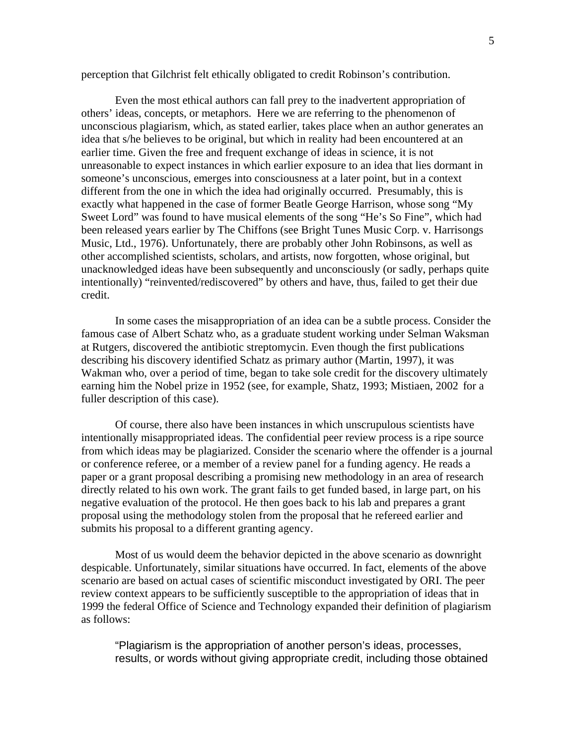perception that Gilchrist felt ethically obligated to credit Robinson's contribution.

Even the most ethical authors can fall prey to the inadvertent appropriation of others' ideas, concepts, or metaphors. Here we are referring to the phenomenon of unconscious plagiarism, which, as stated earlier, takes place when an author generates an idea that s/he believes to be original, but which in reality had been encountered at an earlier time. Given the free and frequent exchange of ideas in science, it is not unreasonable to expect instances in which earlier exposure to an idea that lies dormant in someone's unconscious, emerges into consciousness at a later point, but in a context different from the one in which the idea had originally occurred. Presumably, this is exactly what happened in the case of former Beatle George Harrison, whose song "My Sweet Lord" was found to have musical elements of the song "He's So Fine", which had been released years earlier by The Chiffons (see Bright Tunes Music Corp. v. Harrisongs Music, Ltd., 1976). Unfortunately, there are probably other John Robinsons, as well as other accomplished scientists, scholars, and artists, now forgotten, whose original, but unacknowledged ideas have been subsequently and unconsciously (or sadly, perhaps quite intentionally) "reinvented/rediscovered" by others and have, thus, failed to get their due credit.

In some cases the misappropriation of an idea can be a subtle process. Consider the famous case of Albert Schatz who, as a graduate student working under Selman Waksman at Rutgers, discovered the antibiotic streptomycin. Even though the first publications describing his discovery identified Schatz as primary author (Martin, 1997), it was Wakman who, over a period of time, began to take sole credit for the discovery ultimately earning him the Nobel prize in 1952 (see, for example, Shatz, 1993; Mistiaen, 2002 for a fuller description of this case).

Of course, there also have been instances in which unscrupulous scientists have intentionally misappropriated ideas. The confidential peer review process is a ripe source from which ideas may be plagiarized. Consider the scenario where the offender is a journal or conference referee, or a member of a review panel for a funding agency. He reads a paper or a grant proposal describing a promising new methodology in an area of research directly related to his own work. The grant fails to get funded based, in large part, on his negative evaluation of the protocol. He then goes back to his lab and prepares a grant proposal using the methodology stolen from the proposal that he refereed earlier and submits his proposal to a different granting agency.

Most of us would deem the behavior depicted in the above scenario as downright despicable. Unfortunately, similar situations have occurred. In fact, elements of the above scenario are based on actual cases of scientific misconduct investigated by ORI. The peer review context appears to be sufficiently susceptible to the appropriation of ideas that in 1999 the federal Office of Science and Technology expanded their definition of plagiarism as follows:

> "Plagiarism is the appropriation of another person's ideas, processes, results, or words without giving appropriate credit, including those obtained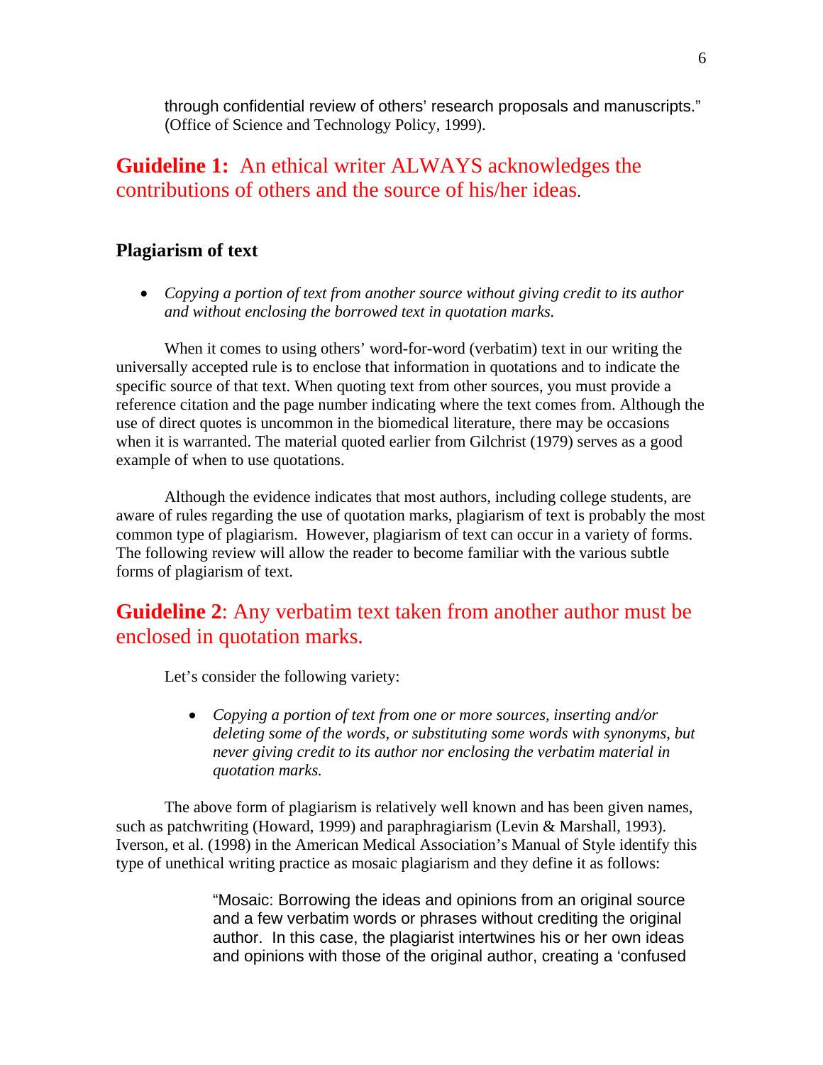through confidential review of others' research proposals and manuscripts." (Office of Science and Technology Policy, 1999).

## **Guideline 1:** An ethical writer ALWAYS acknowledges the contributions of others and the source of his/her ideas.

### Plagiarism of text

- *Copying a portion of text from another source without giving credit to its author and without enclosing the borrowed text in quotation marks.*

When it comes to using others' word-for-word (verbatim) text in our writing the universally accepted rule is to enclose that information in quotations and to indicate the specific source of that text. When quoting text from other sources, you must provide a reference citation and the page number indicating where the text comes from. Although the use of direct quotes is uncommon in the biomedical literature, there may be occasions when it is warranted. The material quoted earlier from Gilchrist (1979) serves as a good example of when to use quotations.

Although the evidence indicates that most authors, including college students, are aware of rules regarding the use of quotation marks, plagiarism of text is probably the most common type of plagiarism. However, plagiarism of text can occur in a variety of forms. The following review will allow the reader to become familiar with the various subtle forms of plagiarism of text.

## **Guideline 2**: Any verbatim text taken from another author must be enclosed in quotation marks.

Let's consider the following variety:

- *Copying a portion of text from one or more sources, inserting and/or deleting some of the words, or substituting some words with synonyms, but never giving credit to its author nor enclosing the verbatim material in quotation marks.*

The above form of plagiarism is relatively well known and has been given names, such as patchwriting (Howard, 1999) and paraphragiarism (Levin & Marshall, 1993). Iverson, et al. (1998) in the American Medical Association's Manual of Style identify this type of unethical writing practice as mosaic plagiarism and they define it as follows:

> "Mosaic: Borrowing the ideas and opinions from an original source and a few verbatim words or phrases without crediting the original author. In this case, the plagiarist intertwines his or her own ideas and opinions with those of the original author, creating a 'confused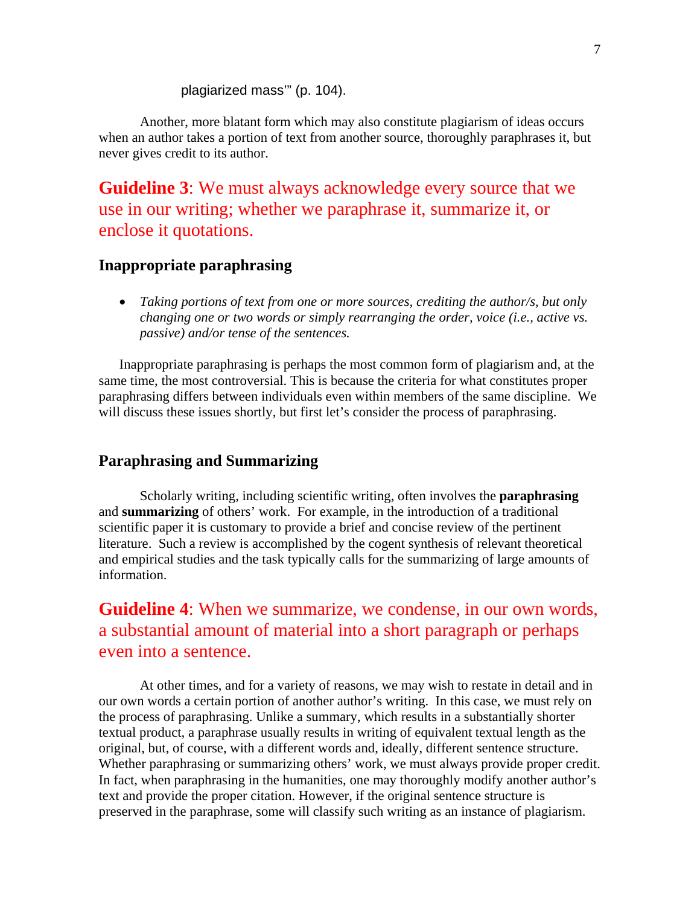plagiarized mass'" (p. 104).

Another, more blatant form which may also constitute plagiarism of ideas occurs when an author takes a portion of text from another source, thoroughly paraphrases it, but never gives credit to its author.

**Guideline 3**: We must always acknowledge every source that we use in our writing; whether we paraphrase it, summarize it, or enclose it quotations.

### Inappropriate paraphrasing

- *Taking portions of text from one or more sources, crediting the author/s, but only changing one or two words or simply rearranging the order, voice (i.e., active vs. passive) and/or tense of the sentences.*

Inappropriate paraphrasing is perhaps the most common form of plagiarism and, at the same time, the most controversial. This is because the criteria for what constitutes proper paraphrasing differs between individuals even within members of the same discipline. We will discuss these issues shortly, but first let's consider the process of paraphrasing.

### Paraphrasing and Summarizing

Scholarly writing, including scientific writing, often involves the **paraphrasing** and **summarizing** of others' work. For example, in the introduction of a traditional scientific paper it is customary to provide a brief and concise review of the pertinent literature. Such a review is accomplished by the cogent synthesis of relevant theoretical and empirical studies and the task typically calls for the summarizing of large amounts of information.

**Guideline 4**: When we summarize, we condense, in our own words, a substantial amount of material into a short paragraph or perhaps even into a sentence.

At other times, and for a variety of reasons, we may wish to restate in detail and in our own words a certain portion of another author's writing. In this case, we must rely on the process of paraphrasing. Unlike a summary, which results in a substantially shorter textual product, a paraphrase usually results in writing of equivalent textual length as the original, but, of course, with a different words and, ideally, different sentence structure. Whether paraphrasing or summarizing others' work, we must always provide proper credit. In fact, when paraphrasing in the humanities, one may thoroughly modify another author's text and provide the proper citation. However, if the original sentence structure is preserved in the paraphrase, some will classify such writing as an instance of plagiarism.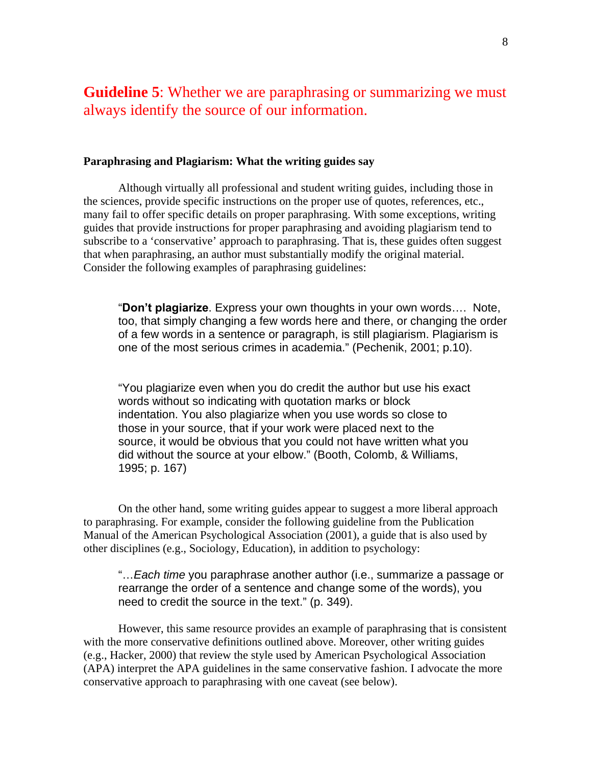## **Guideline 5**: Whether we are paraphrasing or summarizing we must always identify the source of our information.

**Paraphrasing and Plagiarism: What the writing guides say**

Although virtually all professional and student writing guides, including those in the sciences, provide specific instructions on the proper use of quotes, references, etc., many fail to offer specific details on proper paraphrasing. With some exceptions, writing guides that provide instructions for proper paraphrasing and avoiding plagiarism tend to subscribe to a 'conservative' approach to paraphrasing. That is, these guides often suggest that when paraphrasing, an author must substantially modify the original material. Consider the following examples of paraphrasing guidelines:

> "**Don't plagiarize**. Express your own thoughts in your own words…. Note, too, that simply changing a few words here and there, or changing the order of a few words in a sentence or paragraph, is still plagiarism. Plagiarism is one of the most serious crimes in academia." (Pechenik, 2001; p.10).

> "You plagiarize even when you do credit the author but use his exact words without so indicating with quotation marks or block indentation. You also plagiarize when you use words so close to those in your source, that if your work were placed next to the source, it would be obvious that you could not have written what you did without the source at your elbow." (Booth, Colomb, & Williams, 1995; p. 167)

On the other hand, some writing guides appear to suggest a more liberal approach to paraphrasing. For example, consider the following guideline from the Publication Manual of the American Psychological Association (2001), a guide that is also used by other disciplines (e.g., Sociology, Education), in addition to psychology:

> "…*Each time* you paraphrase another author (i.e., summarize a passage or rearrange the order of a sentence and change some of the words), you need to credit the source in the text." (p. 349).

However, this same resource provides an example of paraphrasing that is consistent with the more conservative definitions outlined above. Moreover, other writing guides (e.g., Hacker, 2000) that review the style used by American Psychological Association (APA) interpret the APA guidelines in the same conservative fashion. I advocate the more conservative approach to paraphrasing with one caveat (see below).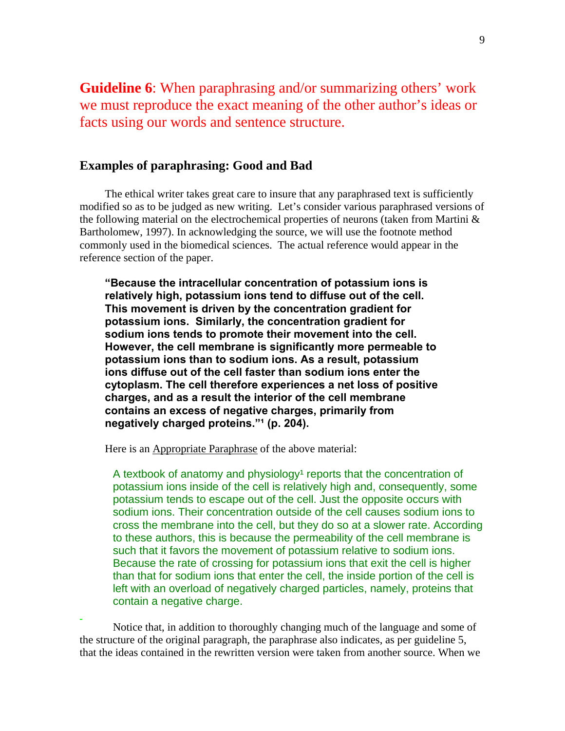**Guideline 6**: When paraphrasing and/or summarizing others' work we must reproduce the exact meaning of the other author's ideas or facts using our words and sentence structure.

### Examples of paraphrasing: Good and Bad

The ethical writer takes great care to insure that any paraphrased text is sufficiently modified so as to be judged as new writing. Let's consider various paraphrased versions of the following material on the electrochemical properties of neurons (taken from Martini & Bartholomew, 1997). In acknowledging the source, we will use the footnote method commonly used in the biomedical sciences. The actual reference would appear in the reference section of the paper.

> **"Because the intracellular concentration of potassium ions is relatively high, potassium ions tend to diffuse out of the cell. This movement is driven by the concentration gradient for potassium ions. Similarly, the concentration gradient for sodium ions tends to promote their movement into the cell. However, the cell membrane is significantly more permeable to potassium ions than to sodium ions. As a result, potassium ions diffuse out of the cell faster than sodium ions enter the cytoplasm. The cell therefore experiences a net loss of positive charges, and as a result the interior of the cell membrane contains an excess of negative charges, primarily from negatively charged proteins."[1] (p. 204).**

Here is an Appropriate Paraphrase of the above material:

> A textbook of anatomy and physiology[1] reports that the concentration of potassium ions inside of the cell is relatively high and, consequently, some potassium tends to escape out of the cell. Just the opposite occurs with sodium ions. Their concentration outside of the cell causes sodium ions to cross the membrane into the cell, but they do so at a slower rate. According to these authors, this is because the permeability of the cell membrane is such that it favors the movement of potassium relative to sodium ions. Because the rate of crossing for potassium ions that exit the cell is higher than that for sodium ions that enter the cell, the inside portion of the cell is left with an overload of negatively charged particles, namely, proteins that contain a negative charge.

Notice that, in addition to thoroughly changing much of the language and some of the structure of the original paragraph, the paraphrase also indicates, as per guideline 5, that the ideas contained in the rewritten version were taken from another source. When we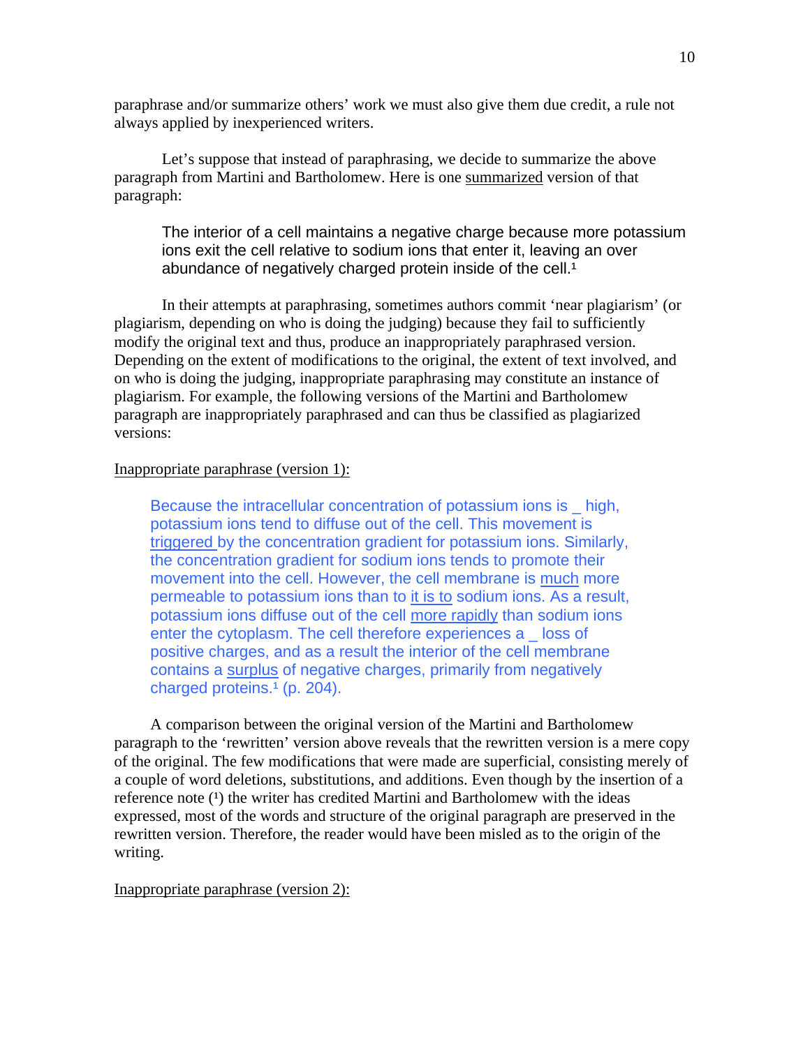paraphrase and/or summarize others' work we must also give them due credit, a rule not always applied by inexperienced writers.

Let's suppose that instead of paraphrasing, we decide to summarize the above paragraph from Martini and Bartholomew. Here is one <u>summarized</u> version of that paragraph:

> The interior of a cell maintains a negative charge because more potassium ions exit the cell relative to sodium ions that enter it, leaving an over abundance of negatively charged protein inside of the cell.[1]

In their attempts at paraphrasing, sometimes authors commit 'near plagiarism' (or plagiarism, depending on who is doing the judging) because they fail to sufficiently modify the original text and thus, produce an inappropriately paraphrased version. Depending on the extent of modifications to the original, the extent of text involved, and on who is doing the judging, inappropriate paraphrasing may constitute an instance of plagiarism. For example, the following versions of the Martini and Bartholomew paragraph are inappropriately paraphrased and can thus be classified as plagiarized versions:

<u>Inappropriate paraphrase (version 1):</u>

> Because the intracellular concentration of potassium ions is _ high, potassium ions tend to diffuse out of the cell. This movement is <u>triggered</u> by the concentration gradient for potassium ions. Similarly, the concentration gradient for sodium ions tends to promote their movement into the cell. However, the cell membrane is <u>much</u> more permeable to potassium ions than to <u>it is to</u> sodium ions. As a result, potassium ions diffuse out of the cell <u>more rapidly</u> than sodium ions enter the cytoplasm. The cell therefore experiences a _ loss of positive charges, and as a result the interior of the cell membrane contains a <u>surplus</u> of negative charges, primarily from negatively charged proteins.[1] (p. 204).

A comparison between the original version of the Martini and Bartholomew paragraph to the 'rewritten' version above reveals that the rewritten version is a mere copy of the original. The few modifications that were made are superficial, consisting merely of a couple of word deletions, substitutions, and additions. Even though by the insertion of a reference note ([1]) the writer has credited Martini and Bartholomew with the ideas expressed, most of the words and structure of the original paragraph are preserved in the rewritten version. Therefore, the reader would have been misled as to the origin of the writing.

<u>Inappropriate paraphrase (version 2):</u>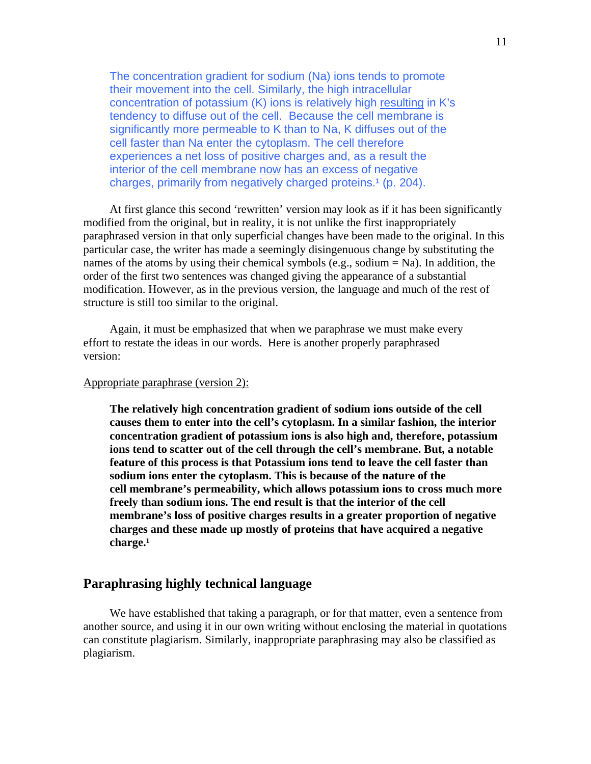> The concentration gradient for sodium (Na) ions tends to promote their movement into the cell. Similarly, the high intracellular concentration of potassium (K) ions is relatively high <u>resulting</u> in K's tendency to diffuse out of the cell. Because the cell membrane is significantly more permeable to K than to Na, K diffuses out of the cell faster than Na enter the cytoplasm. The cell therefore experiences a net loss of positive charges and, as a result the interior of the cell membrane <u>now</u> <u>has</u> an excess of negative charges, primarily from negatively charged proteins.[1] (p. 204).

At first glance this second 'rewritten' version may look as if it has been significantly modified from the original, but in reality, it is not unlike the first inappropriately paraphrased version in that only superficial changes have been made to the original. In this particular case, the writer has made a seemingly disingenuous change by substituting the names of the atoms by using their chemical symbols (e.g., sodium = Na). In addition, the order of the first two sentences was changed giving the appearance of a substantial modification. However, as in the previous version, the language and much of the rest of structure is still too similar to the original.

Again, it must be emphasized that when we paraphrase we must make every effort to restate the ideas in our words. Here is another properly paraphrased version:

<u>Appropriate paraphrase (version 2):</u>

> **The relatively high concentration gradient of sodium ions outside of the cell causes them to enter into the cell's cytoplasm. In a similar fashion, the interior concentration gradient of potassium ions is also high and, therefore, potassium ions tend to scatter out of the cell through the cell's membrane. But, a notable feature of this process is that Potassium ions tend to leave the cell faster than sodium ions enter the cytoplasm. This is because of the nature of the cell membrane's permeability, which allows potassium ions to cross much more freely than sodium ions. The end result is that the interior of the cell membrane's loss of positive charges results in a greater proportion of negative charges and these made up mostly of proteins that have acquired a negative charge.[1]**

## Paraphrasing highly technical language

We have established that taking a paragraph, or for that matter, even a sentence from another source, and using it in our own writing without enclosing the material in quotations can constitute plagiarism. Similarly, inappropriate paraphrasing may also be classified as plagiarism.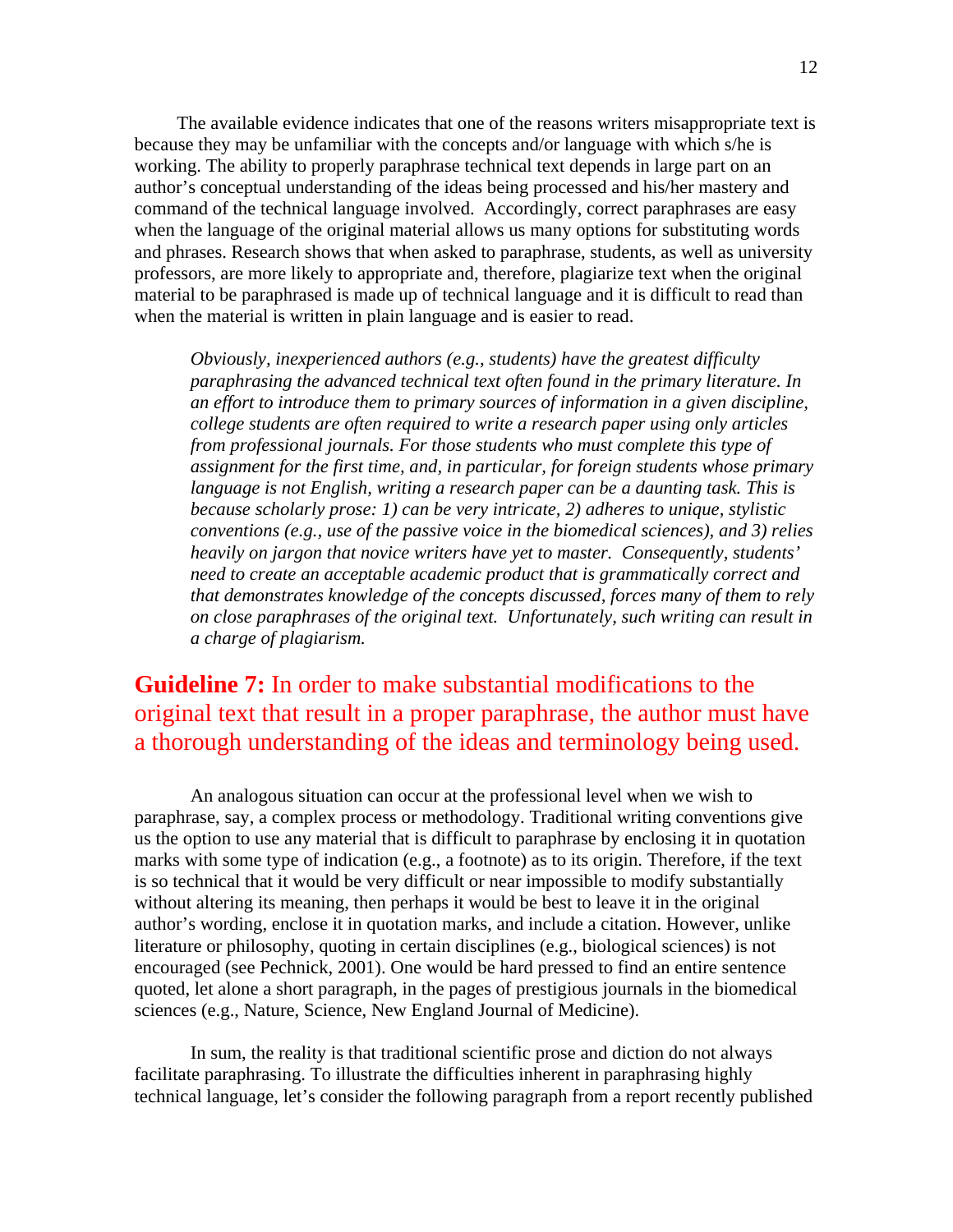The available evidence indicates that one of the reasons writers misappropriate text is because they may be unfamiliar with the concepts and/or language with which s/he is working. The ability to properly paraphrase technical text depends in large part on an author's conceptual understanding of the ideas being processed and his/her mastery and command of the technical language involved. Accordingly, correct paraphrases are easy when the language of the original material allows us many options for substituting words and phrases. Research shows that when asked to paraphrase, students, as well as university professors, are more likely to appropriate and, therefore, plagiarize text when the original material to be paraphrased is made up of technical language and it is difficult to read than when the material is written in plain language and is easier to read.

> *Obviously, inexperienced authors (e.g., students) have the greatest difficulty paraphrasing the advanced technical text often found in the primary literature. In an effort to introduce them to primary sources of information in a given discipline, college students are often required to write a research paper using only articles from professional journals. For those students who must complete this type of assignment for the first time, and, in particular, for foreign students whose primary language is not English, writing a research paper can be a daunting task. This is because scholarly prose: 1) can be very intricate, 2) adheres to unique, stylistic conventions (e.g., use of the passive voice in the biomedical sciences), and 3) relies heavily on jargon that novice writers have yet to master. Consequently, students' need to create an acceptable academic product that is grammatically correct and that demonstrates knowledge of the concepts discussed, forces many of them to rely on close paraphrases of the original text. Unfortunately, such writing can result in a charge of plagiarism.*

## **Guideline 7:** In order to make substantial modifications to the original text that result in a proper paraphrase, the author must have a thorough understanding of the ideas and terminology being used.

An analogous situation can occur at the professional level when we wish to paraphrase, say, a complex process or methodology. Traditional writing conventions give us the option to use any material that is difficult to paraphrase by enclosing it in quotation marks with some type of indication (e.g., a footnote) as to its origin. Therefore, if the text is so technical that it would be very difficult or near impossible to modify substantially without altering its meaning, then perhaps it would be best to leave it in the original author's wording, enclose it in quotation marks, and include a citation. However, unlike literature or philosophy, quoting in certain disciplines (e.g., biological sciences) is not encouraged (see Pechnick, 2001). One would be hard pressed to find an entire sentence quoted, let alone a short paragraph, in the pages of prestigious journals in the biomedical sciences (e.g., Nature, Science, New England Journal of Medicine).

In sum, the reality is that traditional scientific prose and diction do not always facilitate paraphrasing. To illustrate the difficulties inherent in paraphrasing highly technical language, let's consider the following paragraph from a report recently published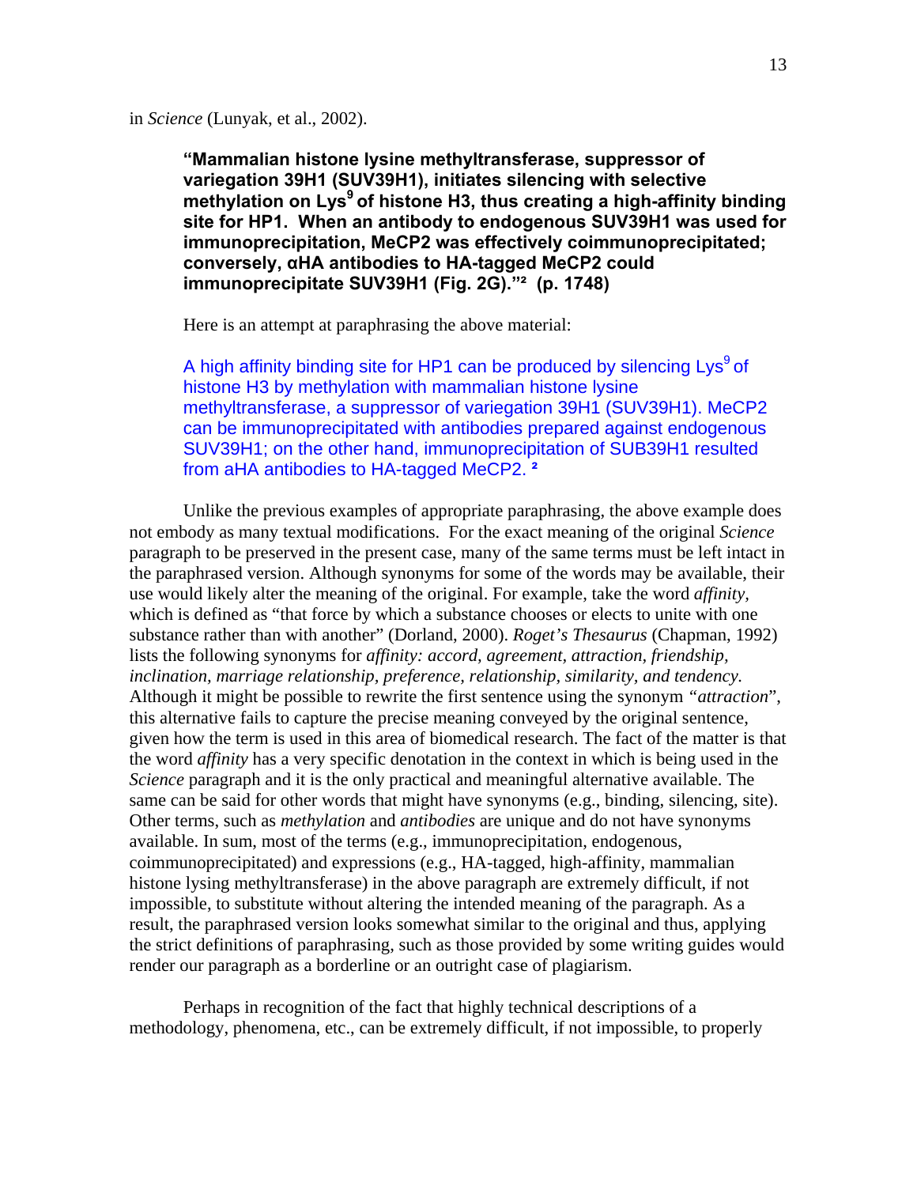in *Science* (Lunyak, et al., 2002).

> **"Mammalian histone lysine methyltransferase, suppressor of variegation 39H1 (SUV39H1), initiates silencing with selective methylation on Lys$^9$ of histone H3, thus creating a high-affinity binding site for HP1. When an antibody to endogenous SUV39H1 was used for immunoprecipitation, MeCP2 was effectively coimmunoprecipitated; conversely, αHA antibodies to HA-tagged MeCP2 could immunoprecipitate SUV39H1 (Fig. 2G)."[2] (p. 1748)**

Here is an attempt at paraphrasing the above material:

> A high affinity binding site for HP1 can be produced by silencing Lys$^9$ of histone H3 by methylation with mammalian histone lysine methyltransferase, a suppressor of variegation 39H1 (SUV39H1). MeCP2 can be immunoprecipitated with antibodies prepared against endogenous SUV39H1; on the other hand, immunoprecipitation of SUB39H1 resulted from aHA antibodies to HA-tagged MeCP2. [2]

Unlike the previous examples of appropriate paraphrasing, the above example does not embody as many textual modifications. For the exact meaning of the original *Science* paragraph to be preserved in the present case, many of the same terms must be left intact in the paraphrased version. Although synonyms for some of the words may be available, their use would likely alter the meaning of the original. For example, take the word *affinity*, which is defined as "that force by which a substance chooses or elects to unite with one substance rather than with another" (Dorland, 2000). *Roget's Thesaurus* (Chapman, 1992) lists the following synonyms for *affinity: accord, agreement, attraction, friendship, inclination, marriage relationship, preference, relationship, similarity, and tendency.* Although it might be possible to rewrite the first sentence using the synonym *"attraction*", this alternative fails to capture the precise meaning conveyed by the original sentence, given how the term is used in this area of biomedical research. The fact of the matter is that the word *affinity* has a very specific denotation in the context in which is being used in the *Science* paragraph and it is the only practical and meaningful alternative available. The same can be said for other words that might have synonyms (e.g., binding, silencing, site). Other terms, such as *methylation* and *antibodies* are unique and do not have synonyms available. In sum, most of the terms (e.g., immunoprecipitation, endogenous, coimmunoprecipitated) and expressions (e.g., HA-tagged, high-affinity, mammalian histone lysing methyltransferase) in the above paragraph are extremely difficult, if not impossible, to substitute without altering the intended meaning of the paragraph. As a result, the paraphrased version looks somewhat similar to the original and thus, applying the strict definitions of paraphrasing, such as those provided by some writing guides would render our paragraph as a borderline or an outright case of plagiarism.

Perhaps in recognition of the fact that highly technical descriptions of a methodology, phenomena, etc., can be extremely difficult, if not impossible, to properly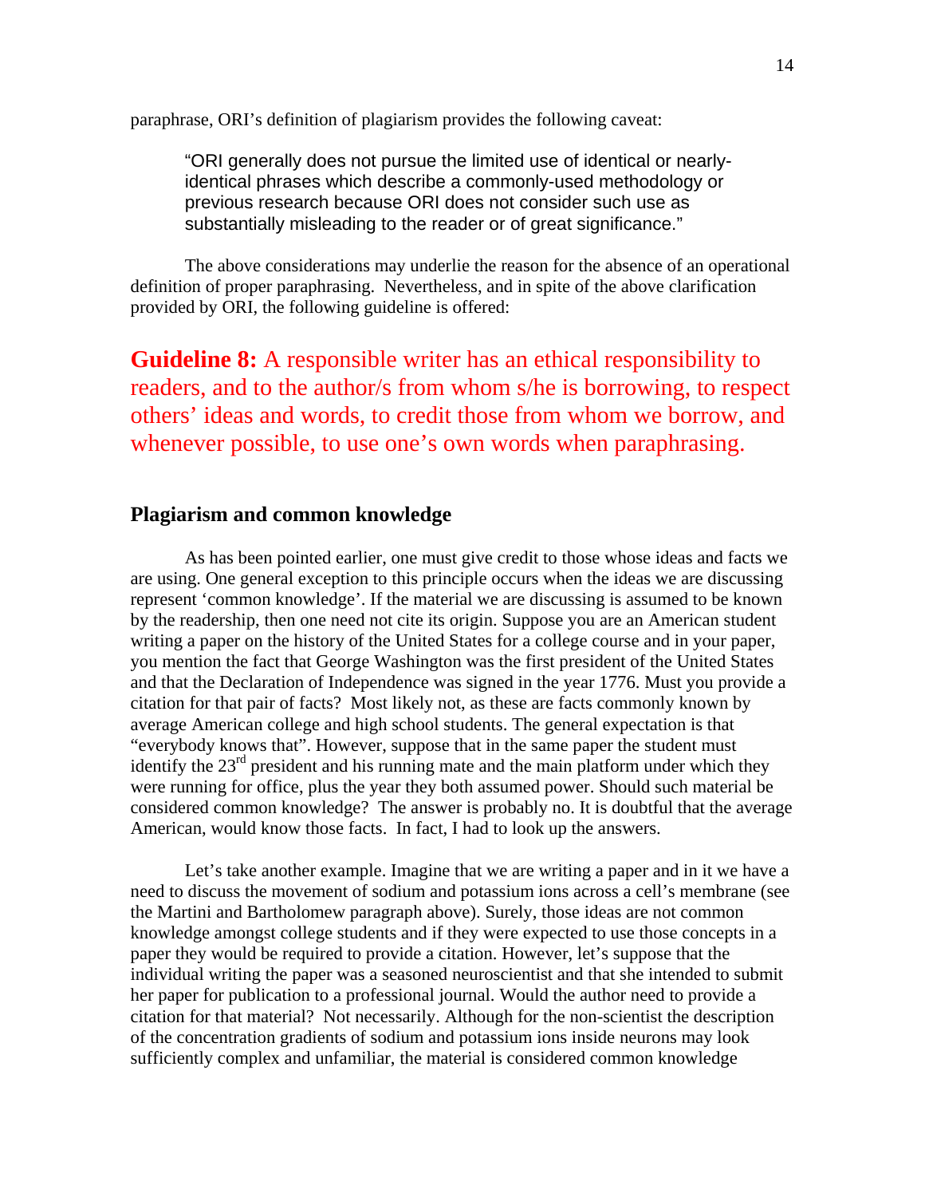paraphrase, ORI's definition of plagiarism provides the following caveat:

> "ORI generally does not pursue the limited use of identical or nearly-identical phrases which describe a commonly-used methodology or previous research because ORI does not consider such use as substantially misleading to the reader or of great significance."

The above considerations may underlie the reason for the absence of an operational definition of proper paraphrasing. Nevertheless, and in spite of the above clarification provided by ORI, the following guideline is offered:

**Guideline 8:** A responsible writer has an ethical responsibility to readers, and to the author/s from whom s/he is borrowing, to respect others' ideas and words, to credit those from whom we borrow, and whenever possible, to use one's own words when paraphrasing.

## Plagiarism and common knowledge

As has been pointed earlier, one must give credit to those whose ideas and facts we are using. One general exception to this principle occurs when the ideas we are discussing represent 'common knowledge'. If the material we are discussing is assumed to be known by the readership, then one need not cite its origin. Suppose you are an American student writing a paper on the history of the United States for a college course and in your paper, you mention the fact that George Washington was the first president of the United States and that the Declaration of Independence was signed in the year 1776. Must you provide a citation for that pair of facts? Most likely not, as these are facts commonly known by average American college and high school students. The general expectation is that "everybody knows that". However, suppose that in the same paper the student must identify the 23rd president and his running mate and the main platform under which they were running for office, plus the year they both assumed power. Should such material be considered common knowledge? The answer is probably no. It is doubtful that the average American, would know those facts. In fact, I had to look up the answers.

Let's take another example. Imagine that we are writing a paper and in it we have a need to discuss the movement of sodium and potassium ions across a cell's membrane (see the Martini and Bartholomew paragraph above). Surely, those ideas are not common knowledge amongst college students and if they were expected to use those concepts in a paper they would be required to provide a citation. However, let's suppose that the individual writing the paper was a seasoned neuroscientist and that she intended to submit her paper for publication to a professional journal. Would the author need to provide a citation for that material? Not necessarily. Although for the non-scientist the description of the concentration gradients of sodium and potassium ions inside neurons may look sufficiently complex and unfamiliar, the material is considered common knowledge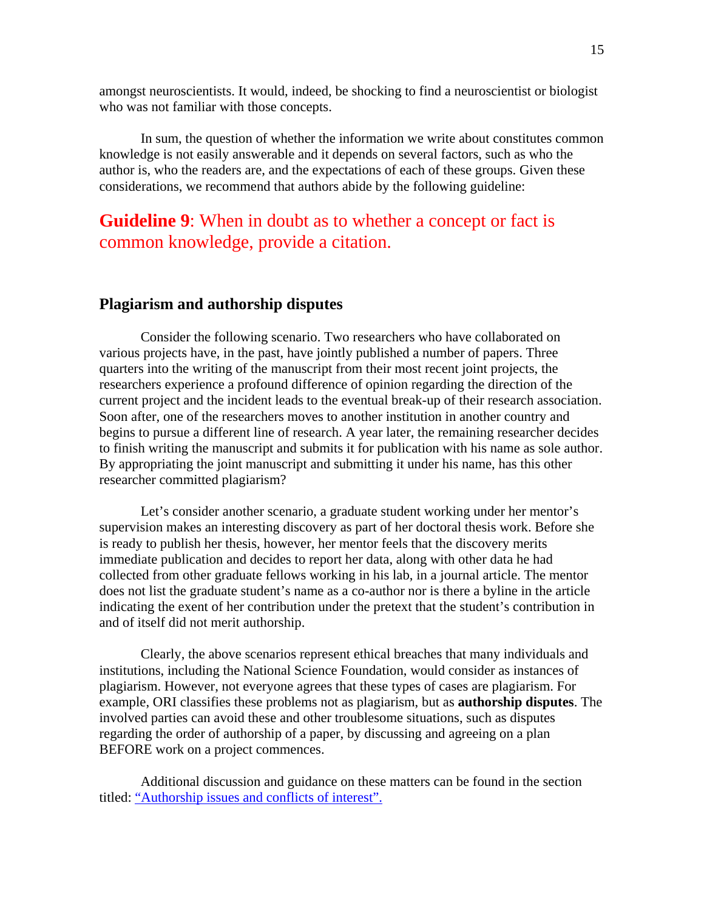amongst neuroscientists. It would, indeed, be shocking to find a neuroscientist or biologist who was not familiar with those concepts.

In sum, the question of whether the information we write about constitutes common knowledge is not easily answerable and it depends on several factors, such as who the author is, who the readers are, and the expectations of each of these groups. Given these considerations, we recommend that authors abide by the following guideline:

**Guideline 9**: When in doubt as to whether a concept or fact is common knowledge, provide a citation.

## Plagiarism and authorship disputes

Consider the following scenario. Two researchers who have collaborated on various projects have, in the past, have jointly published a number of papers. Three quarters into the writing of the manuscript from their most recent joint projects, the researchers experience a profound difference of opinion regarding the direction of the current project and the incident leads to the eventual break-up of their research association. Soon after, one of the researchers moves to another institution in another country and begins to pursue a different line of research. A year later, the remaining researcher decides to finish writing the manuscript and submits it for publication with his name as sole author. By appropriating the joint manuscript and submitting it under his name, has this other researcher committed plagiarism?

Let's consider another scenario, a graduate student working under her mentor's supervision makes an interesting discovery as part of her doctoral thesis work. Before she is ready to publish her thesis, however, her mentor feels that the discovery merits immediate publication and decides to report her data, along with other data he had collected from other graduate fellows working in his lab, in a journal article. The mentor does not list the graduate student's name as a co-author nor is there a byline in the article indicating the exent of her contribution under the pretext that the student's contribution in and of itself did not merit authorship.

Clearly, the above scenarios represent ethical breaches that many individuals and institutions, including the National Science Foundation, would consider as instances of plagiarism. However, not everyone agrees that these types of cases are plagiarism. For example, ORI classifies these problems not as plagiarism, but as **authorship disputes**. The involved parties can avoid these and other troublesome situations, such as disputes regarding the order of authorship of a paper, by discussing and agreeing on a plan BEFORE work on a project commences.

Additional discussion and guidance on these matters can be found in the section titled: "Authorship issues and conflicts of interest".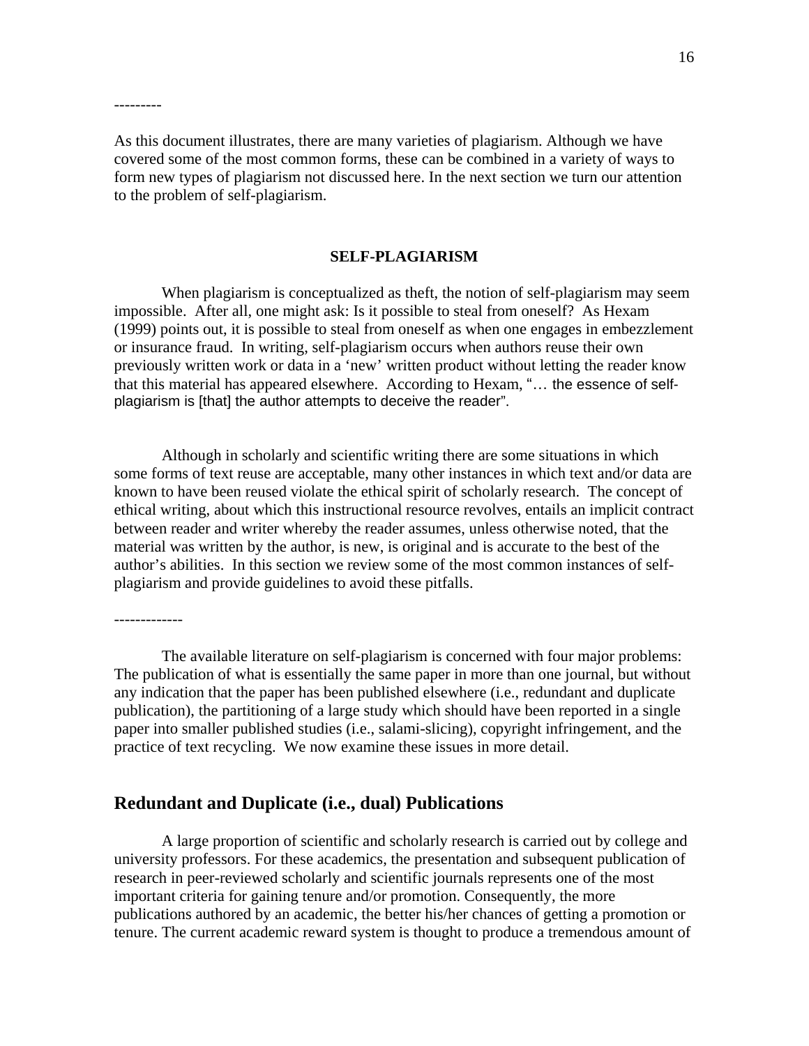---------

As this document illustrates, there are many varieties of plagiarism. Although we have covered some of the most common forms, these can be combined in a variety of ways to form new types of plagiarism not discussed here. In the next section we turn our attention to the problem of self-plagiarism.

## SELF-PLAGIARISM

When plagiarism is conceptualized as theft, the notion of self-plagiarism may seem impossible. After all, one might ask: Is it possible to steal from oneself? As Hexam (1999) points out, it is possible to steal from oneself as when one engages in embezzlement or insurance fraud. In writing, self-plagiarism occurs when authors reuse their own previously written work or data in a 'new' written product without letting the reader know that this material has appeared elsewhere. According to Hexam, "… the essence of self-plagiarism is [that] the author attempts to deceive the reader".

Although in scholarly and scientific writing there are some situations in which some forms of text reuse are acceptable, many other instances in which text and/or data are known to have been reused violate the ethical spirit of scholarly research. The concept of ethical writing, about which this instructional resource revolves, entails an implicit contract between reader and writer whereby the reader assumes, unless otherwise noted, that the material was written by the author, is new, is original and is accurate to the best of the author's abilities. In this section we review some of the most common instances of self-plagiarism and provide guidelines to avoid these pitfalls.

-------------

The available literature on self-plagiarism is concerned with four major problems: The publication of what is essentially the same paper in more than one journal, but without any indication that the paper has been published elsewhere (i.e., redundant and duplicate publication), the partitioning of a large study which should have been reported in a single paper into smaller published studies (i.e., salami-slicing), copyright infringement, and the practice of text recycling. We now examine these issues in more detail.

### Redundant and Duplicate (i.e., dual) Publications

A large proportion of scientific and scholarly research is carried out by college and university professors. For these academics, the presentation and subsequent publication of research in peer-reviewed scholarly and scientific journals represents one of the most important criteria for gaining tenure and/or promotion. Consequently, the more publications authored by an academic, the better his/her chances of getting a promotion or tenure. The current academic reward system is thought to produce a tremendous amount of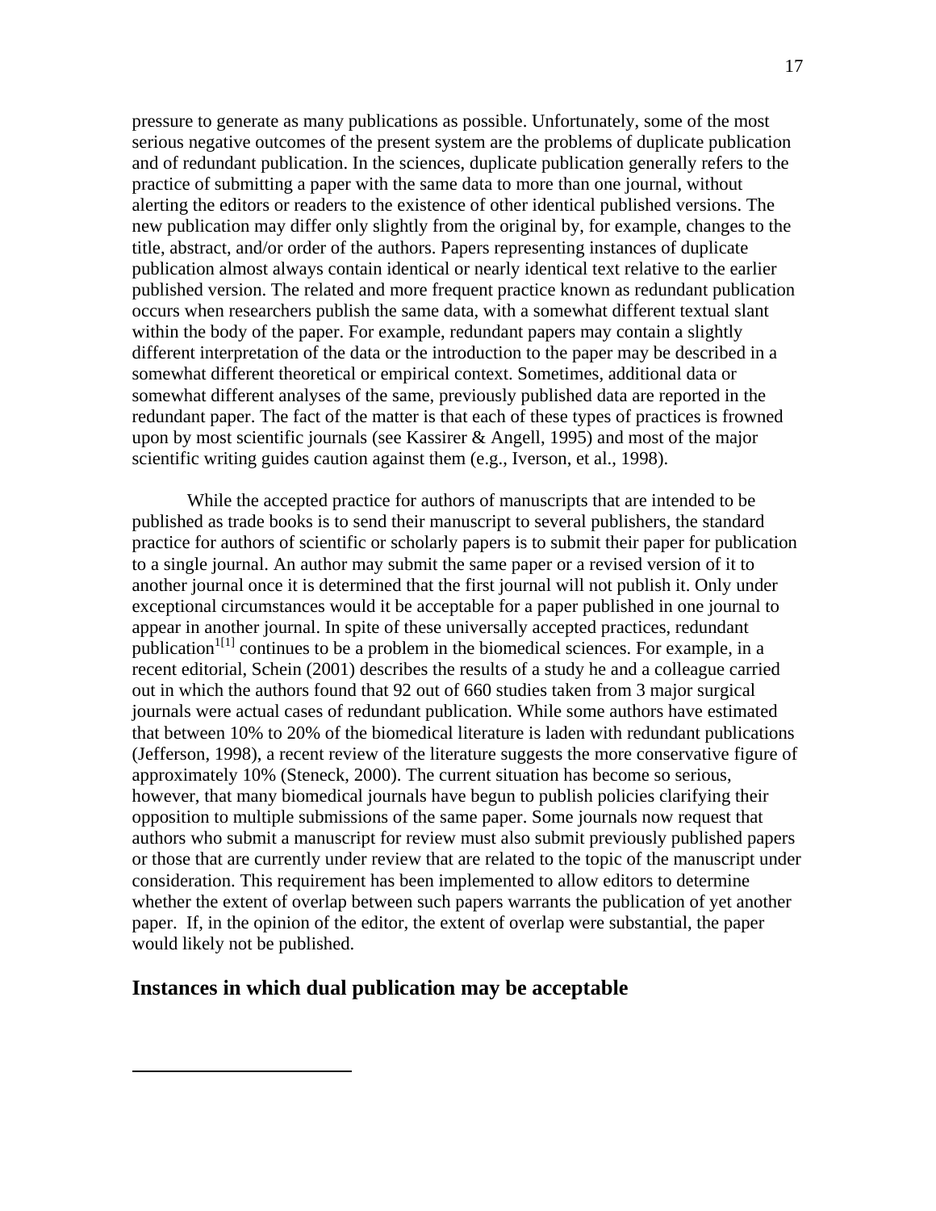pressure to generate as many publications as possible. Unfortunately, some of the most serious negative outcomes of the present system are the problems of duplicate publication and of redundant publication. In the sciences, duplicate publication generally refers to the practice of submitting a paper with the same data to more than one journal, without alerting the editors or readers to the existence of other identical published versions. The new publication may differ only slightly from the original by, for example, changes to the title, abstract, and/or order of the authors. Papers representing instances of duplicate publication almost always contain identical or nearly identical text relative to the earlier published version. The related and more frequent practice known as redundant publication occurs when researchers publish the same data, with a somewhat different textual slant within the body of the paper. For example, redundant papers may contain a slightly different interpretation of the data or the introduction to the paper may be described in a somewhat different theoretical or empirical context. Sometimes, additional data or somewhat different analyses of the same, previously published data are reported in the redundant paper. The fact of the matter is that each of these types of practices is frowned upon by most scientific journals (see Kassirer & Angell, 1995) and most of the major scientific writing guides caution against them (e.g., Iverson, et al., 1998).

While the accepted practice for authors of manuscripts that are intended to be published as trade books is to send their manuscript to several publishers, the standard practice for authors of scientific or scholarly papers is to submit their paper for publication to a single journal. An author may submit the same paper or a revised version of it to another journal once it is determined that the first journal will not publish it. Only under exceptional circumstances would it be acceptable for a paper published in one journal to appear in another journal. In spite of these universally accepted practices, redundant publication[1[1]] continues to be a problem in the biomedical sciences. For example, in a recent editorial, Schein (2001) describes the results of a study he and a colleague carried out in which the authors found that 92 out of 660 studies taken from 3 major surgical journals were actual cases of redundant publication. While some authors have estimated that between 10% to 20% of the biomedical literature is laden with redundant publications (Jefferson, 1998), a recent review of the literature suggests the more conservative figure of approximately 10% (Steneck, 2000). The current situation has become so serious, however, that many biomedical journals have begun to publish policies clarifying their opposition to multiple submissions of the same paper. Some journals now request that authors who submit a manuscript for review must also submit previously published papers or those that are currently under review that are related to the topic of the manuscript under consideration. This requirement has been implemented to allow editors to determine whether the extent of overlap between such papers warrants the publication of yet another paper. If, in the opinion of the editor, the extent of overlap were substantial, the paper would likely not be published.

## Instances in which dual publication may be acceptable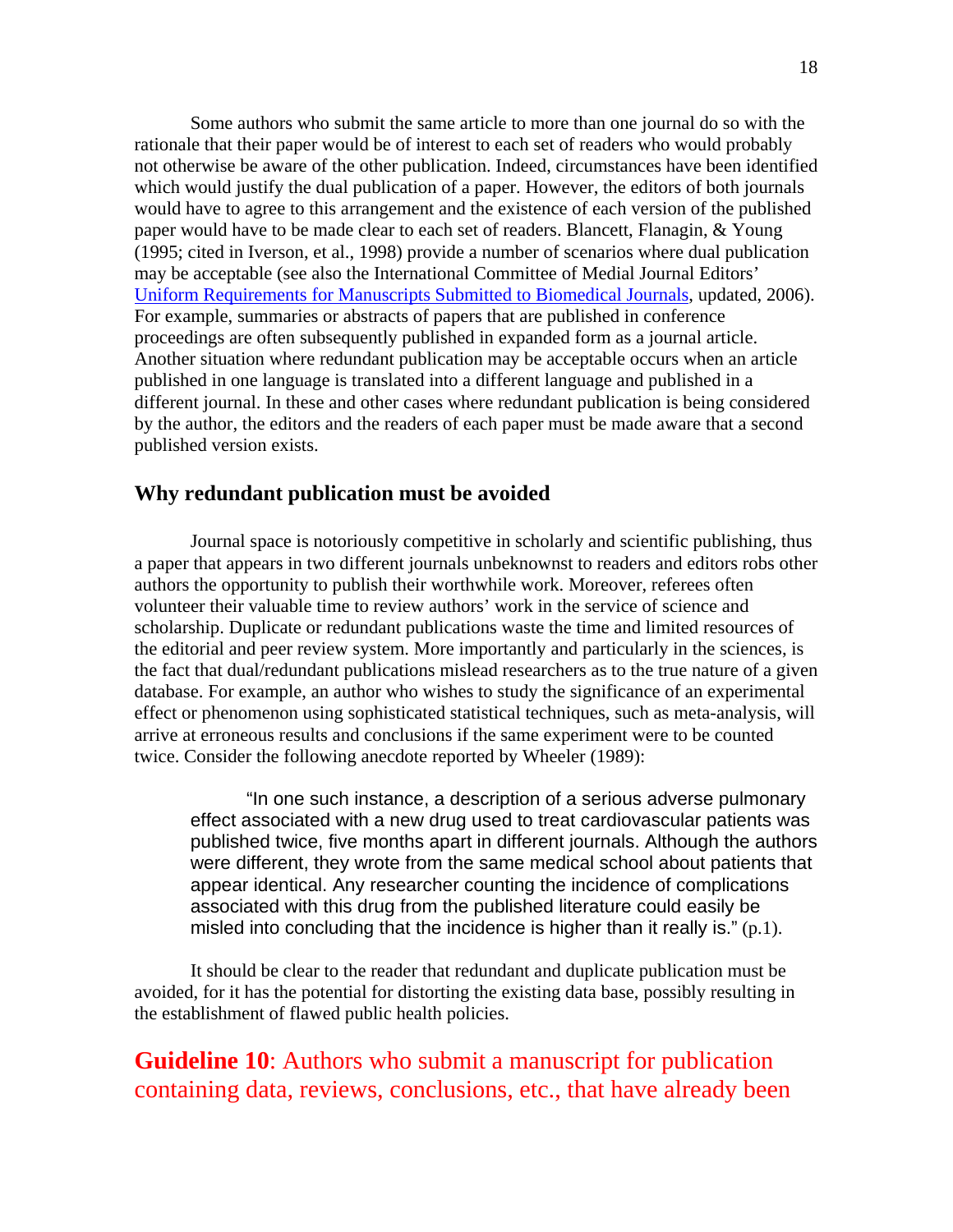Some authors who submit the same article to more than one journal do so with the rationale that their paper would be of interest to each set of readers who would probably not otherwise be aware of the other publication. Indeed, circumstances have been identified which would justify the dual publication of a paper. However, the editors of both journals would have to agree to this arrangement and the existence of each version of the published paper would have to be made clear to each set of readers. Blancett, Flanagin, & Young (1995; cited in Iverson, et al., 1998) provide a number of scenarios where dual publication may be acceptable (see also the International Committee of Medial Journal Editors' Uniform Requirements for Manuscripts Submitted to Biomedical Journals, updated, 2006). For example, summaries or abstracts of papers that are published in conference proceedings are often subsequently published in expanded form as a journal article. Another situation where redundant publication may be acceptable occurs when an article published in one language is translated into a different language and published in a different journal. In these and other cases where redundant publication is being considered by the author, the editors and the readers of each paper must be made aware that a second published version exists.

## Why redundant publication must be avoided

Journal space is notoriously competitive in scholarly and scientific publishing, thus a paper that appears in two different journals unbeknownst to readers and editors robs other authors the opportunity to publish their worthwhile work. Moreover, referees often volunteer their valuable time to review authors' work in the service of science and scholarship. Duplicate or redundant publications waste the time and limited resources of the editorial and peer review system. More importantly and particularly in the sciences, is the fact that dual/redundant publications mislead researchers as to the true nature of a given database. For example, an author who wishes to study the significance of an experimental effect or phenomenon using sophisticated statistical techniques, such as meta-analysis, will arrive at erroneous results and conclusions if the same experiment were to be counted twice. Consider the following anecdote reported by Wheeler (1989):

> "In one such instance, a description of a serious adverse pulmonary effect associated with a new drug used to treat cardiovascular patients was published twice, five months apart in different journals. Although the authors were different, they wrote from the same medical school about patients that appear identical. Any researcher counting the incidence of complications associated with this drug from the published literature could easily be misled into concluding that the incidence is higher than it really is." (p.1).

It should be clear to the reader that redundant and duplicate publication must be avoided, for it has the potential for distorting the existing data base, possibly resulting in the establishment of flawed public health policies.

**Guideline 10**: Authors who submit a manuscript for publication containing data, reviews, conclusions, etc., that have already been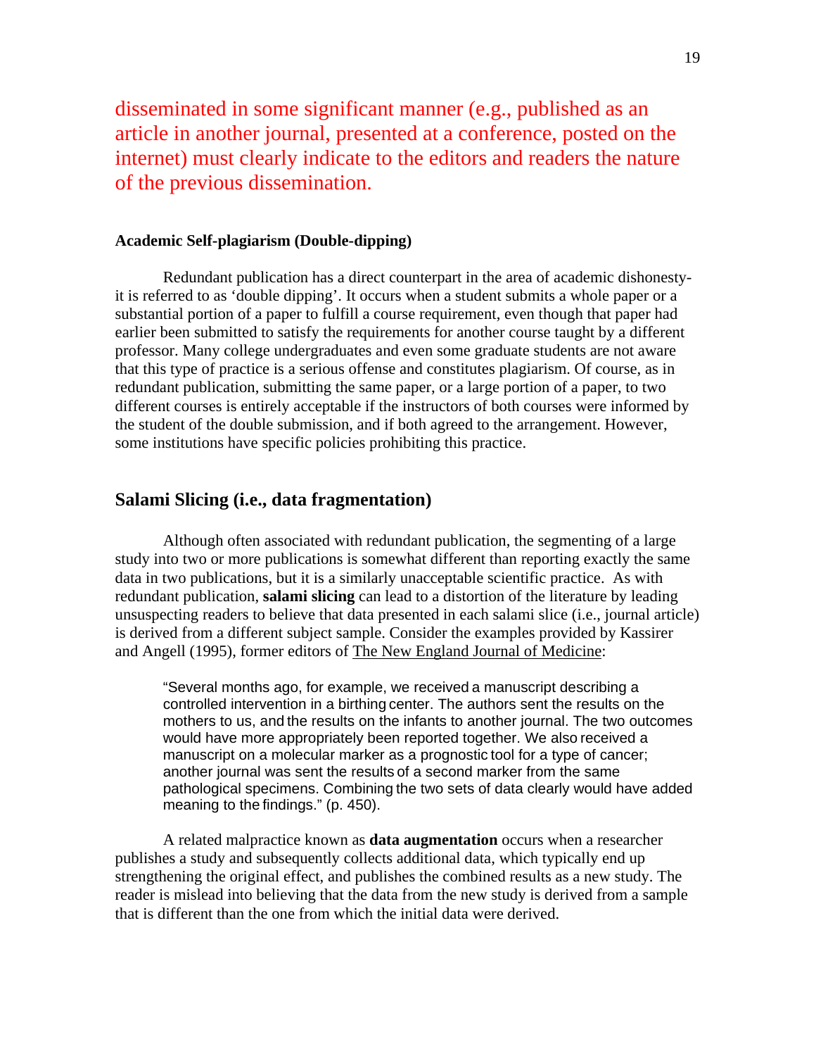disseminated in some significant manner (e.g., published as an article in another journal, presented at a conference, posted on the internet) must clearly indicate to the editors and readers the nature of the previous dissemination.

#### Academic Self-plagiarism (Double-dipping)

Redundant publication has a direct counterpart in the area of academic dishonesty- it is referred to as 'double dipping'. It occurs when a student submits a whole paper or a substantial portion of a paper to fulfill a course requirement, even though that paper had earlier been submitted to satisfy the requirements for another course taught by a different professor. Many college undergraduates and even some graduate students are not aware that this type of practice is a serious offense and constitutes plagiarism. Of course, as in redundant publication, submitting the same paper, or a large portion of a paper, to two different courses is entirely acceptable if the instructors of both courses were informed by the student of the double submission, and if both agreed to the arrangement. However, some institutions have specific policies prohibiting this practice.

### Salami Slicing (i.e., data fragmentation)

Although often associated with redundant publication, the segmenting of a large study into two or more publications is somewhat different than reporting exactly the same data in two publications, but it is a similarly unacceptable scientific practice. As with redundant publication, **salami slicing** can lead to a distortion of the literature by leading unsuspecting readers to believe that data presented in each salami slice (i.e., journal article) is derived from a different subject sample. Consider the examples provided by Kassirer and Angell (1995), former editors of The New England Journal of Medicine:

> "Several months ago, for example, we received a manuscript describing a controlled intervention in a birthing center. The authors sent the results on the mothers to us, and the results on the infants to another journal. The two outcomes would have more appropriately been reported together. We also received a manuscript on a molecular marker as a prognostic tool for a type of cancer; another journal was sent the results of a second marker from the same pathological specimens. Combining the two sets of data clearly would have added meaning to the findings." (p. 450).

A related malpractice known as **data augmentation** occurs when a researcher publishes a study and subsequently collects additional data, which typically end up strengthening the original effect, and publishes the combined results as a new study. The reader is mislead into believing that the data from the new study is derived from a sample that is different than the one from which the initial data were derived.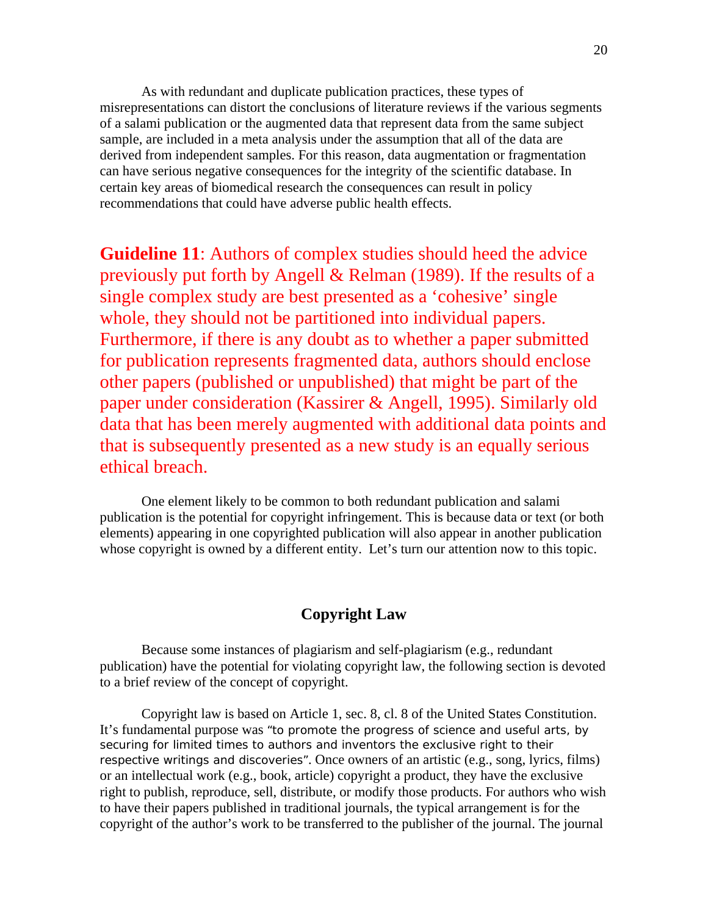As with redundant and duplicate publication practices, these types of misrepresentations can distort the conclusions of literature reviews if the various segments of a salami publication or the augmented data that represent data from the same subject sample, are included in a meta analysis under the assumption that all of the data are derived from independent samples. For this reason, data augmentation or fragmentation can have serious negative consequences for the integrity of the scientific database. In certain key areas of biomedical research the consequences can result in policy recommendations that could have adverse public health effects.

**Guideline 11**: Authors of complex studies should heed the advice previously put forth by Angell & Relman (1989). If the results of a single complex study are best presented as a 'cohesive' single whole, they should not be partitioned into individual papers. Furthermore, if there is any doubt as to whether a paper submitted for publication represents fragmented data, authors should enclose other papers (published or unpublished) that might be part of the paper under consideration (Kassirer & Angell, 1995). Similarly old data that has been merely augmented with additional data points and that is subsequently presented as a new study is an equally serious ethical breach.

One element likely to be common to both redundant publication and salami publication is the potential for copyright infringement. This is because data or text (or both elements) appearing in one copyrighted publication will also appear in another publication whose copyright is owned by a different entity. Let's turn our attention now to this topic.

## Copyright Law

Because some instances of plagiarism and self-plagiarism (e.g., redundant publication) have the potential for violating copyright law, the following section is devoted to a brief review of the concept of copyright.

Copyright law is based on Article 1, sec. 8, cl. 8 of the United States Constitution. It's fundamental purpose was "to promote the progress of science and useful arts, by securing for limited times to authors and inventors the exclusive right to their respective writings and discoveries". Once owners of an artistic (e.g., song, lyrics, films) or an intellectual work (e.g., book, article) copyright a product, they have the exclusive right to publish, reproduce, sell, distribute, or modify those products. For authors who wish to have their papers published in traditional journals, the typical arrangement is for the copyright of the author's work to be transferred to the publisher of the journal. The journal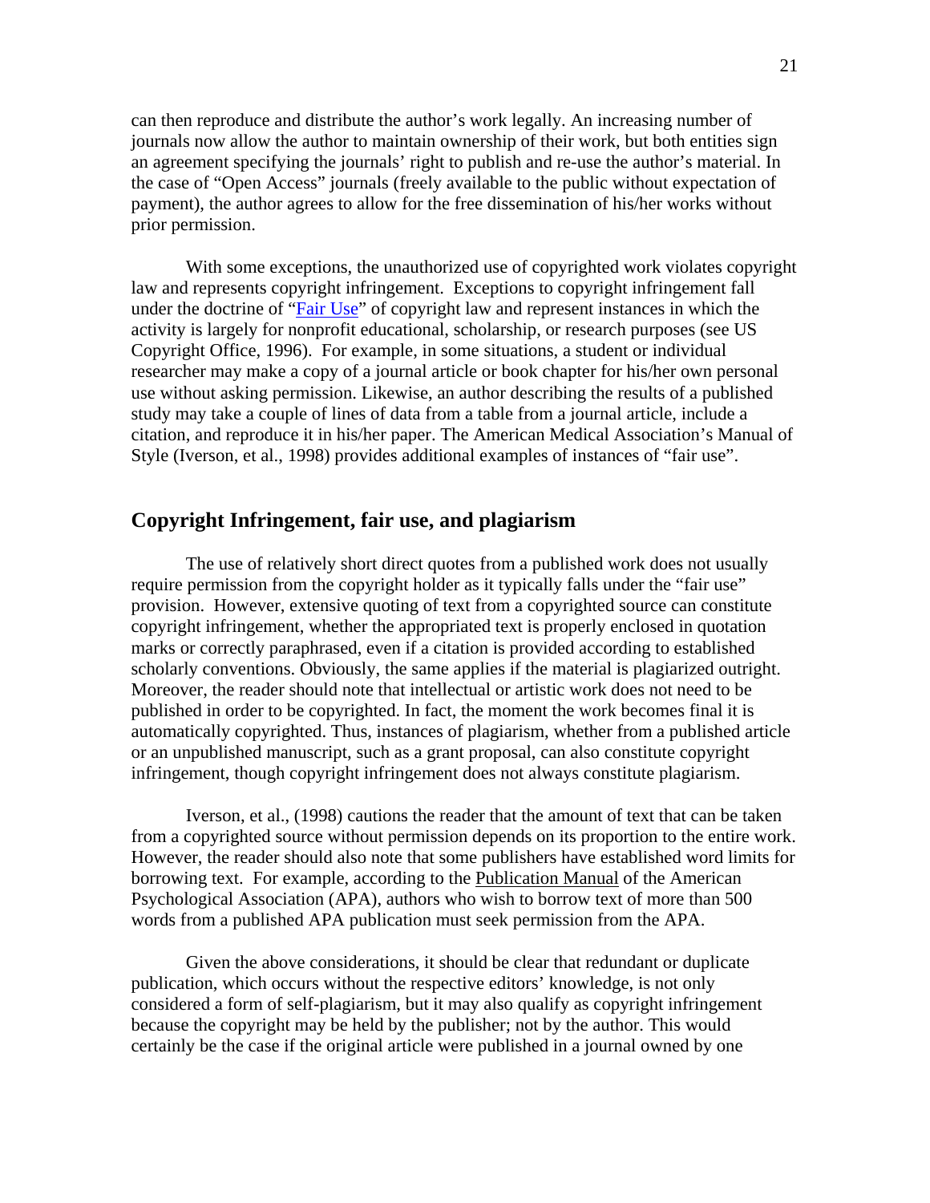can then reproduce and distribute the author's work legally. An increasing number of journals now allow the author to maintain ownership of their work, but both entities sign an agreement specifying the journals' right to publish and re-use the author's material. In the case of "Open Access" journals (freely available to the public without expectation of payment), the author agrees to allow for the free dissemination of his/her works without prior permission.

With some exceptions, the unauthorized use of copyrighted work violates copyright law and represents copyright infringement. Exceptions to copyright infringement fall under the doctrine of "Fair Use" of copyright law and represent instances in which the activity is largely for nonprofit educational, scholarship, or research purposes (see US Copyright Office, 1996). For example, in some situations, a student or individual researcher may make a copy of a journal article or book chapter for his/her own personal use without asking permission. Likewise, an author describing the results of a published study may take a couple of lines of data from a table from a journal article, include a citation, and reproduce it in his/her paper. The American Medical Association's Manual of Style (Iverson, et al., 1998) provides additional examples of instances of "fair use".

## Copyright Infringement, fair use, and plagiarism

The use of relatively short direct quotes from a published work does not usually require permission from the copyright holder as it typically falls under the "fair use" provision. However, extensive quoting of text from a copyrighted source can constitute copyright infringement, whether the appropriated text is properly enclosed in quotation marks or correctly paraphrased, even if a citation is provided according to established scholarly conventions. Obviously, the same applies if the material is plagiarized outright. Moreover, the reader should note that intellectual or artistic work does not need to be published in order to be copyrighted. In fact, the moment the work becomes final it is automatically copyrighted. Thus, instances of plagiarism, whether from a published article or an unpublished manuscript, such as a grant proposal, can also constitute copyright infringement, though copyright infringement does not always constitute plagiarism.

Iverson, et al., (1998) cautions the reader that the amount of text that can be taken from a copyrighted source without permission depends on its proportion to the entire work. However, the reader should also note that some publishers have established word limits for borrowing text. For example, according to the Publication Manual of the American Psychological Association (APA), authors who wish to borrow text of more than 500 words from a published APA publication must seek permission from the APA.

Given the above considerations, it should be clear that redundant or duplicate publication, which occurs without the respective editors' knowledge, is not only considered a form of self-plagiarism, but it may also qualify as copyright infringement because the copyright may be held by the publisher; not by the author. This would certainly be the case if the original article were published in a journal owned by one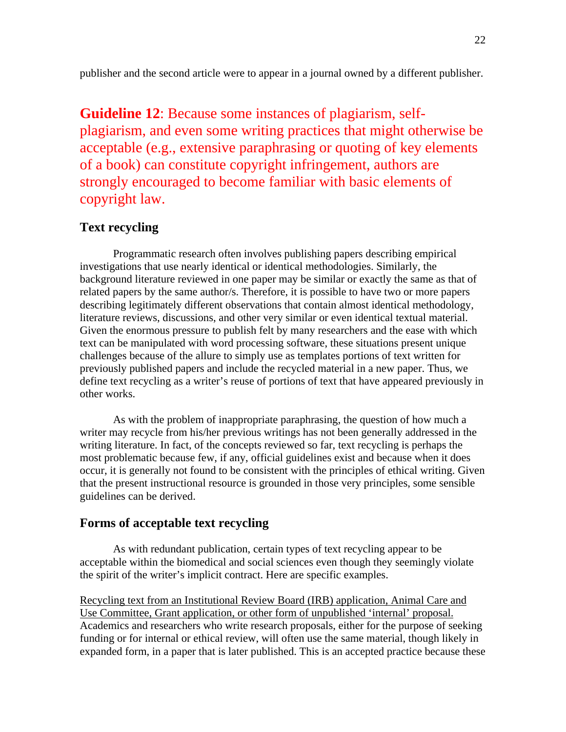publisher and the second article were to appear in a journal owned by a different publisher.

**Guideline 12**: Because some instances of plagiarism, self-plagiarism, and even some writing practices that might otherwise be acceptable (e.g., extensive paraphrasing or quoting of key elements of a book) can constitute copyright infringement, authors are strongly encouraged to become familiar with basic elements of copyright law.

### Text recycling

Programmatic research often involves publishing papers describing empirical investigations that use nearly identical or identical methodologies. Similarly, the background literature reviewed in one paper may be similar or exactly the same as that of related papers by the same author/s. Therefore, it is possible to have two or more papers describing legitimately different observations that contain almost identical methodology, literature reviews, discussions, and other very similar or even identical textual material. Given the enormous pressure to publish felt by many researchers and the ease with which text can be manipulated with word processing software, these situations present unique challenges because of the allure to simply use as templates portions of text written for previously published papers and include the recycled material in a new paper. Thus, we define text recycling as a writer's reuse of portions of text that have appeared previously in other works.

As with the problem of inappropriate paraphrasing, the question of how much a writer may recycle from his/her previous writings has not been generally addressed in the writing literature. In fact, of the concepts reviewed so far, text recycling is perhaps the most problematic because few, if any, official guidelines exist and because when it does occur, it is generally not found to be consistent with the principles of ethical writing. Given that the present instructional resource is grounded in those very principles, some sensible guidelines can be derived.

### Forms of acceptable text recycling

As with redundant publication, certain types of text recycling appear to be acceptable within the biomedical and social sciences even though they seemingly violate the spirit of the writer's implicit contract. Here are specific examples.

<u>Recycling text from an Institutional Review Board (IRB) application, Animal Care and Use Committee, Grant application, or other form of unpublished 'internal' proposal.</u> Academics and researchers who write research proposals, either for the purpose of seeking funding or for internal or ethical review, will often use the same material, though likely in expanded form, in a paper that is later published. This is an accepted practice because these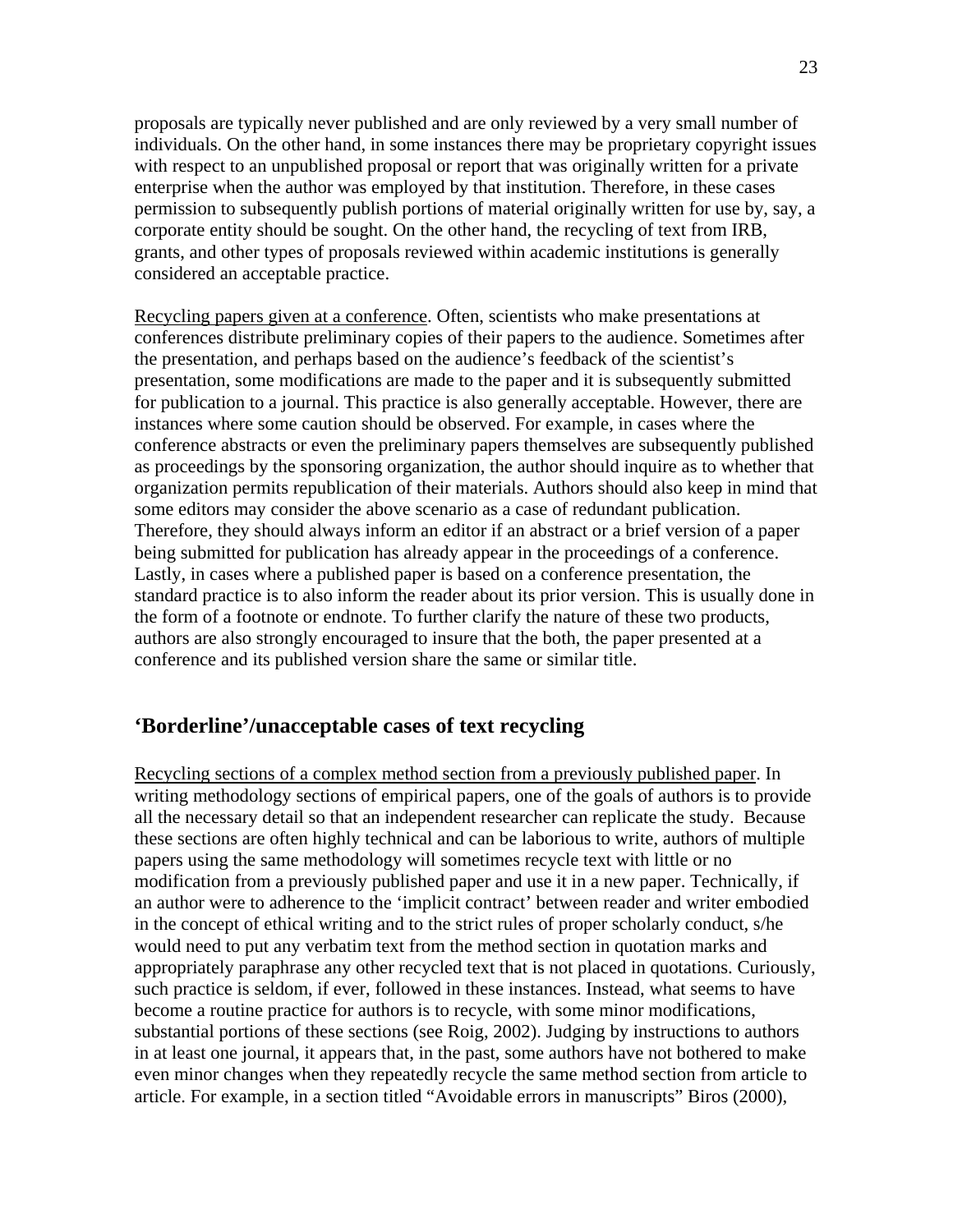proposals are typically never published and are only reviewed by a very small number of individuals. On the other hand, in some instances there may be proprietary copyright issues with respect to an unpublished proposal or report that was originally written for a private enterprise when the author was employed by that institution. Therefore, in these cases permission to subsequently publish portions of material originally written for use by, say, a corporate entity should be sought. On the other hand, the recycling of text from IRB, grants, and other types of proposals reviewed within academic institutions is generally considered an acceptable practice.

<u>Recycling papers given at a conference</u>. Often, scientists who make presentations at conferences distribute preliminary copies of their papers to the audience. Sometimes after the presentation, and perhaps based on the audience's feedback of the scientist's presentation, some modifications are made to the paper and it is subsequently submitted for publication to a journal. This practice is also generally acceptable. However, there are instances where some caution should be observed. For example, in cases where the conference abstracts or even the preliminary papers themselves are subsequently published as proceedings by the sponsoring organization, the author should inquire as to whether that organization permits republication of their materials. Authors should also keep in mind that some editors may consider the above scenario as a case of redundant publication. Therefore, they should always inform an editor if an abstract or a brief version of a paper being submitted for publication has already appear in the proceedings of a conference. Lastly, in cases where a published paper is based on a conference presentation, the standard practice is to also inform the reader about its prior version. This is usually done in the form of a footnote or endnote. To further clarify the nature of these two products, authors are also strongly encouraged to insure that the both, the paper presented at a conference and its published version share the same or similar title.

## 'Borderline'/unacceptable cases of text recycling

<u>Recycling sections of a complex method section from a previously published paper</u>. In writing methodology sections of empirical papers, one of the goals of authors is to provide all the necessary detail so that an independent researcher can replicate the study. Because these sections are often highly technical and can be laborious to write, authors of multiple papers using the same methodology will sometimes recycle text with little or no modification from a previously published paper and use it in a new paper. Technically, if an author were to adherence to the 'implicit contract' between reader and writer embodied in the concept of ethical writing and to the strict rules of proper scholarly conduct, s/he would need to put any verbatim text from the method section in quotation marks and appropriately paraphrase any other recycled text that is not placed in quotations. Curiously, such practice is seldom, if ever, followed in these instances. Instead, what seems to have become a routine practice for authors is to recycle, with some minor modifications, substantial portions of these sections (see Roig, 2002). Judging by instructions to authors in at least one journal, it appears that, in the past, some authors have not bothered to make even minor changes when they repeatedly recycle the same method section from article to article. For example, in a section titled "Avoidable errors in manuscripts" Biros (2000),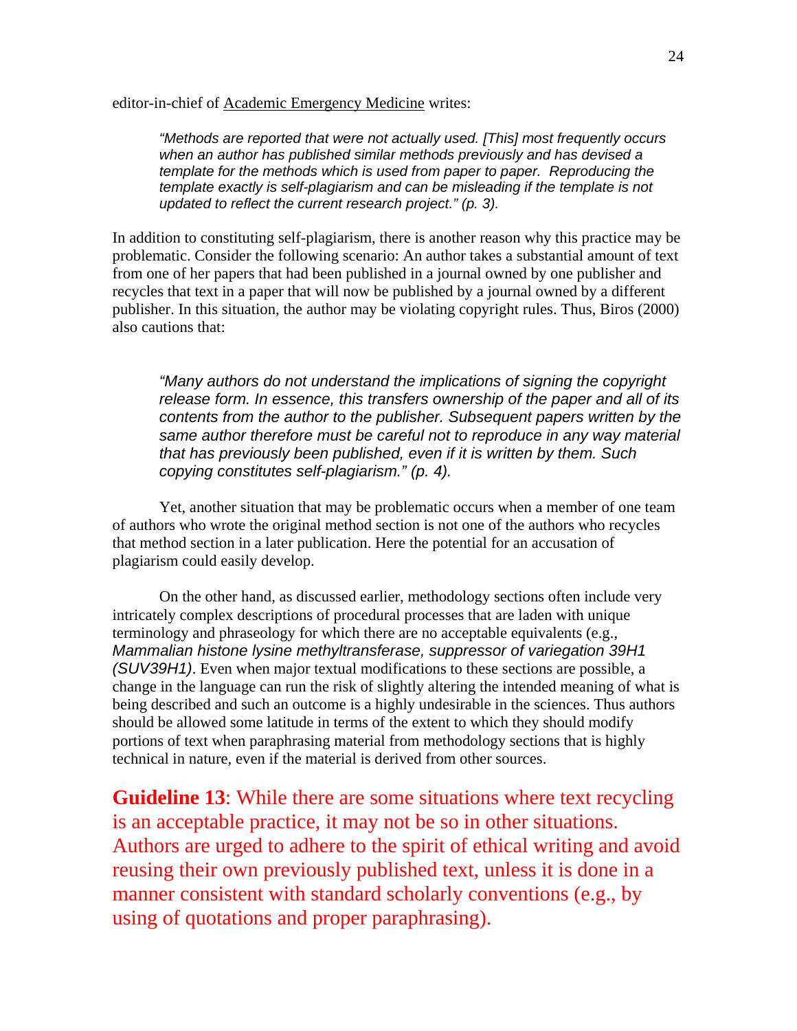editor-in-chief of Academic Emergency Medicine writes:

> *"Methods are reported that were not actually used. [This] most frequently occurs when an author has published similar methods previously and has devised a template for the methods which is used from paper to paper. Reproducing the template exactly is self-plagiarism and can be misleading if the template is not updated to reflect the current research project." (p. 3).*

In addition to constituting self-plagiarism, there is another reason why this practice may be problematic. Consider the following scenario: An author takes a substantial amount of text from one of her papers that had been published in a journal owned by one publisher and recycles that text in a paper that will now be published by a journal owned by a different publisher. In this situation, the author may be violating copyright rules. Thus, Biros (2000) also cautions that:

> *"Many authors do not understand the implications of signing the copyright release form. In essence, this transfers ownership of the paper and all of its contents from the author to the publisher. Subsequent papers written by the same author therefore must be careful not to reproduce in any way material that has previously been published, even if it is written by them. Such copying constitutes self-plagiarism." (p. 4).*

Yet, another situation that may be problematic occurs when a member of one team of authors who wrote the original method section is not one of the authors who recycles that method section in a later publication. Here the potential for an accusation of plagiarism could easily develop.

On the other hand, as discussed earlier, methodology sections often include very intricately complex descriptions of procedural processes that are laden with unique terminology and phraseology for which there are no acceptable equivalents (e.g., *Mammalian histone lysine methyltransferase, suppressor of variegation 39H1 (SUV39H1)*. Even when major textual modifications to these sections are possible, a change in the language can run the risk of slightly altering the intended meaning of what is being described and such an outcome is a highly undesirable in the sciences. Thus authors should be allowed some latitude in terms of the extent to which they should modify portions of text when paraphrasing material from methodology sections that is highly technical in nature, even if the material is derived from other sources.

**Guideline 13**: While there are some situations where text recycling is an acceptable practice, it may not be so in other situations. Authors are urged to adhere to the spirit of ethical writing and avoid reusing their own previously published text, unless it is done in a manner consistent with standard scholarly conventions (e.g., by using of quotations and proper paraphrasing).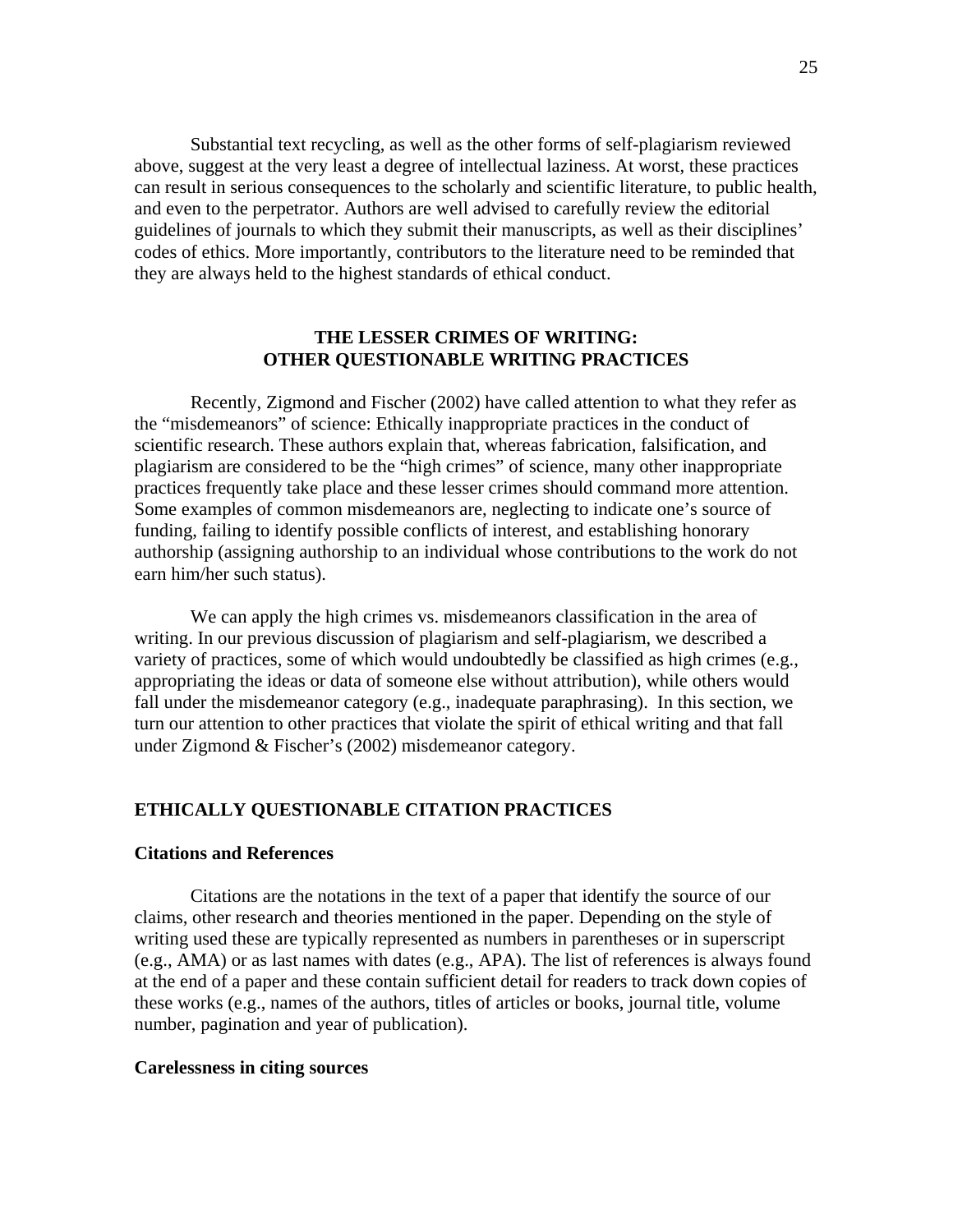Substantial text recycling, as well as the other forms of self-plagiarism reviewed above, suggest at the very least a degree of intellectual laziness. At worst, these practices can result in serious consequences to the scholarly and scientific literature, to public health, and even to the perpetrator. Authors are well advised to carefully review the editorial guidelines of journals to which they submit their manuscripts, as well as their disciplines' codes of ethics. More importantly, contributors to the literature need to be reminded that they are always held to the highest standards of ethical conduct.

## THE LESSER CRIMES OF WRITING: OTHER QUESTIONABLE WRITING PRACTICES

Recently, Zigmond and Fischer (2002) have called attention to what they refer as the "misdemeanors" of science: Ethically inappropriate practices in the conduct of scientific research. These authors explain that, whereas fabrication, falsification, and plagiarism are considered to be the "high crimes" of science, many other inappropriate practices frequently take place and these lesser crimes should command more attention. Some examples of common misdemeanors are, neglecting to indicate one's source of funding, failing to identify possible conflicts of interest, and establishing honorary authorship (assigning authorship to an individual whose contributions to the work do not earn him/her such status).

We can apply the high crimes vs. misdemeanors classification in the area of writing. In our previous discussion of plagiarism and self-plagiarism, we described a variety of practices, some of which would undoubtedly be classified as high crimes (e.g., appropriating the ideas or data of someone else without attribution), while others would fall under the misdemeanor category (e.g., inadequate paraphrasing). In this section, we turn our attention to other practices that violate the spirit of ethical writing and that fall under Zigmond & Fischer's (2002) misdemeanor category.

## ETHICALLY QUESTIONABLE CITATION PRACTICES

### Citations and References

Citations are the notations in the text of a paper that identify the source of our claims, other research and theories mentioned in the paper. Depending on the style of writing used these are typically represented as numbers in parentheses or in superscript (e.g., AMA) or as last names with dates (e.g., APA). The list of references is always found at the end of a paper and these contain sufficient detail for readers to track down copies of these works (e.g., names of the authors, titles of articles or books, journal title, volume number, pagination and year of publication).

### Carelessness in citing sources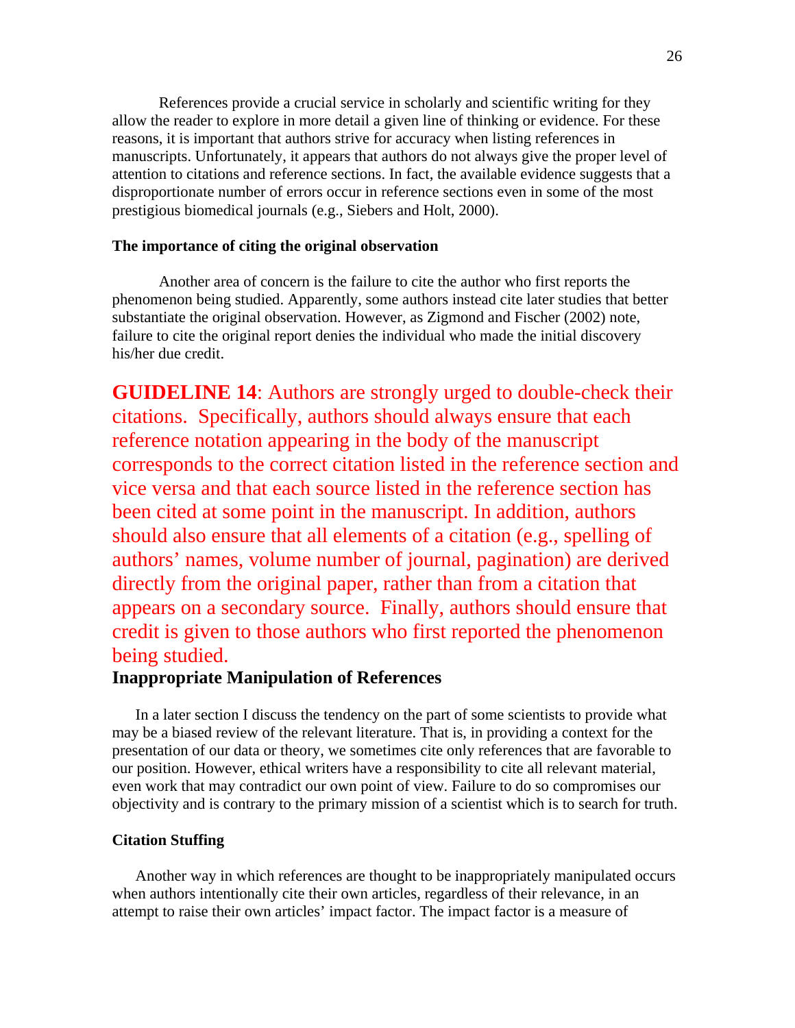References provide a crucial service in scholarly and scientific writing for they allow the reader to explore in more detail a given line of thinking or evidence. For these reasons, it is important that authors strive for accuracy when listing references in manuscripts. Unfortunately, it appears that authors do not always give the proper level of attention to citations and reference sections. In fact, the available evidence suggests that a disproportionate number of errors occur in reference sections even in some of the most prestigious biomedical journals (e.g., Siebers and Holt, 2000).

#### The importance of citing the original observation

Another area of concern is the failure to cite the author who first reports the phenomenon being studied. Apparently, some authors instead cite later studies that better substantiate the original observation. However, as Zigmond and Fischer (2002) note, failure to cite the original report denies the individual who made the initial discovery his/her due credit.

**GUIDELINE 14**: Authors are strongly urged to double-check their citations. Specifically, authors should always ensure that each reference notation appearing in the body of the manuscript corresponds to the correct citation listed in the reference section and vice versa and that each source listed in the reference section has been cited at some point in the manuscript. In addition, authors should also ensure that all elements of a citation (e.g., spelling of authors' names, volume number of journal, pagination) are derived directly from the original paper, rather than from a citation that appears on a secondary source. Finally, authors should ensure that credit is given to those authors who first reported the phenomenon being studied.

### Inappropriate Manipulation of References

In a later section I discuss the tendency on the part of some scientists to provide what may be a biased review of the relevant literature. That is, in providing a context for the presentation of our data or theory, we sometimes cite only references that are favorable to our position. However, ethical writers have a responsibility to cite all relevant material, even work that may contradict our own point of view. Failure to do so compromises our objectivity and is contrary to the primary mission of a scientist which is to search for truth.

#### Citation Stuffing

Another way in which references are thought to be inappropriately manipulated occurs when authors intentionally cite their own articles, regardless of their relevance, in an attempt to raise their own articles' impact factor. The impact factor is a measure of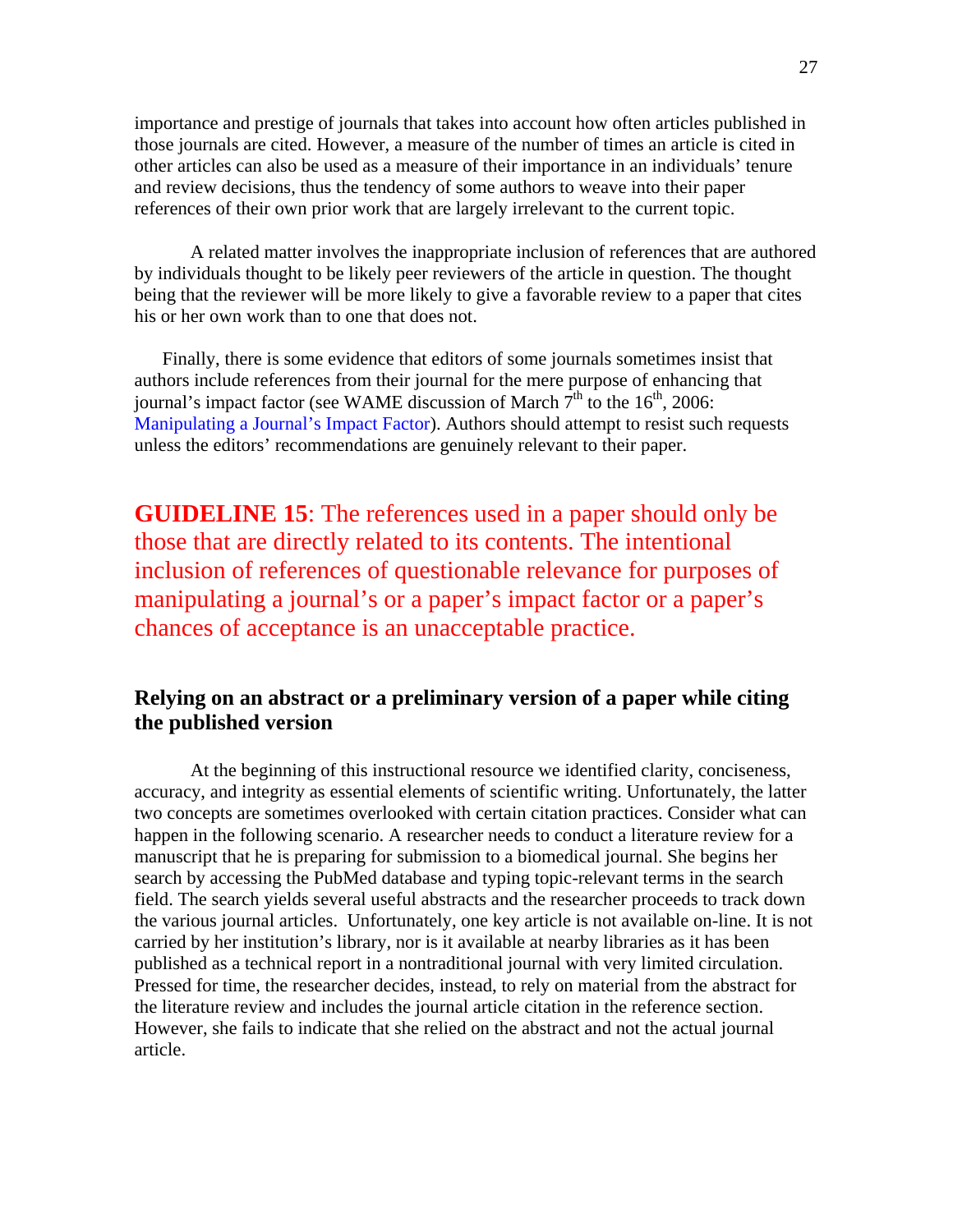importance and prestige of journals that takes into account how often articles published in those journals are cited. However, a measure of the number of times an article is cited in other articles can also be used as a measure of their importance in an individuals' tenure and review decisions, thus the tendency of some authors to weave into their paper references of their own prior work that are largely irrelevant to the current topic.

A related matter involves the inappropriate inclusion of references that are authored by individuals thought to be likely peer reviewers of the article in question. The thought being that the reviewer will be more likely to give a favorable review to a paper that cites his or her own work than to one that does not.

Finally, there is some evidence that editors of some journals sometimes insist that authors include references from their journal for the mere purpose of enhancing that journal's impact factor (see WAME discussion of March 7th to the 16th, 2006: Manipulating a Journal's Impact Factor). Authors should attempt to resist such requests unless the editors' recommendations are genuinely relevant to their paper.

**GUIDELINE 15**: The references used in a paper should only be those that are directly related to its contents. The intentional inclusion of references of questionable relevance for purposes of manipulating a journal's or a paper's impact factor or a paper's chances of acceptance is an unacceptable practice.

### Relying on an abstract or a preliminary version of a paper while citing the published version

At the beginning of this instructional resource we identified clarity, conciseness, accuracy, and integrity as essential elements of scientific writing. Unfortunately, the latter two concepts are sometimes overlooked with certain citation practices. Consider what can happen in the following scenario. A researcher needs to conduct a literature review for a manuscript that he is preparing for submission to a biomedical journal. She begins her search by accessing the PubMed database and typing topic-relevant terms in the search field. The search yields several useful abstracts and the researcher proceeds to track down the various journal articles. Unfortunately, one key article is not available on-line. It is not carried by her institution's library, nor is it available at nearby libraries as it has been published as a technical report in a nontraditional journal with very limited circulation. Pressed for time, the researcher decides, instead, to rely on material from the abstract for the literature review and includes the journal article citation in the reference section. However, she fails to indicate that she relied on the abstract and not the actual journal article.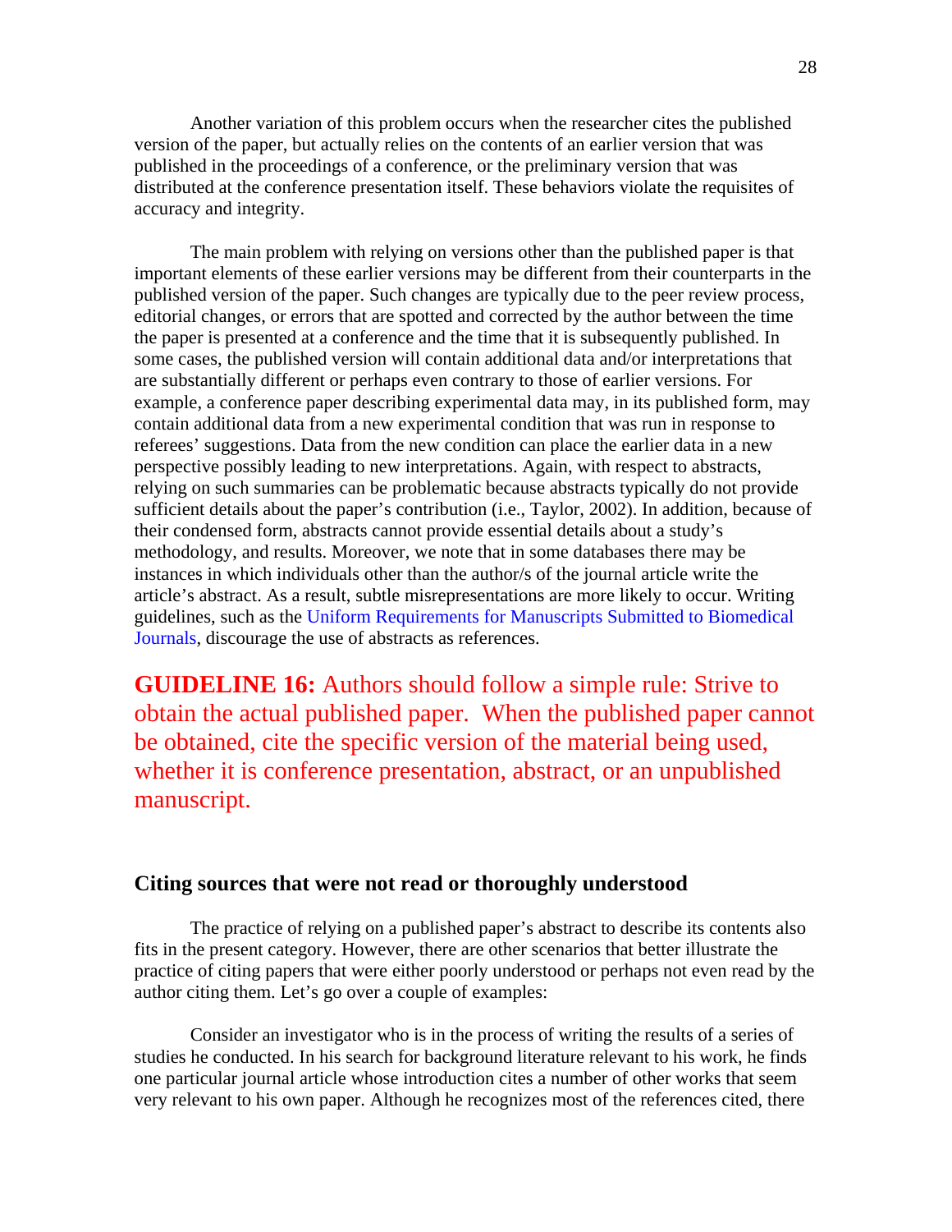Another variation of this problem occurs when the researcher cites the published version of the paper, but actually relies on the contents of an earlier version that was published in the proceedings of a conference, or the preliminary version that was distributed at the conference presentation itself. These behaviors violate the requisites of accuracy and integrity.

The main problem with relying on versions other than the published paper is that important elements of these earlier versions may be different from their counterparts in the published version of the paper. Such changes are typically due to the peer review process, editorial changes, or errors that are spotted and corrected by the author between the time the paper is presented at a conference and the time that it is subsequently published. In some cases, the published version will contain additional data and/or interpretations that are substantially different or perhaps even contrary to those of earlier versions. For example, a conference paper describing experimental data may, in its published form, may contain additional data from a new experimental condition that was run in response to referees' suggestions. Data from the new condition can place the earlier data in a new perspective possibly leading to new interpretations. Again, with respect to abstracts, relying on such summaries can be problematic because abstracts typically do not provide sufficient details about the paper's contribution (i.e., Taylor, 2002). In addition, because of their condensed form, abstracts cannot provide essential details about a study's methodology, and results. Moreover, we note that in some databases there may be instances in which individuals other than the author/s of the journal article write the article's abstract. As a result, subtle misrepresentations are more likely to occur. Writing guidelines, such as the Uniform Requirements for Manuscripts Submitted to Biomedical Journals, discourage the use of abstracts as references.

**GUIDELINE 16:** Authors should follow a simple rule: Strive to obtain the actual published paper. When the published paper cannot be obtained, cite the specific version of the material being used, whether it is conference presentation, abstract, or an unpublished manuscript.

### Citing sources that were not read or thoroughly understood

The practice of relying on a published paper's abstract to describe its contents also fits in the present category. However, there are other scenarios that better illustrate the practice of citing papers that were either poorly understood or perhaps not even read by the author citing them. Let's go over a couple of examples:

Consider an investigator who is in the process of writing the results of a series of studies he conducted. In his search for background literature relevant to his work, he finds one particular journal article whose introduction cites a number of other works that seem very relevant to his own paper. Although he recognizes most of the references cited, there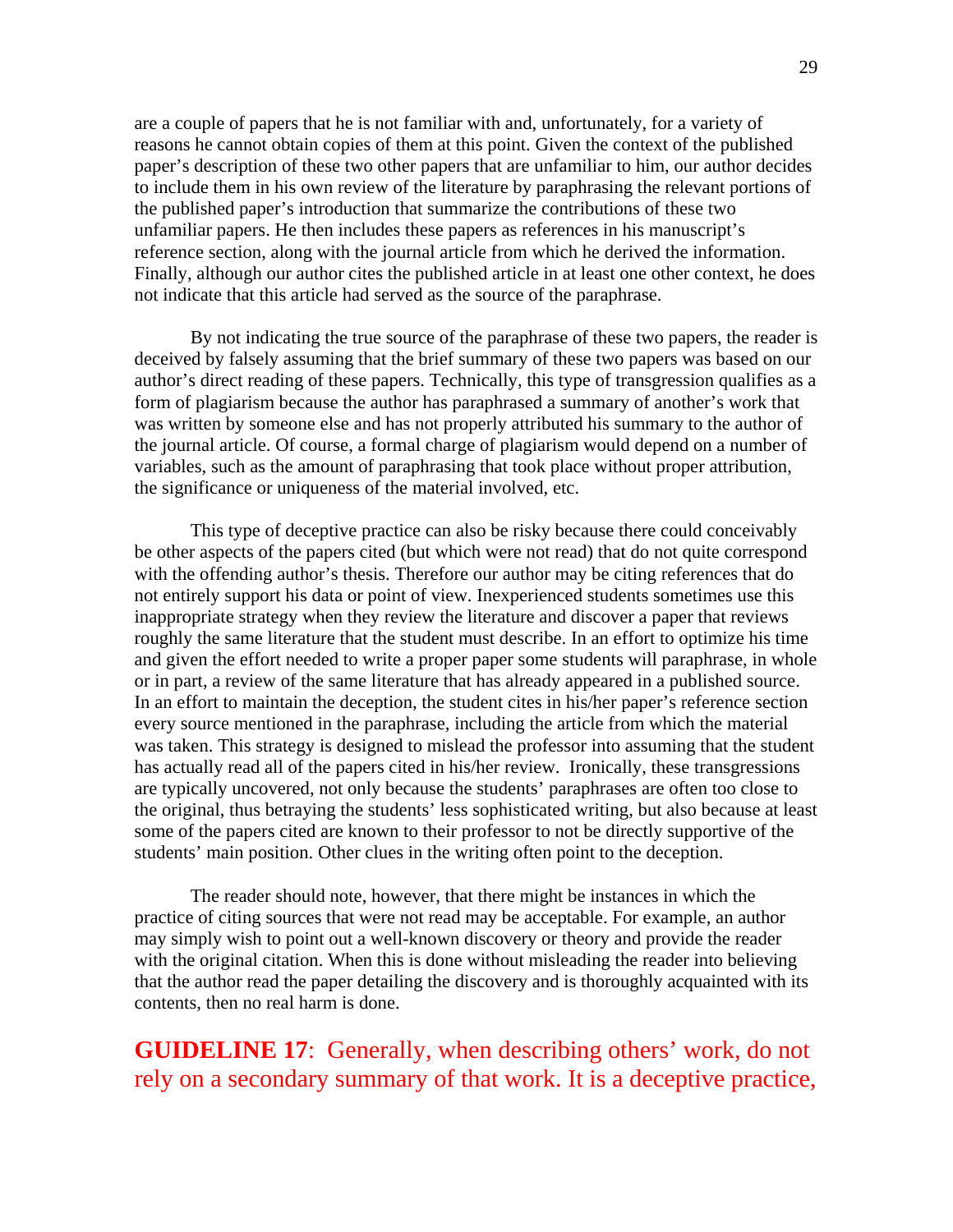are a couple of papers that he is not familiar with and, unfortunately, for a variety of reasons he cannot obtain copies of them at this point. Given the context of the published paper's description of these two other papers that are unfamiliar to him, our author decides to include them in his own review of the literature by paraphrasing the relevant portions of the published paper's introduction that summarize the contributions of these two unfamiliar papers. He then includes these papers as references in his manuscript's reference section, along with the journal article from which he derived the information. Finally, although our author cites the published article in at least one other context, he does not indicate that this article had served as the source of the paraphrase.

By not indicating the true source of the paraphrase of these two papers, the reader is deceived by falsely assuming that the brief summary of these two papers was based on our author's direct reading of these papers. Technically, this type of transgression qualifies as a form of plagiarism because the author has paraphrased a summary of another's work that was written by someone else and has not properly attributed his summary to the author of the journal article. Of course, a formal charge of plagiarism would depend on a number of variables, such as the amount of paraphrasing that took place without proper attribution, the significance or uniqueness of the material involved, etc.

This type of deceptive practice can also be risky because there could conceivably be other aspects of the papers cited (but which were not read) that do not quite correspond with the offending author's thesis. Therefore our author may be citing references that do not entirely support his data or point of view. Inexperienced students sometimes use this inappropriate strategy when they review the literature and discover a paper that reviews roughly the same literature that the student must describe. In an effort to optimize his time and given the effort needed to write a proper paper some students will paraphrase, in whole or in part, a review of the same literature that has already appeared in a published source. In an effort to maintain the deception, the student cites in his/her paper's reference section every source mentioned in the paraphrase, including the article from which the material was taken. This strategy is designed to mislead the professor into assuming that the student has actually read all of the papers cited in his/her review. Ironically, these transgressions are typically uncovered, not only because the students' paraphrases are often too close to the original, thus betraying the students' less sophisticated writing, but also because at least some of the papers cited are known to their professor to not be directly supportive of the students' main position. Other clues in the writing often point to the deception.

The reader should note, however, that there might be instances in which the practice of citing sources that were not read may be acceptable. For example, an author may simply wish to point out a well-known discovery or theory and provide the reader with the original citation. When this is done without misleading the reader into believing that the author read the paper detailing the discovery and is thoroughly acquainted with its contents, then no real harm is done.

**GUIDELINE 17**: Generally, when describing others' work, do not rely on a secondary summary of that work. It is a deceptive practice,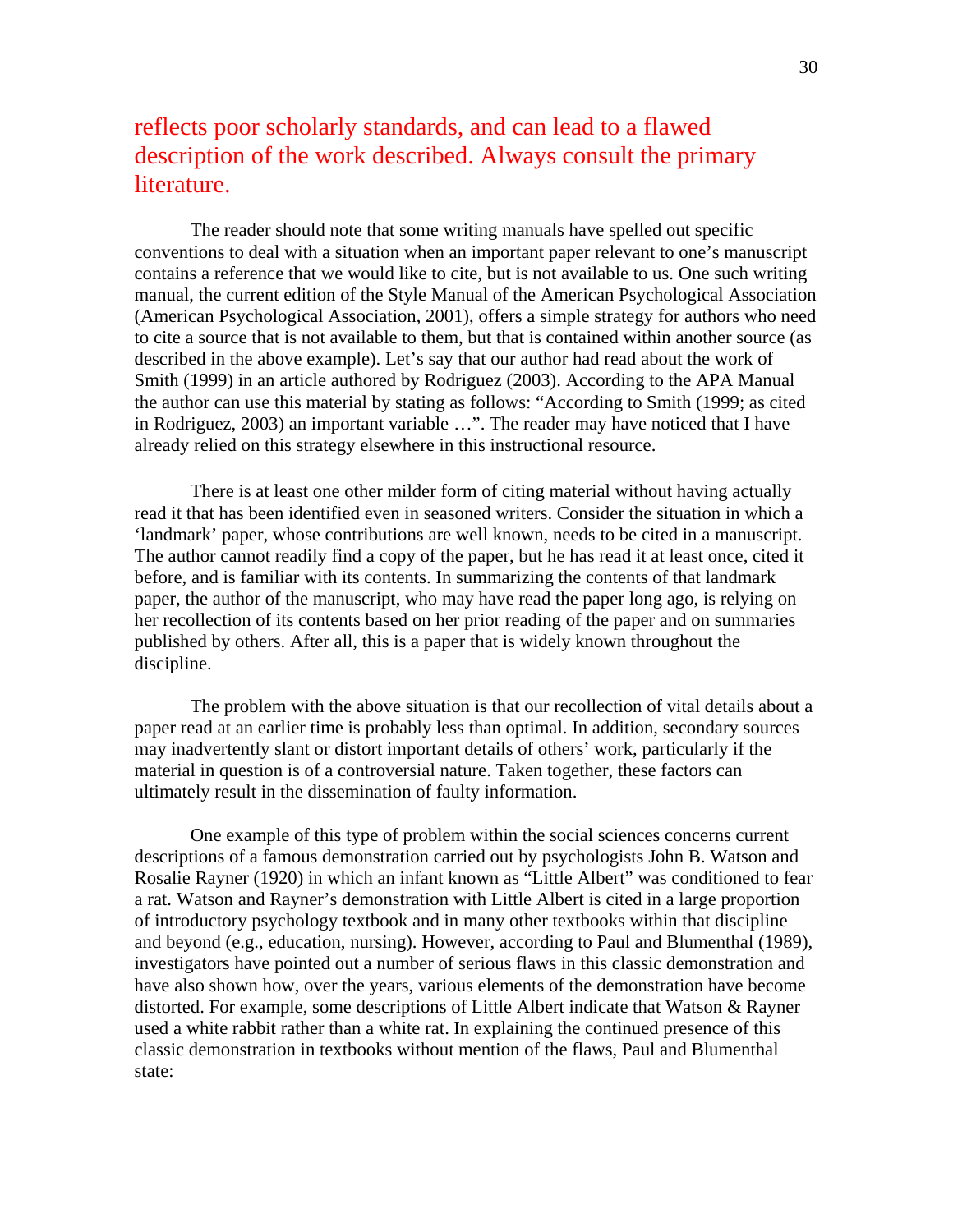reflects poor scholarly standards, and can lead to a flawed description of the work described. Always consult the primary literature.

The reader should note that some writing manuals have spelled out specific conventions to deal with a situation when an important paper relevant to one's manuscript contains a reference that we would like to cite, but is not available to us. One such writing manual, the current edition of the Style Manual of the American Psychological Association (American Psychological Association, 2001), offers a simple strategy for authors who need to cite a source that is not available to them, but that is contained within another source (as described in the above example). Let's say that our author had read about the work of Smith (1999) in an article authored by Rodriguez (2003). According to the APA Manual the author can use this material by stating as follows: "According to Smith (1999; as cited in Rodriguez, 2003) an important variable …". The reader may have noticed that I have already relied on this strategy elsewhere in this instructional resource.

There is at least one other milder form of citing material without having actually read it that has been identified even in seasoned writers. Consider the situation in which a 'landmark' paper, whose contributions are well known, needs to be cited in a manuscript. The author cannot readily find a copy of the paper, but he has read it at least once, cited it before, and is familiar with its contents. In summarizing the contents of that landmark paper, the author of the manuscript, who may have read the paper long ago, is relying on her recollection of its contents based on her prior reading of the paper and on summaries published by others. After all, this is a paper that is widely known throughout the discipline.

The problem with the above situation is that our recollection of vital details about a paper read at an earlier time is probably less than optimal. In addition, secondary sources may inadvertently slant or distort important details of others' work, particularly if the material in question is of a controversial nature. Taken together, these factors can ultimately result in the dissemination of faulty information.

One example of this type of problem within the social sciences concerns current descriptions of a famous demonstration carried out by psychologists John B. Watson and Rosalie Rayner (1920) in which an infant known as "Little Albert" was conditioned to fear a rat. Watson and Rayner's demonstration with Little Albert is cited in a large proportion of introductory psychology textbook and in many other textbooks within that discipline and beyond (e.g., education, nursing). However, according to Paul and Blumenthal (1989), investigators have pointed out a number of serious flaws in this classic demonstration and have also shown how, over the years, various elements of the demonstration have become distorted. For example, some descriptions of Little Albert indicate that Watson & Rayner used a white rabbit rather than a white rat. In explaining the continued presence of this classic demonstration in textbooks without mention of the flaws, Paul and Blumenthal state: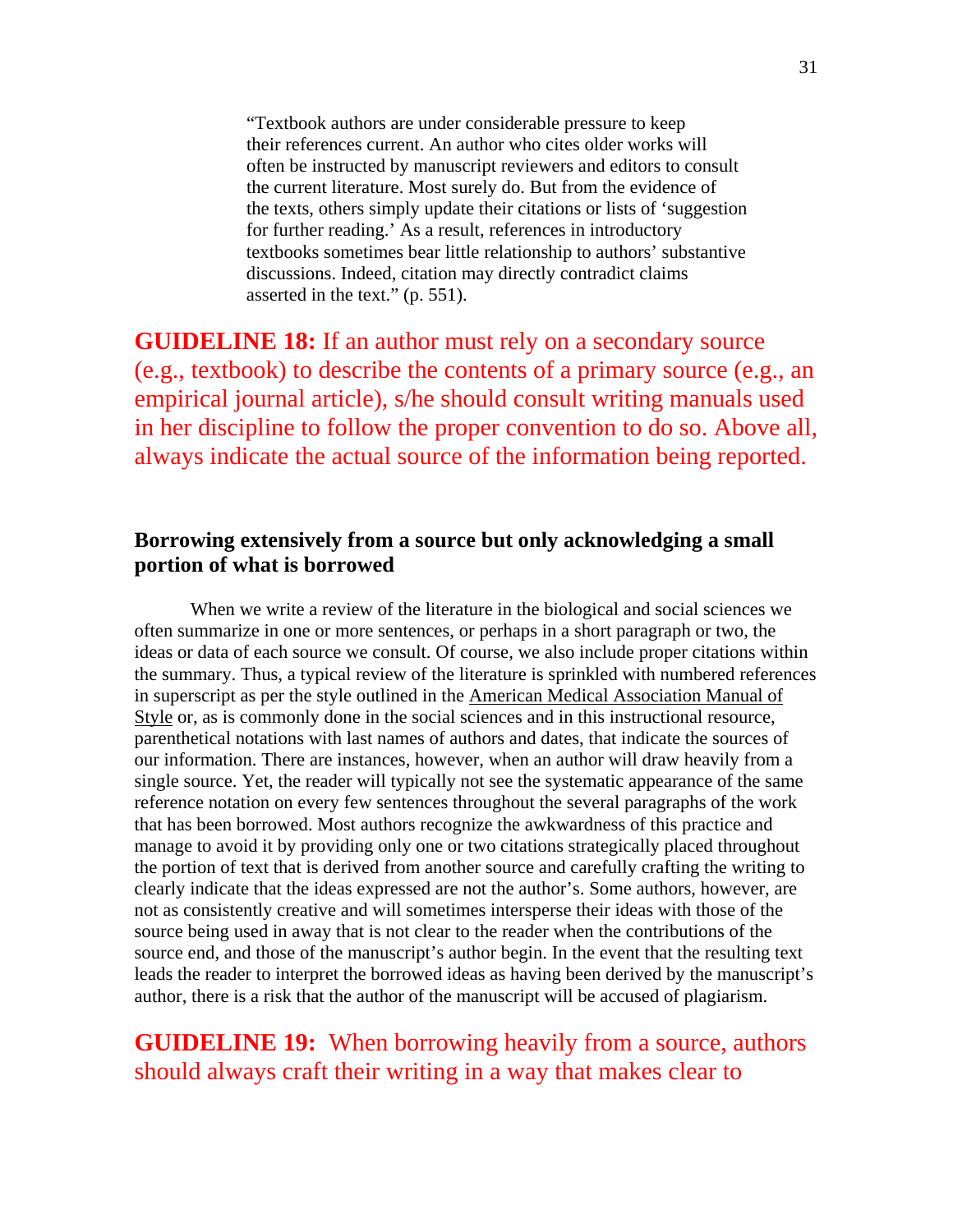> "Textbook authors are under considerable pressure to keep their references current. An author who cites older works will often be instructed by manuscript reviewers and editors to consult the current literature. Most surely do. But from the evidence of the texts, others simply update their citations or lists of 'suggestion for further reading.' As a result, references in introductory textbooks sometimes bear little relationship to authors' substantive discussions. Indeed, citation may directly contradict claims asserted in the text." (p. 551).

**GUIDELINE 18:** If an author must rely on a secondary source (e.g., textbook) to describe the contents of a primary source (e.g., an empirical journal article), s/he should consult writing manuals used in her discipline to follow the proper convention to do so. Above all, always indicate the actual source of the information being reported.

### Borrowing extensively from a source but only acknowledging a small portion of what is borrowed

When we write a review of the literature in the biological and social sciences we often summarize in one or more sentences, or perhaps in a short paragraph or two, the ideas or data of each source we consult. Of course, we also include proper citations within the summary. Thus, a typical review of the literature is sprinkled with numbered references in superscript as per the style outlined in the American Medical Association Manual of Style or, as is commonly done in the social sciences and in this instructional resource, parenthetical notations with last names of authors and dates, that indicate the sources of our information. There are instances, however, when an author will draw heavily from a single source. Yet, the reader will typically not see the systematic appearance of the same reference notation on every few sentences throughout the several paragraphs of the work that has been borrowed. Most authors recognize the awkwardness of this practice and manage to avoid it by providing only one or two citations strategically placed throughout the portion of text that is derived from another source and carefully crafting the writing to clearly indicate that the ideas expressed are not the author's. Some authors, however, are not as consistently creative and will sometimes intersperse their ideas with those of the source being used in away that is not clear to the reader when the contributions of the source end, and those of the manuscript's author begin. In the event that the resulting text leads the reader to interpret the borrowed ideas as having been derived by the manuscript's author, there is a risk that the author of the manuscript will be accused of plagiarism.

**GUIDELINE 19:** When borrowing heavily from a source, authors should always craft their writing in a way that makes clear to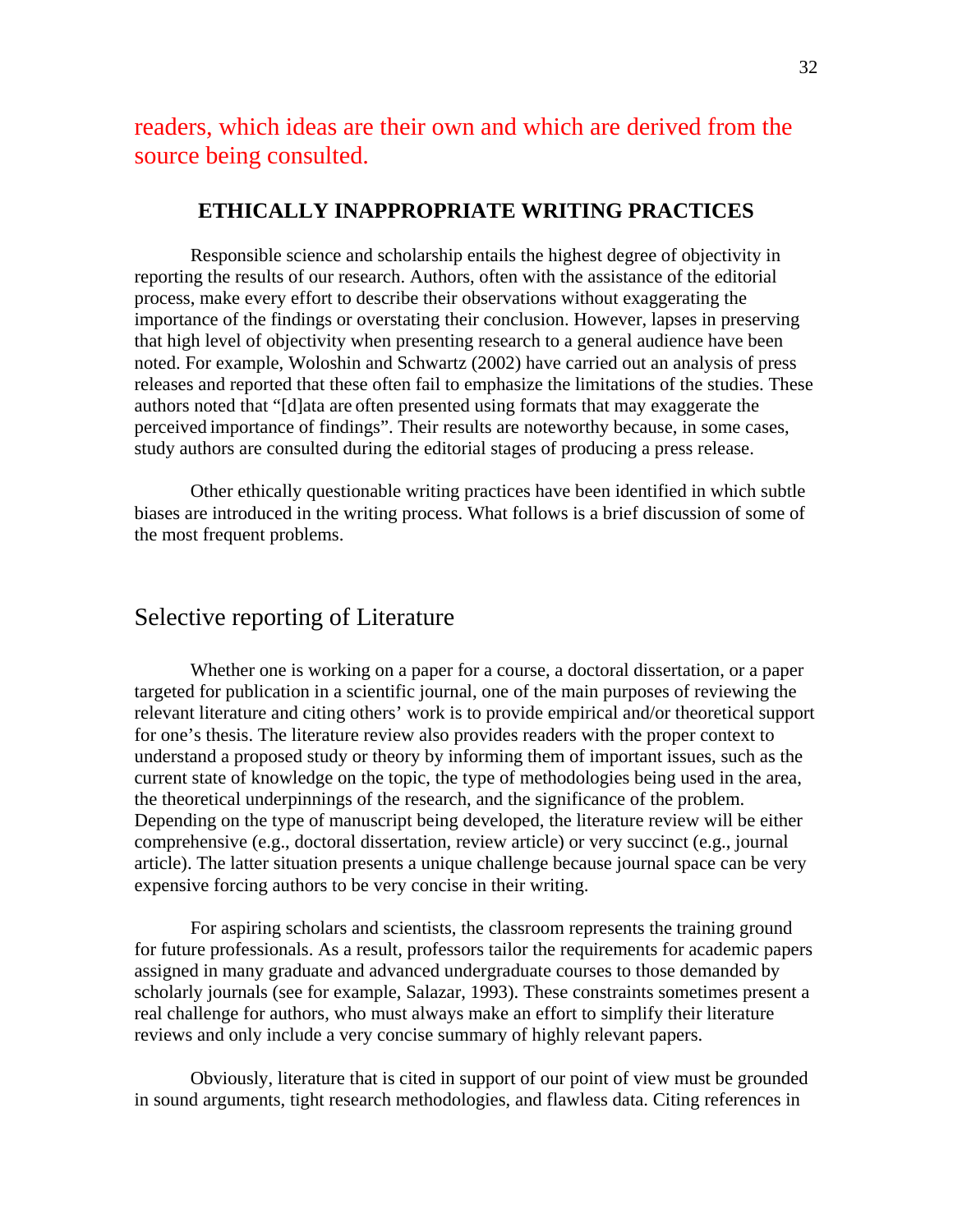readers, which ideas are their own and which are derived from the source being consulted.

## ETHICALLY INAPPROPRIATE WRITING PRACTICES

Responsible science and scholarship entails the highest degree of objectivity in reporting the results of our research. Authors, often with the assistance of the editorial process, make every effort to describe their observations without exaggerating the importance of the findings or overstating their conclusion. However, lapses in preserving that high level of objectivity when presenting research to a general audience have been noted. For example, Woloshin and Schwartz (2002) have carried out an analysis of press releases and reported that these often fail to emphasize the limitations of the studies. These authors noted that "[d]ata are often presented using formats that may exaggerate the perceived importance of findings". Their results are noteworthy because, in some cases, study authors are consulted during the editorial stages of producing a press release.

Other ethically questionable writing practices have been identified in which subtle biases are introduced in the writing process. What follows is a brief discussion of some of the most frequent problems.

### Selective reporting of Literature

Whether one is working on a paper for a course, a doctoral dissertation, or a paper targeted for publication in a scientific journal, one of the main purposes of reviewing the relevant literature and citing others' work is to provide empirical and/or theoretical support for one's thesis. The literature review also provides readers with the proper context to understand a proposed study or theory by informing them of important issues, such as the current state of knowledge on the topic, the type of methodologies being used in the area, the theoretical underpinnings of the research, and the significance of the problem. Depending on the type of manuscript being developed, the literature review will be either comprehensive (e.g., doctoral dissertation, review article) or very succinct (e.g., journal article). The latter situation presents a unique challenge because journal space can be very expensive forcing authors to be very concise in their writing.

For aspiring scholars and scientists, the classroom represents the training ground for future professionals. As a result, professors tailor the requirements for academic papers assigned in many graduate and advanced undergraduate courses to those demanded by scholarly journals (see for example, Salazar, 1993). These constraints sometimes present a real challenge for authors, who must always make an effort to simplify their literature reviews and only include a very concise summary of highly relevant papers.

Obviously, literature that is cited in support of our point of view must be grounded in sound arguments, tight research methodologies, and flawless data. Citing references in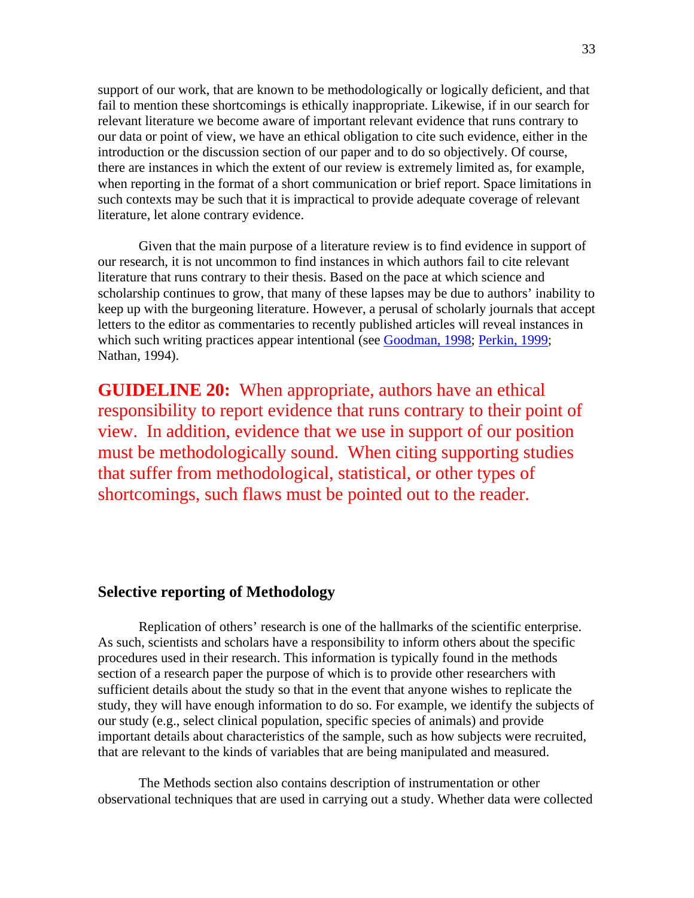support of our work, that are known to be methodologically or logically deficient, and that fail to mention these shortcomings is ethically inappropriate. Likewise, if in our search for relevant literature we become aware of important relevant evidence that runs contrary to our data or point of view, we have an ethical obligation to cite such evidence, either in the introduction or the discussion section of our paper and to do so objectively. Of course, there are instances in which the extent of our review is extremely limited as, for example, when reporting in the format of a short communication or brief report. Space limitations in such contexts may be such that it is impractical to provide adequate coverage of relevant literature, let alone contrary evidence.

Given that the main purpose of a literature review is to find evidence in support of our research, it is not uncommon to find instances in which authors fail to cite relevant literature that runs contrary to their thesis. Based on the pace at which science and scholarship continues to grow, that many of these lapses may be due to authors' inability to keep up with the burgeoning literature. However, a perusal of scholarly journals that accept letters to the editor as commentaries to recently published articles will reveal instances in which such writing practices appear intentional (see Goodman, 1998; Perkin, 1999; Nathan, 1994).

**GUIDELINE 20:** When appropriate, authors have an ethical responsibility to report evidence that runs contrary to their point of view. In addition, evidence that we use in support of our position must be methodologically sound. When citing supporting studies that suffer from methodological, statistical, or other types of shortcomings, such flaws must be pointed out to the reader.

## Selective reporting of Methodology

Replication of others' research is one of the hallmarks of the scientific enterprise. As such, scientists and scholars have a responsibility to inform others about the specific procedures used in their research. This information is typically found in the methods section of a research paper the purpose of which is to provide other researchers with sufficient details about the study so that in the event that anyone wishes to replicate the study, they will have enough information to do so. For example, we identify the subjects of our study (e.g., select clinical population, specific species of animals) and provide important details about characteristics of the sample, such as how subjects were recruited, that are relevant to the kinds of variables that are being manipulated and measured.

The Methods section also contains description of instrumentation or other observational techniques that are used in carrying out a study. Whether data were collected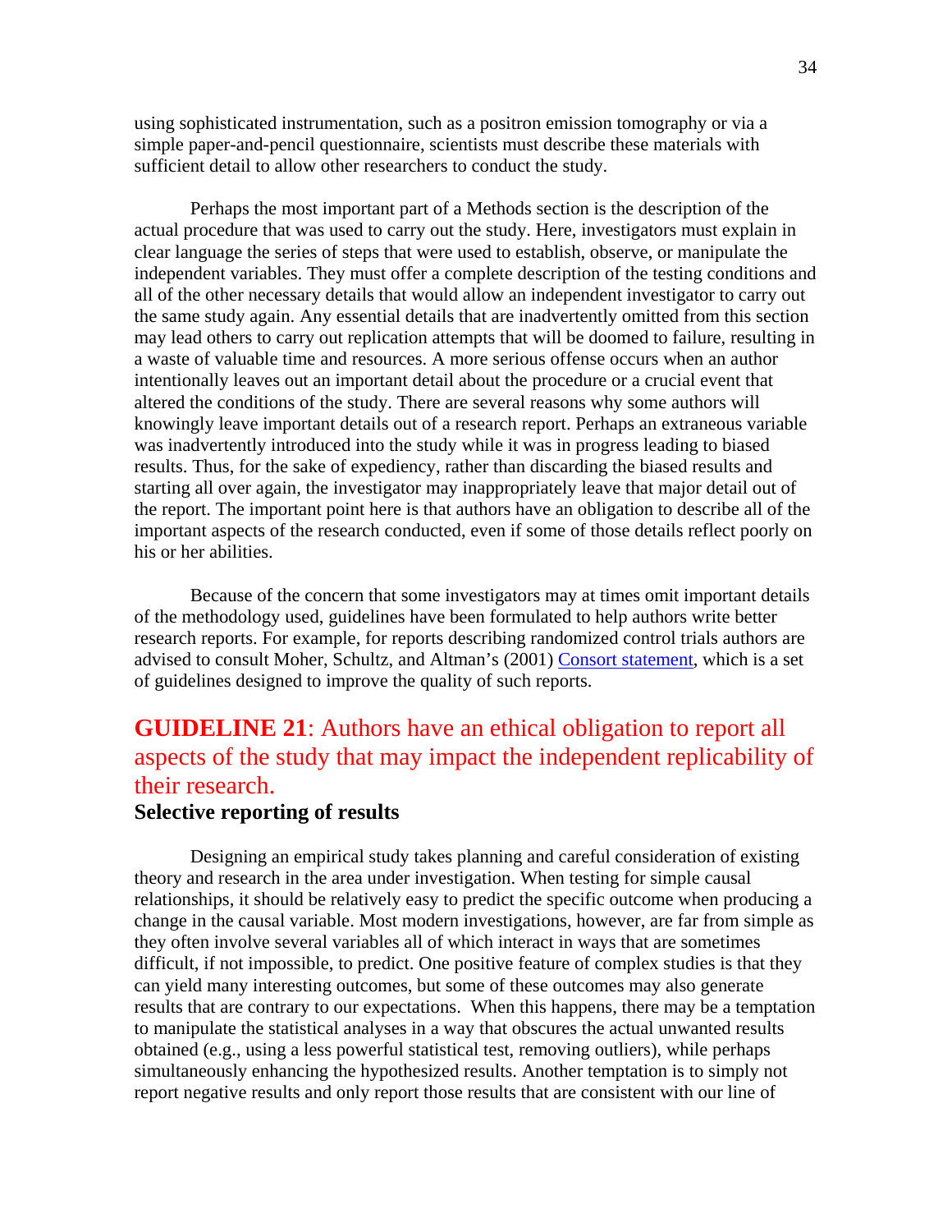using sophisticated instrumentation, such as a positron emission tomography or via a simple paper-and-pencil questionnaire, scientists must describe these materials with sufficient detail to allow other researchers to conduct the study.

Perhaps the most important part of a Methods section is the description of the actual procedure that was used to carry out the study. Here, investigators must explain in clear language the series of steps that were used to establish, observe, or manipulate the independent variables. They must offer a complete description of the testing conditions and all of the other necessary details that would allow an independent investigator to carry out the same study again. Any essential details that are inadvertently omitted from this section may lead others to carry out replication attempts that will be doomed to failure, resulting in a waste of valuable time and resources. A more serious offense occurs when an author intentionally leaves out an important detail about the procedure or a crucial event that altered the conditions of the study. There are several reasons why some authors will knowingly leave important details out of a research report. Perhaps an extraneous variable was inadvertently introduced into the study while it was in progress leading to biased results. Thus, for the sake of expediency, rather than discarding the biased results and starting all over again, the investigator may inappropriately leave that major detail out of the report. The important point here is that authors have an obligation to describe all of the important aspects of the research conducted, even if some of those details reflect poorly on his or her abilities.

Because of the concern that some investigators may at times omit important details of the methodology used, guidelines have been formulated to help authors write better research reports. For example, for reports describing randomized control trials authors are advised to consult Moher, Schultz, and Altman's (2001) Consort statement, which is a set of guidelines designed to improve the quality of such reports.

## **GUIDELINE 21**: Authors have an ethical obligation to report all aspects of the study that may impact the independent replicability of their research.

### Selective reporting of results

Designing an empirical study takes planning and careful consideration of existing theory and research in the area under investigation. When testing for simple causal relationships, it should be relatively easy to predict the specific outcome when producing a change in the causal variable. Most modern investigations, however, are far from simple as they often involve several variables all of which interact in ways that are sometimes difficult, if not impossible, to predict. One positive feature of complex studies is that they can yield many interesting outcomes, but some of these outcomes may also generate results that are contrary to our expectations. When this happens, there may be a temptation to manipulate the statistical analyses in a way that obscures the actual unwanted results obtained (e.g., using a less powerful statistical test, removing outliers), while perhaps simultaneously enhancing the hypothesized results. Another temptation is to simply not report negative results and only report those results that are consistent with our line of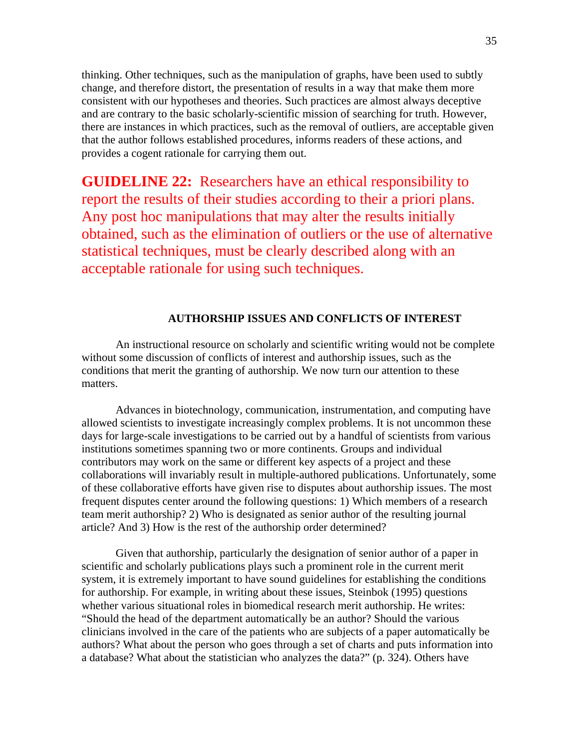thinking. Other techniques, such as the manipulation of graphs, have been used to subtly change, and therefore distort, the presentation of results in a way that make them more consistent with our hypotheses and theories. Such practices are almost always deceptive and are contrary to the basic scholarly-scientific mission of searching for truth. However, there are instances in which practices, such as the removal of outliers, are acceptable given that the author follows established procedures, informs readers of these actions, and provides a cogent rationale for carrying them out.

**GUIDELINE 22:** Researchers have an ethical responsibility to report the results of their studies according to their a priori plans. Any post hoc manipulations that may alter the results initially obtained, such as the elimination of outliers or the use of alternative statistical techniques, must be clearly described along with an acceptable rationale for using such techniques.

## AUTHORSHIP ISSUES AND CONFLICTS OF INTEREST

An instructional resource on scholarly and scientific writing would not be complete without some discussion of conflicts of interest and authorship issues, such as the conditions that merit the granting of authorship. We now turn our attention to these matters.

Advances in biotechnology, communication, instrumentation, and computing have allowed scientists to investigate increasingly complex problems. It is not uncommon these days for large-scale investigations to be carried out by a handful of scientists from various institutions sometimes spanning two or more continents. Groups and individual contributors may work on the same or different key aspects of a project and these collaborations will invariably result in multiple-authored publications. Unfortunately, some of these collaborative efforts have given rise to disputes about authorship issues. The most frequent disputes center around the following questions: 1) Which members of a research team merit authorship? 2) Who is designated as senior author of the resulting journal article? And 3) How is the rest of the authorship order determined?

Given that authorship, particularly the designation of senior author of a paper in scientific and scholarly publications plays such a prominent role in the current merit system, it is extremely important to have sound guidelines for establishing the conditions for authorship. For example, in writing about these issues, Steinbok (1995) questions whether various situational roles in biomedical research merit authorship. He writes: "Should the head of the department automatically be an author? Should the various clinicians involved in the care of the patients who are subjects of a paper automatically be authors? What about the person who goes through a set of charts and puts information into a database? What about the statistician who analyzes the data?" (p. 324). Others have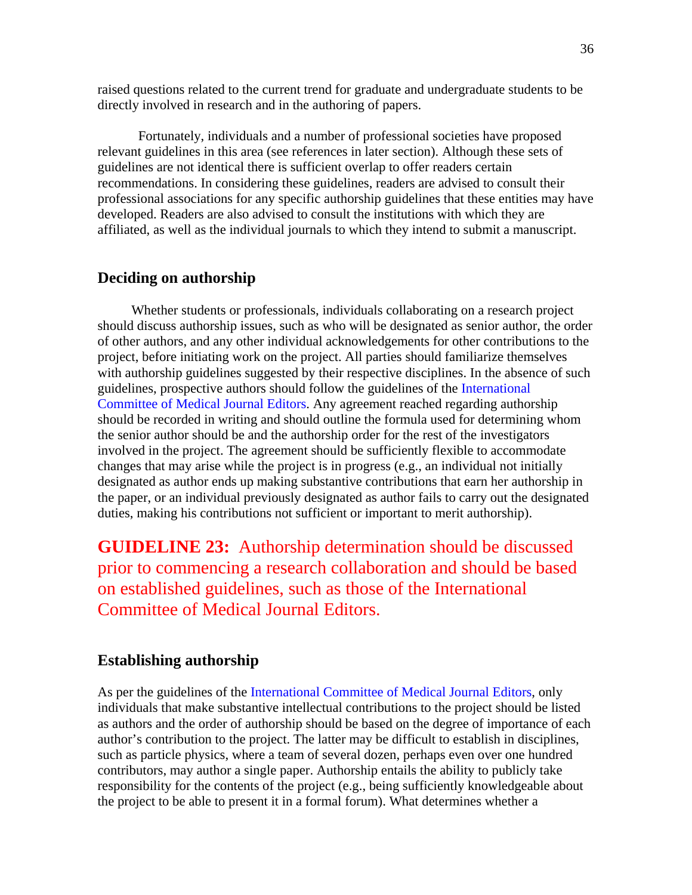raised questions related to the current trend for graduate and undergraduate students to be directly involved in research and in the authoring of papers.

Fortunately, individuals and a number of professional societies have proposed relevant guidelines in this area (see references in later section). Although these sets of guidelines are not identical there is sufficient overlap to offer readers certain recommendations. In considering these guidelines, readers are advised to consult their professional associations for any specific authorship guidelines that these entities may have developed. Readers are also advised to consult the institutions with which they are affiliated, as well as the individual journals to which they intend to submit a manuscript.

## Deciding on authorship

Whether students or professionals, individuals collaborating on a research project should discuss authorship issues, such as who will be designated as senior author, the order of other authors, and any other individual acknowledgements for other contributions to the project, before initiating work on the project. All parties should familiarize themselves with authorship guidelines suggested by their respective disciplines. In the absence of such guidelines, prospective authors should follow the guidelines of the International Committee of Medical Journal Editors. Any agreement reached regarding authorship should be recorded in writing and should outline the formula used for determining whom the senior author should be and the authorship order for the rest of the investigators involved in the project. The agreement should be sufficiently flexible to accommodate changes that may arise while the project is in progress (e.g., an individual not initially designated as author ends up making substantive contributions that earn her authorship in the paper, or an individual previously designated as author fails to carry out the designated duties, making his contributions not sufficient or important to merit authorship).

**GUIDELINE 23:** Authorship determination should be discussed prior to commencing a research collaboration and should be based on established guidelines, such as those of the International Committee of Medical Journal Editors.

## Establishing authorship

As per the guidelines of the International Committee of Medical Journal Editors, only individuals that make substantive intellectual contributions to the project should be listed as authors and the order of authorship should be based on the degree of importance of each author's contribution to the project. The latter may be difficult to establish in disciplines, such as particle physics, where a team of several dozen, perhaps even over one hundred contributors, may author a single paper. Authorship entails the ability to publicly take responsibility for the contents of the project (e.g., being sufficiently knowledgeable about the project to be able to present it in a formal forum). What determines whether a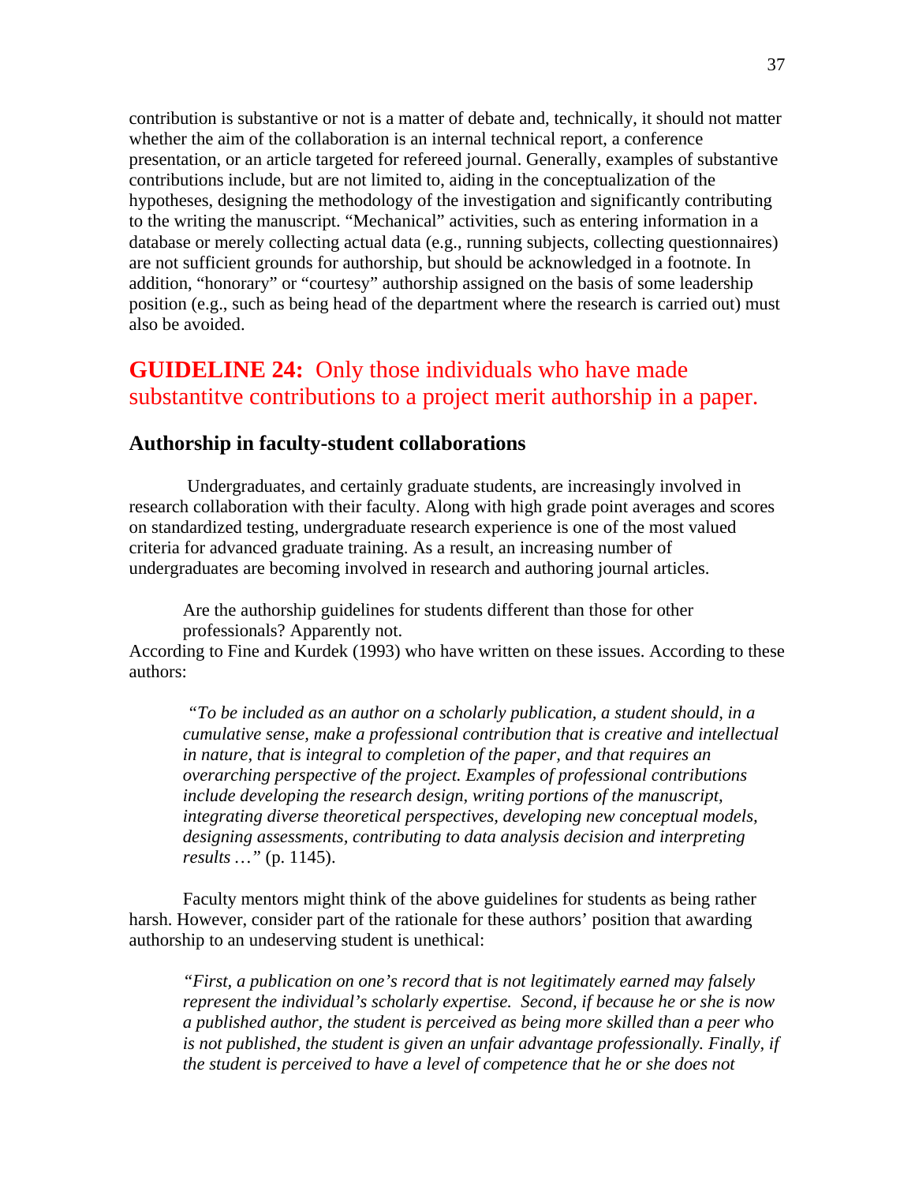contribution is substantive or not is a matter of debate and, technically, it should not matter whether the aim of the collaboration is an internal technical report, a conference presentation, or an article targeted for refereed journal. Generally, examples of substantive contributions include, but are not limited to, aiding in the conceptualization of the hypotheses, designing the methodology of the investigation and significantly contributing to the writing the manuscript. "Mechanical" activities, such as entering information in a database or merely collecting actual data (e.g., running subjects, collecting questionnaires) are not sufficient grounds for authorship, but should be acknowledged in a footnote. In addition, "honorary" or "courtesy" authorship assigned on the basis of some leadership position (e.g., such as being head of the department where the research is carried out) must also be avoided.

## **GUIDELINE 24:** Only those individuals who have made substantitve contributions to a project merit authorship in a paper.

### Authorship in faculty-student collaborations

Undergraduates, and certainly graduate students, are increasingly involved in research collaboration with their faculty. Along with high grade point averages and scores on standardized testing, undergraduate research experience is one of the most valued criteria for advanced graduate training. As a result, an increasing number of undergraduates are becoming involved in research and authoring journal articles.

Are the authorship guidelines for students different than those for other professionals? Apparently not.

According to Fine and Kurdek (1993) who have written on these issues. According to these authors:

> *"To be included as an author on a scholarly publication, a student should, in a cumulative sense, make a professional contribution that is creative and intellectual in nature, that is integral to completion of the paper, and that requires an overarching perspective of the project. Examples of professional contributions include developing the research design, writing portions of the manuscript, integrating diverse theoretical perspectives, developing new conceptual models, designing assessments, contributing to data analysis decision and interpreting results …"* (p. 1145).

Faculty mentors might think of the above guidelines for students as being rather harsh. However, consider part of the rationale for these authors' position that awarding authorship to an undeserving student is unethical:

> *"First, a publication on one's record that is not legitimately earned may falsely represent the individual's scholarly expertise. Second, if because he or she is now a published author, the student is perceived as being more skilled than a peer who is not published, the student is given an unfair advantage professionally. Finally, if the student is perceived to have a level of competence that he or she does not*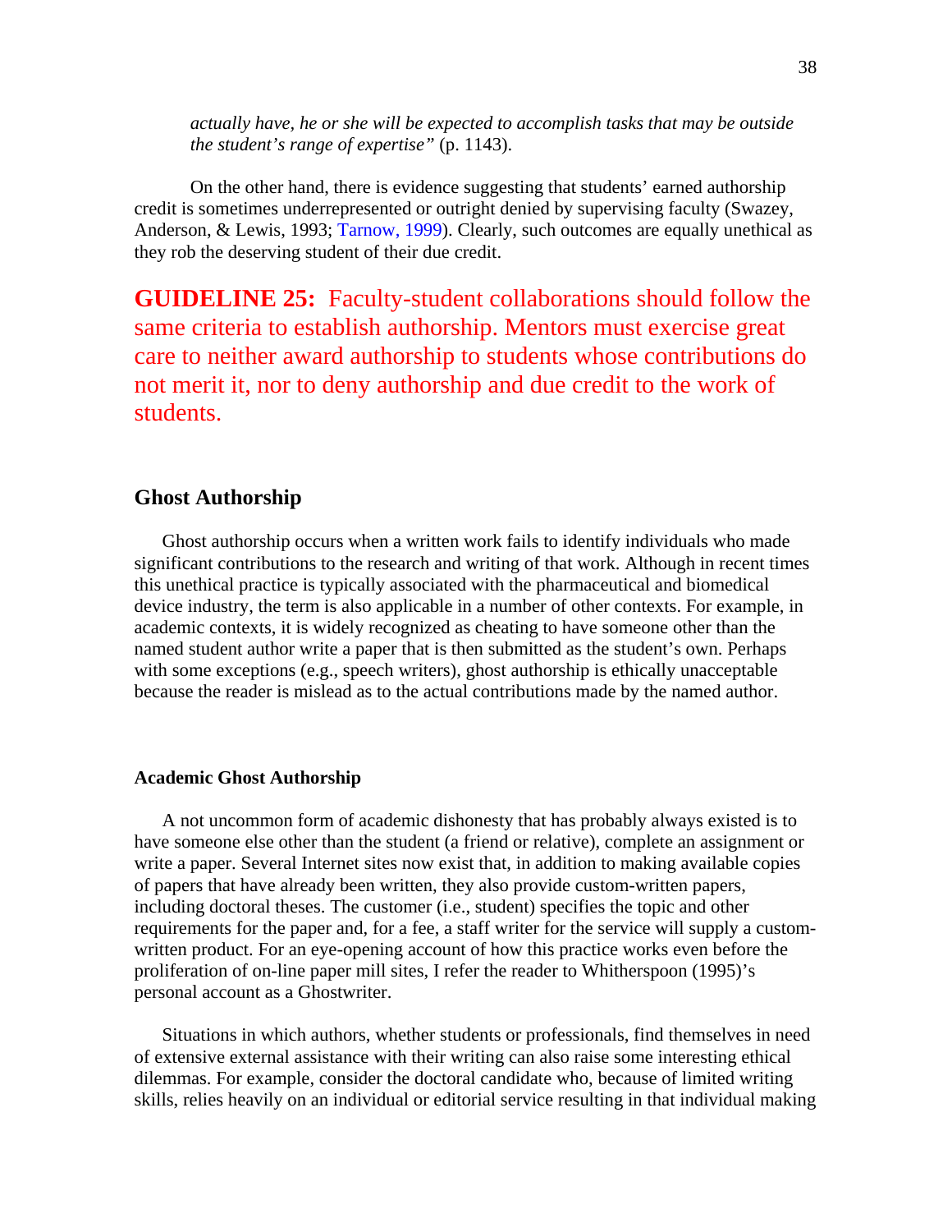*actually have, he or she will be expected to accomplish tasks that may be outside the student's range of expertise"* (p. 1143).

On the other hand, there is evidence suggesting that students' earned authorship credit is sometimes underrepresented or outright denied by supervising faculty (Swazey, Anderson, & Lewis, 1993; Tarnow, 1999). Clearly, such outcomes are equally unethical as they rob the deserving student of their due credit.

**GUIDELINE 25:** Faculty-student collaborations should follow the same criteria to establish authorship. Mentors must exercise great care to neither award authorship to students whose contributions do not merit it, nor to deny authorship and due credit to the work of students.

## Ghost Authorship

Ghost authorship occurs when a written work fails to identify individuals who made significant contributions to the research and writing of that work. Although in recent times this unethical practice is typically associated with the pharmaceutical and biomedical device industry, the term is also applicable in a number of other contexts. For example, in academic contexts, it is widely recognized as cheating to have someone other than the named student author write a paper that is then submitted as the student's own. Perhaps with some exceptions (e.g., speech writers), ghost authorship is ethically unacceptable because the reader is mislead as to the actual contributions made by the named author.

### Academic Ghost Authorship

A not uncommon form of academic dishonesty that has probably always existed is to have someone else other than the student (a friend or relative), complete an assignment or write a paper. Several Internet sites now exist that, in addition to making available copies of papers that have already been written, they also provide custom-written papers, including doctoral theses. The customer (i.e., student) specifies the topic and other requirements for the paper and, for a fee, a staff writer for the service will supply a custom-written product. For an eye-opening account of how this practice works even before the proliferation of on-line paper mill sites, I refer the reader to Whitherspoon (1995)'s personal account as a Ghostwriter.

Situations in which authors, whether students or professionals, find themselves in need of extensive external assistance with their writing can also raise some interesting ethical dilemmas. For example, consider the doctoral candidate who, because of limited writing skills, relies heavily on an individual or editorial service resulting in that individual making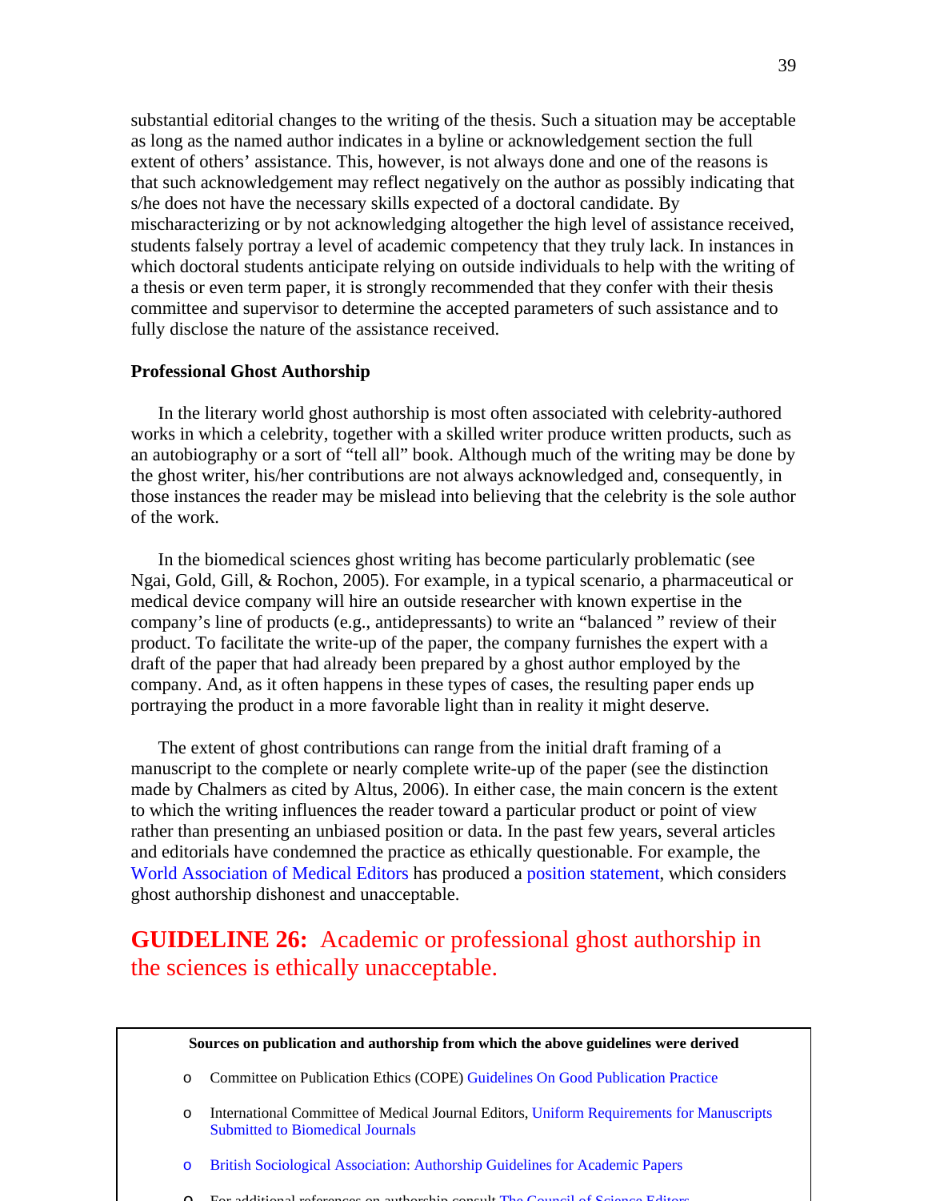substantial editorial changes to the writing of the thesis. Such a situation may be acceptable as long as the named author indicates in a byline or acknowledgement section the full extent of others' assistance. This, however, is not always done and one of the reasons is that such acknowledgement may reflect negatively on the author as possibly indicating that s/he does not have the necessary skills expected of a doctoral candidate. By mischaracterizing or by not acknowledging altogether the high level of assistance received, students falsely portray a level of academic competency that they truly lack. In instances in which doctoral students anticipate relying on outside individuals to help with the writing of a thesis or even term paper, it is strongly recommended that they confer with their thesis committee and supervisor to determine the accepted parameters of such assistance and to fully disclose the nature of the assistance received.

**Professional Ghost Authorship**

In the literary world ghost authorship is most often associated with celebrity-authored works in which a celebrity, together with a skilled writer produce written products, such as an autobiography or a sort of "tell all" book. Although much of the writing may be done by the ghost writer, his/her contributions are not always acknowledged and, consequently, in those instances the reader may be mislead into believing that the celebrity is the sole author of the work.

In the biomedical sciences ghost writing has become particularly problematic (see Ngai, Gold, Gill, & Rochon, 2005). For example, in a typical scenario, a pharmaceutical or medical device company will hire an outside researcher with known expertise in the company's line of products (e.g., antidepressants) to write an "balanced " review of their product. To facilitate the write-up of the paper, the company furnishes the expert with a draft of the paper that had already been prepared by a ghost author employed by the company. And, as it often happens in these types of cases, the resulting paper ends up portraying the product in a more favorable light than in reality it might deserve.

The extent of ghost contributions can range from the initial draft framing of a manuscript to the complete or nearly complete write-up of the paper (see the distinction made by Chalmers as cited by Altus, 2006). In either case, the main concern is the extent to which the writing influences the reader toward a particular product or point of view rather than presenting an unbiased position or data. In the past few years, several articles and editorials have condemned the practice as ethically questionable. For example, the World Association of Medical Editors has produced a position statement, which considers ghost authorship dishonest and unacceptable.

## GUIDELINE 26: Academic or professional ghost authorship in the sciences is ethically unacceptable.

**Sources on publication and authorship from which the above guidelines were derived**

- Committee on Publication Ethics (COPE) Guidelines On Good Publication Practice
- International Committee of Medical Journal Editors, Uniform Requirements for Manuscripts Submitted to Biomedical Journals
- British Sociological Association: Authorship Guidelines for Academic Papers
- For additional references on authorship consult The Council of Science Editors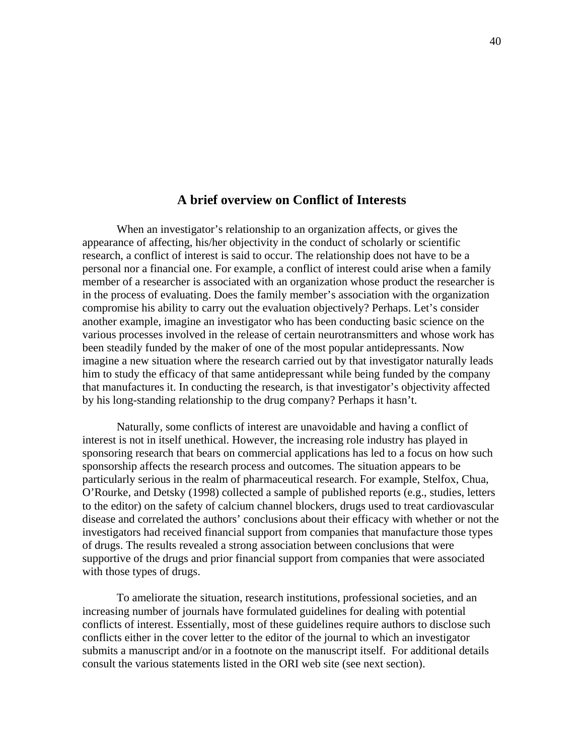## A brief overview on Conflict of Interests

When an investigator's relationship to an organization affects, or gives the appearance of affecting, his/her objectivity in the conduct of scholarly or scientific research, a conflict of interest is said to occur. The relationship does not have to be a personal nor a financial one. For example, a conflict of interest could arise when a family member of a researcher is associated with an organization whose product the researcher is in the process of evaluating. Does the family member's association with the organization compromise his ability to carry out the evaluation objectively? Perhaps. Let's consider another example, imagine an investigator who has been conducting basic science on the various processes involved in the release of certain neurotransmitters and whose work has been steadily funded by the maker of one of the most popular antidepressants. Now imagine a new situation where the research carried out by that investigator naturally leads him to study the efficacy of that same antidepressant while being funded by the company that manufactures it. In conducting the research, is that investigator's objectivity affected by his long-standing relationship to the drug company? Perhaps it hasn't.

Naturally, some conflicts of interest are unavoidable and having a conflict of interest is not in itself unethical. However, the increasing role industry has played in sponsoring research that bears on commercial applications has led to a focus on how such sponsorship affects the research process and outcomes. The situation appears to be particularly serious in the realm of pharmaceutical research. For example, Stelfox, Chua, O'Rourke, and Detsky (1998) collected a sample of published reports (e.g., studies, letters to the editor) on the safety of calcium channel blockers, drugs used to treat cardiovascular disease and correlated the authors' conclusions about their efficacy with whether or not the investigators had received financial support from companies that manufacture those types of drugs. The results revealed a strong association between conclusions that were supportive of the drugs and prior financial support from companies that were associated with those types of drugs.

To ameliorate the situation, research institutions, professional societies, and an increasing number of journals have formulated guidelines for dealing with potential conflicts of interest. Essentially, most of these guidelines require authors to disclose such conflicts either in the cover letter to the editor of the journal to which an investigator submits a manuscript and/or in a footnote on the manuscript itself. For additional details consult the various statements listed in the ORI web site (see next section).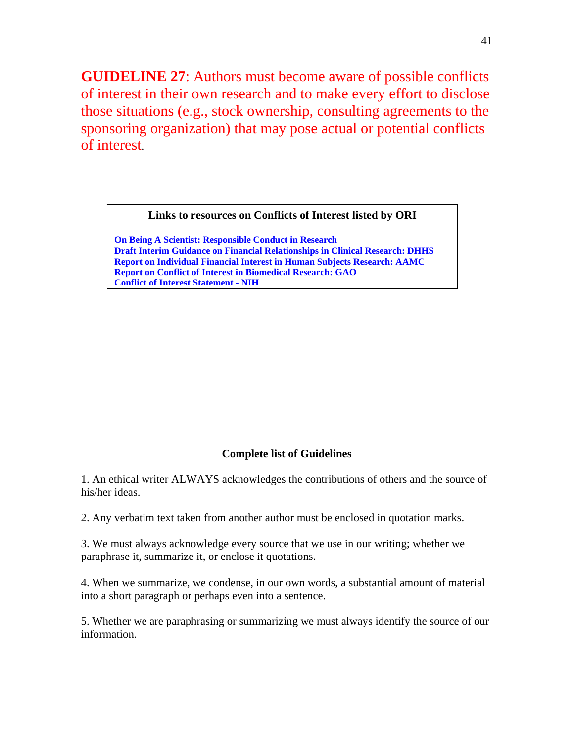**GUIDELINE 27**: Authors must become aware of possible conflicts of interest in their own research and to make every effort to disclose those situations (e.g., stock ownership, consulting agreements to the sponsoring organization) that may pose actual or potential conflicts of interest.

**Links to resources on Conflicts of Interest listed by ORI**

**On Being A Scientist: Responsible Conduct in Research**
**Draft Interim Guidance on Financial Relationships in Clinical Research: DHHS**
**Report on Individual Financial Interest in Human Subjects Research: AAMC**
**Report on Conflict of Interest in Biomedical Research: GAO**
**Conflict of Interest Statement - NIH**

**Complete list of Guidelines**

1. An ethical writer ALWAYS acknowledges the contributions of others and the source of his/her ideas.

2. Any verbatim text taken from another author must be enclosed in quotation marks.

3. We must always acknowledge every source that we use in our writing; whether we paraphrase it, summarize it, or enclose it quotations.

4. When we summarize, we condense, in our own words, a substantial amount of material into a short paragraph or perhaps even into a sentence.

5. Whether we are paraphrasing or summarizing we must always identify the source of our information.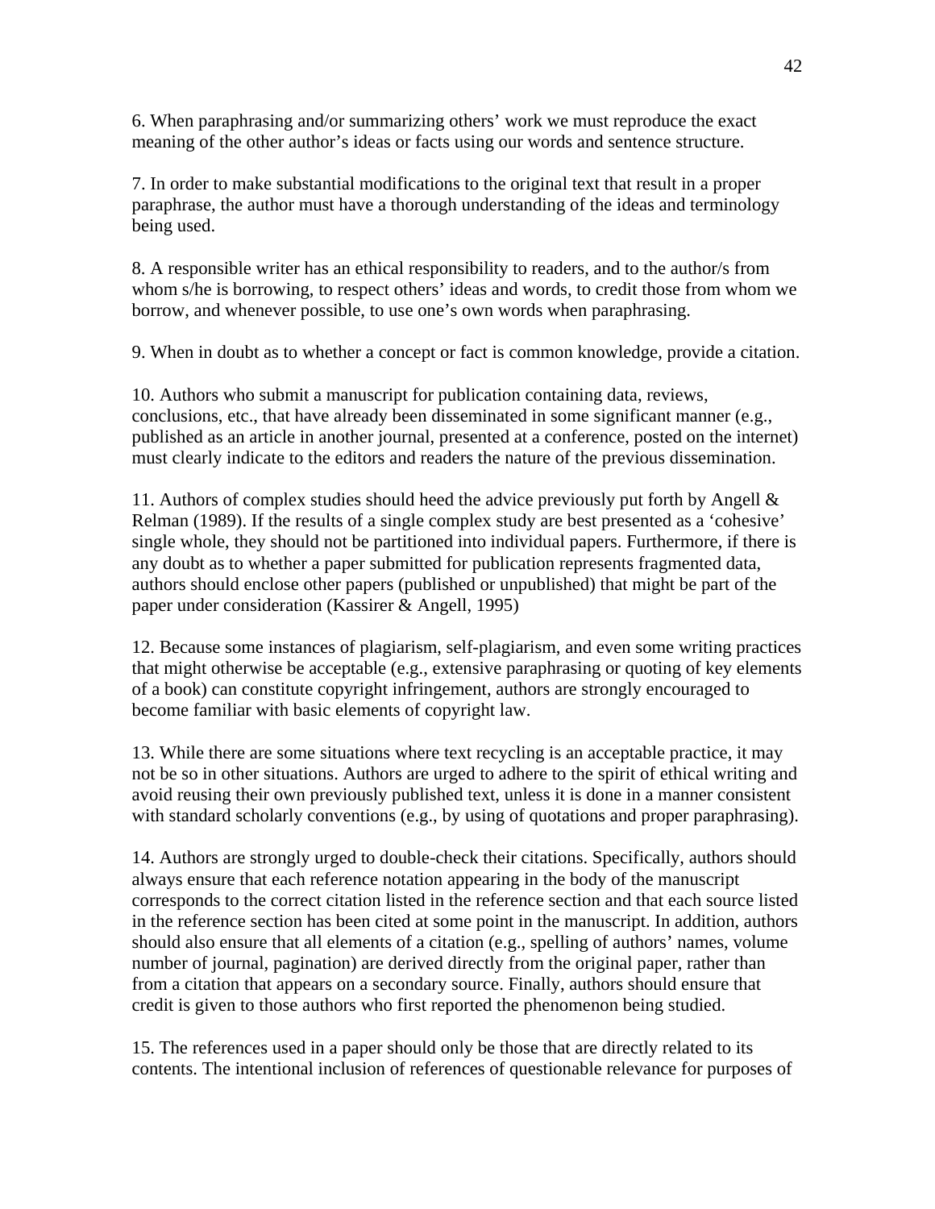6. When paraphrasing and/or summarizing others' work we must reproduce the exact meaning of the other author's ideas or facts using our words and sentence structure.

7. In order to make substantial modifications to the original text that result in a proper paraphrase, the author must have a thorough understanding of the ideas and terminology being used.

8. A responsible writer has an ethical responsibility to readers, and to the author/s from whom s/he is borrowing, to respect others' ideas and words, to credit those from whom we borrow, and whenever possible, to use one's own words when paraphrasing.

9. When in doubt as to whether a concept or fact is common knowledge, provide a citation.

10. Authors who submit a manuscript for publication containing data, reviews, conclusions, etc., that have already been disseminated in some significant manner (e.g., published as an article in another journal, presented at a conference, posted on the internet) must clearly indicate to the editors and readers the nature of the previous dissemination.

11. Authors of complex studies should heed the advice previously put forth by Angell & Relman (1989). If the results of a single complex study are best presented as a 'cohesive' single whole, they should not be partitioned into individual papers. Furthermore, if there is any doubt as to whether a paper submitted for publication represents fragmented data, authors should enclose other papers (published or unpublished) that might be part of the paper under consideration (Kassirer & Angell, 1995)

12. Because some instances of plagiarism, self-plagiarism, and even some writing practices that might otherwise be acceptable (e.g., extensive paraphrasing or quoting of key elements of a book) can constitute copyright infringement, authors are strongly encouraged to become familiar with basic elements of copyright law.

13. While there are some situations where text recycling is an acceptable practice, it may not be so in other situations. Authors are urged to adhere to the spirit of ethical writing and avoid reusing their own previously published text, unless it is done in a manner consistent with standard scholarly conventions (e.g., by using of quotations and proper paraphrasing).

14. Authors are strongly urged to double-check their citations. Specifically, authors should always ensure that each reference notation appearing in the body of the manuscript corresponds to the correct citation listed in the reference section and that each source listed in the reference section has been cited at some point in the manuscript. In addition, authors should also ensure that all elements of a citation (e.g., spelling of authors' names, volume number of journal, pagination) are derived directly from the original paper, rather than from a citation that appears on a secondary source. Finally, authors should ensure that credit is given to those authors who first reported the phenomenon being studied.

15. The references used in a paper should only be those that are directly related to its contents. The intentional inclusion of references of questionable relevance for purposes of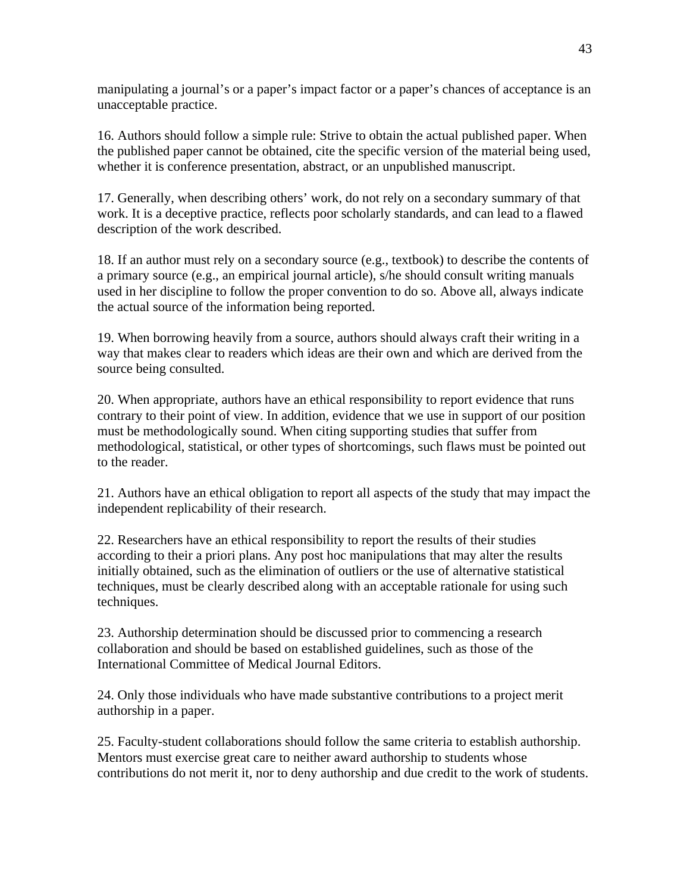manipulating a journal's or a paper's impact factor or a paper's chances of acceptance is an unacceptable practice.

16. Authors should follow a simple rule: Strive to obtain the actual published paper. When the published paper cannot be obtained, cite the specific version of the material being used, whether it is conference presentation, abstract, or an unpublished manuscript.

17. Generally, when describing others' work, do not rely on a secondary summary of that work. It is a deceptive practice, reflects poor scholarly standards, and can lead to a flawed description of the work described.

18. If an author must rely on a secondary source (e.g., textbook) to describe the contents of a primary source (e.g., an empirical journal article), s/he should consult writing manuals used in her discipline to follow the proper convention to do so. Above all, always indicate the actual source of the information being reported.

19. When borrowing heavily from a source, authors should always craft their writing in a way that makes clear to readers which ideas are their own and which are derived from the source being consulted.

20. When appropriate, authors have an ethical responsibility to report evidence that runs contrary to their point of view. In addition, evidence that we use in support of our position must be methodologically sound. When citing supporting studies that suffer from methodological, statistical, or other types of shortcomings, such flaws must be pointed out to the reader.

21. Authors have an ethical obligation to report all aspects of the study that may impact the independent replicability of their research.

22. Researchers have an ethical responsibility to report the results of their studies according to their a priori plans. Any post hoc manipulations that may alter the results initially obtained, such as the elimination of outliers or the use of alternative statistical techniques, must be clearly described along with an acceptable rationale for using such techniques.

23. Authorship determination should be discussed prior to commencing a research collaboration and should be based on established guidelines, such as those of the International Committee of Medical Journal Editors.

24. Only those individuals who have made substantive contributions to a project merit authorship in a paper.

25. Faculty-student collaborations should follow the same criteria to establish authorship. Mentors must exercise great care to neither award authorship to students whose contributions do not merit it, nor to deny authorship and due credit to the work of students.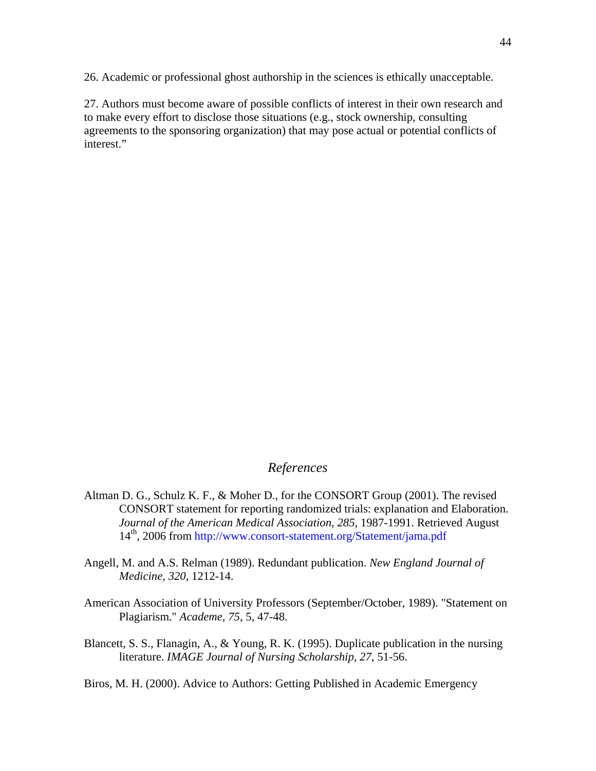26. Academic or professional ghost authorship in the sciences is ethically unacceptable.

27. Authors must become aware of possible conflicts of interest in their own research and to make every effort to disclose those situations (e.g., stock ownership, consulting agreements to the sponsoring organization) that may pose actual or potential conflicts of interest."

## *References*

Altman D. G., Schulz K. F., & Moher D., for the CONSORT Group (2001). The revised CONSORT statement for reporting randomized trials: explanation and Elaboration. *Journal of the American Medical Association, 285,* 1987-1991. Retrieved August 14th, 2006 from http://www.consort-statement.org/Statement/jama.pdf

Angell, M. and A.S. Relman (1989). Redundant publication. *New England Journal of Medicine, 320,* 1212-14.

American Association of University Professors (September/October, 1989). "Statement on Plagiarism." *Academe*, *75*, 5, 47-48.

Blancett, S. S., Flanagin, A., & Young, R. K. (1995). Duplicate publication in the nursing literature. *IMAGE Journal of Nursing Scholarship, 27*, 51-56.

Biros, M. H. (2000). Advice to Authors: Getting Published in Academic Emergency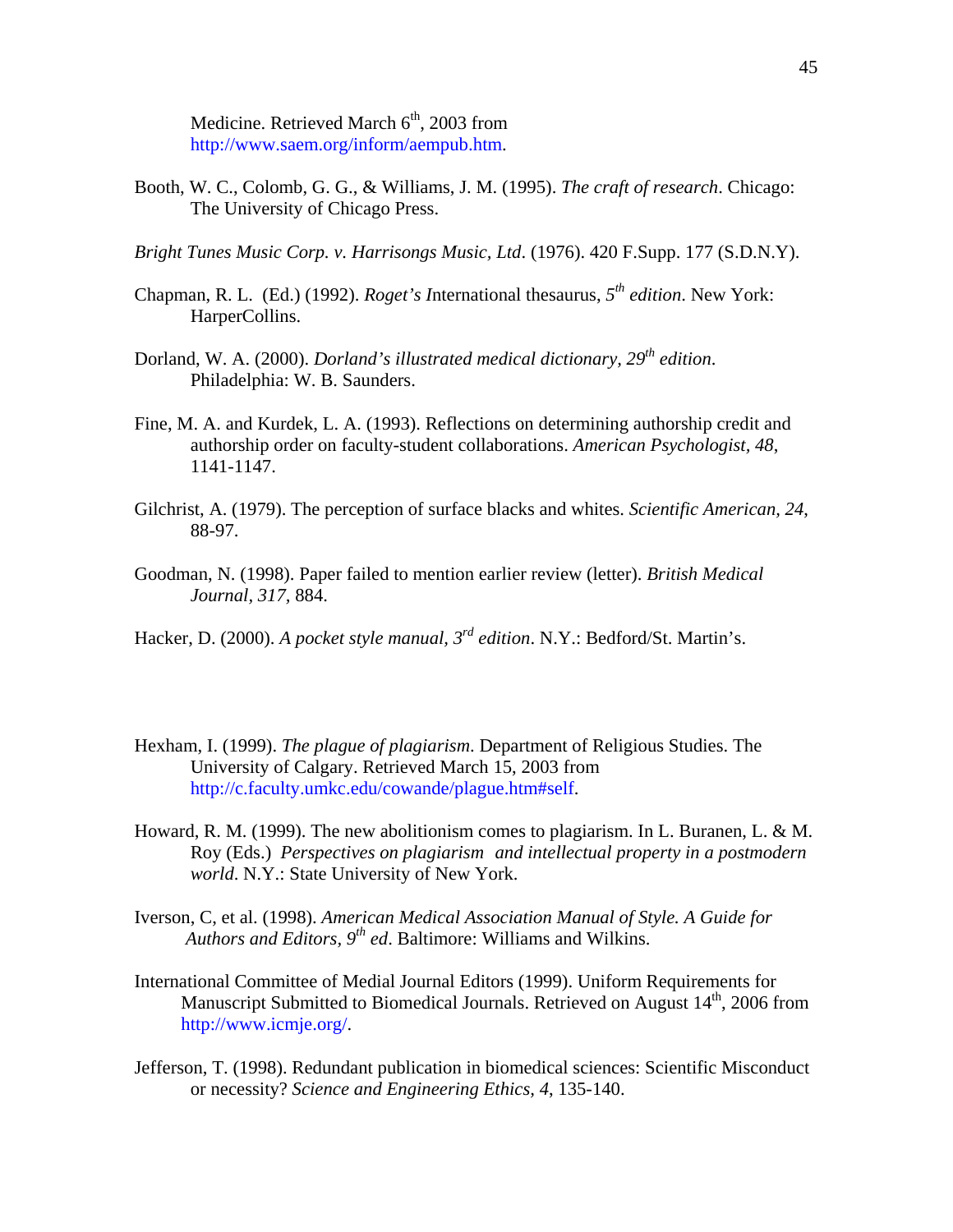Medicine. Retrieved March 6th, 2003 from http://www.saem.org/inform/aempub.htm.

Booth, W. C., Colomb, G. G., & Williams, J. M. (1995). *The craft of research*. Chicago: The University of Chicago Press.

*Bright Tunes Music Corp. v. Harrisongs Music, Ltd*. (1976). 420 F.Supp. 177 (S.D.N.Y).

Chapman, R. L. (Ed.) (1992). *Roget's I*nternational thesaurus, *5th edition*. New York: HarperCollins.

Dorland, W. A. (2000). *Dorland's illustrated medical dictionary, 29th edition*. Philadelphia: W. B. Saunders.

Fine, M. A. and Kurdek, L. A. (1993). Reflections on determining authorship credit and authorship order on faculty-student collaborations. *American Psychologist, 48*, 1141-1147.

Gilchrist, A. (1979). The perception of surface blacks and whites. *Scientific American, 24*, 88-97.

Goodman, N. (1998). Paper failed to mention earlier review (letter). *British Medical Journal*, *317,* 884.

Hacker, D. (2000). *A pocket style manual, 3rd edition*. N.Y.: Bedford/St. Martin's.

Hexham, I. (1999). *The plague of plagiarism*. Department of Religious Studies. The University of Calgary. Retrieved March 15, 2003 from http://c.faculty.umkc.edu/cowande/plague.htm#self.

Howard, R. M. (1999). The new abolitionism comes to plagiarism. In L. Buranen, L. & M. Roy (Eds.) *Perspectives on plagiarism and intellectual property in a postmodern world*. N.Y.: State University of New York.

Iverson, C, et al. (1998). *American Medical Association Manual of Style. A Guide for Authors and Editors, 9th ed*. Baltimore: Williams and Wilkins.

International Committee of Medial Journal Editors (1999). Uniform Requirements for Manuscript Submitted to Biomedical Journals. Retrieved on August 14th, 2006 from http://www.icmje.org/.

Jefferson, T. (1998). Redundant publication in biomedical sciences: Scientific Misconduct or necessity? *Science and Engineering Ethics, 4*, 135-140.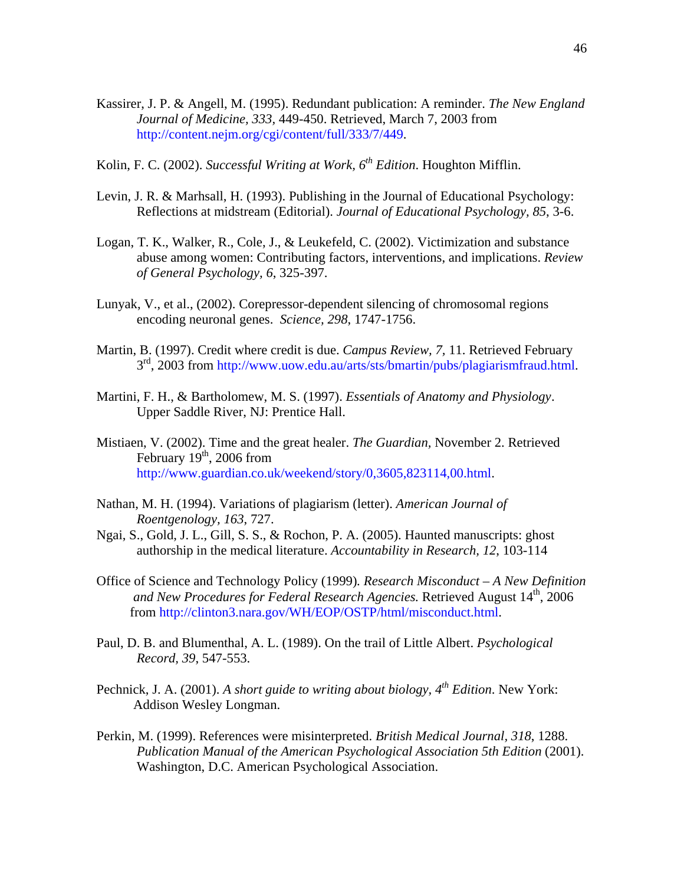Kassirer, J. P. & Angell, M. (1995). Redundant publication: A reminder. *The New England Journal of Medicine, 333*, 449-450. Retrieved, March 7, 2003 from http://content.nejm.org/cgi/content/full/333/7/449.

Kolin, F. C. (2002). *Successful Writing at Work, 6th Edition*. Houghton Mifflin.

Levin, J. R. & Marhsall, H. (1993). Publishing in the Journal of Educational Psychology: Reflections at midstream (Editorial). *Journal of Educational Psychology, 85*, 3-6.

Logan, T. K., Walker, R., Cole, J., & Leukefeld, C. (2002). Victimization and substance abuse among women: Contributing factors, interventions, and implications. *Review of General Psychology, 6*, 325-397.

Lunyak, V., et al., (2002). Corepressor-dependent silencing of chromosomal regions encoding neuronal genes. *Science, 298*, 1747-1756.

Martin, B. (1997). Credit where credit is due. *Campus Review, 7,* 11. Retrieved February 3rd, 2003 from http://www.uow.edu.au/arts/sts/bmartin/pubs/plagiarismfraud.html.

Martini, F. H., & Bartholomew, M. S. (1997). *Essentials of Anatomy and Physiology*. Upper Saddle River, NJ: Prentice Hall.

Mistiaen, V. (2002). Time and the great healer. *The Guardian,* November 2. Retrieved February 19th, 2006 from http://www.guardian.co.uk/weekend/story/0,3605,823114,00.html.

Nathan, M. H. (1994). Variations of plagiarism (letter). *American Journal of Roentgenology, 163*, 727.

Ngai, S., Gold, J. L., Gill, S. S., & Rochon, P. A. (2005). Haunted manuscripts: ghost authorship in the medical literature. *Accountability in Research, 12*, 103-114

Office of Science and Technology Policy (1999)*. Research Misconduct – A New Definition and New Procedures for Federal Research Agencies.* Retrieved August 14th, 2006 from http://clinton3.nara.gov/WH/EOP/OSTP/html/misconduct.html.

Paul, D. B. and Blumenthal, A. L. (1989). On the trail of Little Albert. *Psychological Record, 39*, 547-553.

Pechnick, J. A. (2001). *A short guide to writing about biology, 4th Edition*. New York: Addison Wesley Longman.

Perkin, M. (1999). References were misinterpreted. *British Medical Journal*, *318*, 1288. *Publication Manual of the American Psychological Association 5th Edition* (2001). Washington, D.C. American Psychological Association.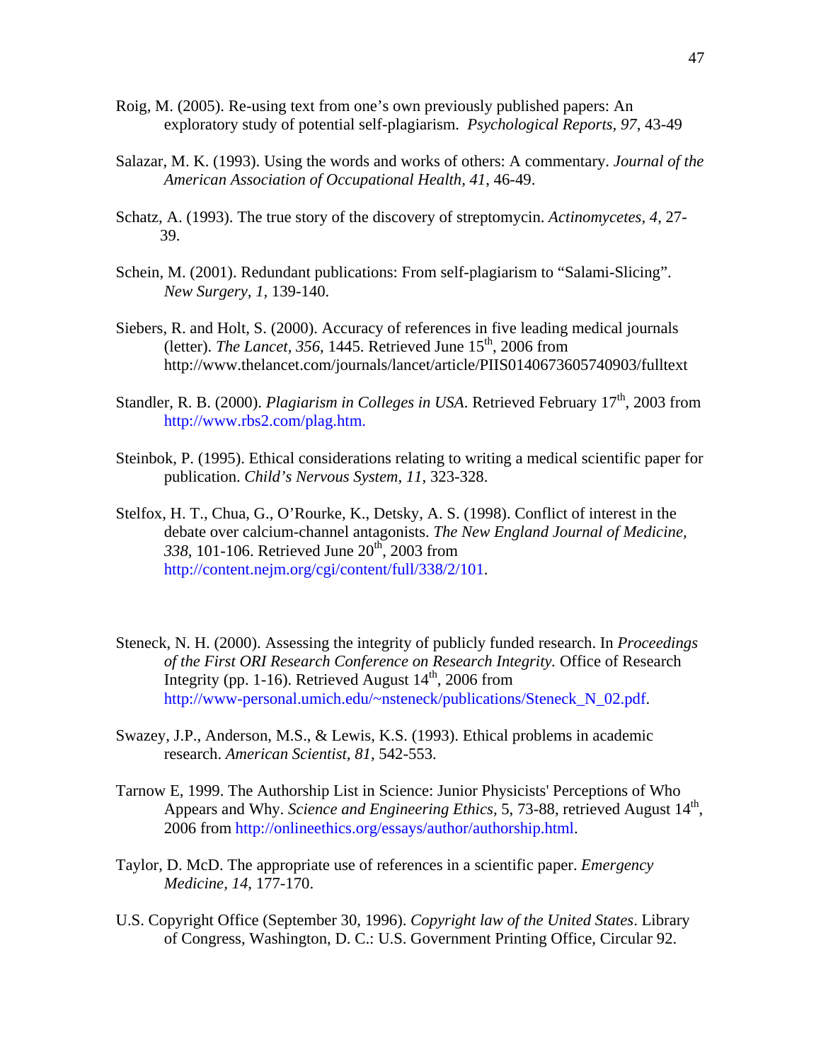Roig, M. (2005). Re-using text from one's own previously published papers: An exploratory study of potential self-plagiarism. *Psychological Reports, 97*, 43-49

Salazar, M. K. (1993). Using the words and works of others: A commentary. *Journal of the American Association of Occupational Health, 41*, 46-49.

Schatz, A. (1993). The true story of the discovery of streptomycin. *Actinomycetes, 4*, 27-39.

Schein, M. (2001). Redundant publications: From self-plagiarism to "Salami-Slicing". *New Surgery, 1,* 139-140.

Siebers, R. and Holt, S. (2000). Accuracy of references in five leading medical journals (letter). *The Lancet, 356*, 1445. Retrieved June 15th, 2006 from http://www.thelancet.com/journals/lancet/article/PIIS0140673605740903/fulltext

Standler, R. B. (2000). *Plagiarism in Colleges in USA*. Retrieved February 17th, 2003 from http://www.rbs2.com/plag.htm.

Steinbok, P. (1995). Ethical considerations relating to writing a medical scientific paper for publication. *Child's Nervous System, 11,* 323-328.

Stelfox, H. T., Chua, G., O'Rourke, K., Detsky, A. S. (1998). Conflict of interest in the debate over calcium-channel antagonists. *The New England Journal of Medicine, 338*, 101-106. Retrieved June 20th, 2003 from http://content.nejm.org/cgi/content/full/338/2/101.

Steneck, N. H. (2000). Assessing the integrity of publicly funded research. In *Proceedings of the First ORI Research Conference on Research Integrity.* Office of Research Integrity (pp. 1-16). Retrieved August 14th, 2006 from http://www-personal.umich.edu/~nsteneck/publications/Steneck_N_02.pdf.

Swazey, J.P., Anderson, M.S., & Lewis, K.S. (1993). Ethical problems in academic research. *American Scientist, 81,* 542-553.

Tarnow E, 1999. The Authorship List in Science: Junior Physicists' Perceptions of Who Appears and Why. *Science and Engineering Ethics,* 5, 73-88, retrieved August 14th, 2006 from http://onlineethics.org/essays/author/authorship.html.

Taylor, D. McD. The appropriate use of references in a scientific paper. *Emergency Medicine, 14*, 177-170.

U.S. Copyright Office (September 30, 1996). *Copyright law of the United States*. Library of Congress, Washington, D. C.: U.S. Government Printing Office, Circular 92.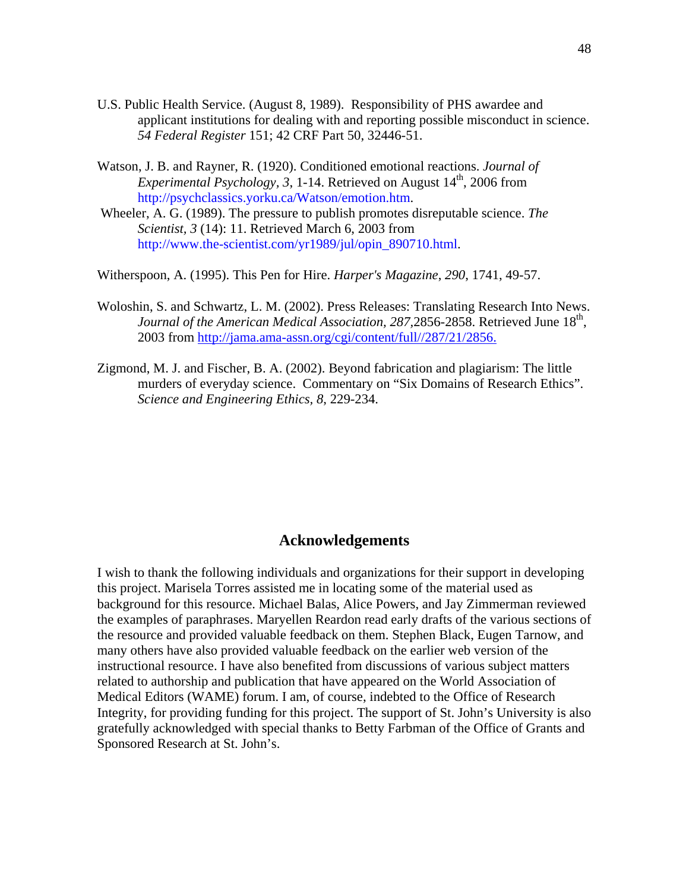U.S. Public Health Service. (August 8, 1989). Responsibility of PHS awardee and applicant institutions for dealing with and reporting possible misconduct in science. *54 Federal Register* 151; 42 CRF Part 50, 32446-51.

Watson, J. B. and Rayner, R. (1920). Conditioned emotional reactions. *Journal of Experimental Psychology, 3,* 1-14. Retrieved on August 14th, 2006 from http://psychclassics.yorku.ca/Watson/emotion.htm.

Wheeler, A. G. (1989). The pressure to publish promotes disreputable science. *The Scientist, 3* (14): 11. Retrieved March 6, 2003 from http://www.the-scientist.com/yr1989/jul/opin_890710.html.

Witherspoon, A. (1995). This Pen for Hire. *Harper's Magazine*, *290*, 1741, 49-57.

Woloshin, S. and Schwartz, L. M. (2002). Press Releases: Translating Research Into News. *Journal of the American Medical Association, 287,*2856-2858. Retrieved June 18th, 2003 from http://jama.ama-assn.org/cgi/content/full//287/21/2856.

Zigmond, M. J. and Fischer, B. A. (2002). Beyond fabrication and plagiarism: The little murders of everyday science. Commentary on "Six Domains of Research Ethics". *Science and Engineering Ethics, 8,* 229-234.

## Acknowledgements

I wish to thank the following individuals and organizations for their support in developing this project. Marisela Torres assisted me in locating some of the material used as background for this resource. Michael Balas, Alice Powers, and Jay Zimmerman reviewed the examples of paraphrases. Maryellen Reardon read early drafts of the various sections of the resource and provided valuable feedback on them. Stephen Black, Eugen Tarnow, and many others have also provided valuable feedback on the earlier web version of the instructional resource. I have also benefited from discussions of various subject matters related to authorship and publication that have appeared on the World Association of Medical Editors (WAME) forum. I am, of course, indebted to the Office of Research Integrity, for providing funding for this project. The support of St. John's University is also gratefully acknowledged with special thanks to Betty Farbman of the Office of Grants and Sponsored Research at St. John's.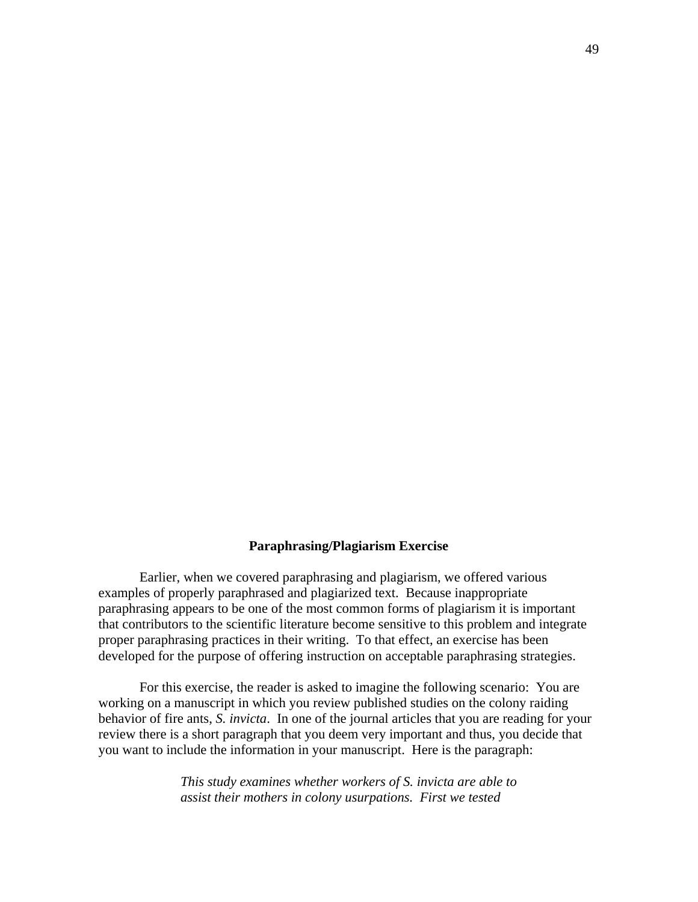## Paraphrasing/Plagiarism Exercise

Earlier, when we covered paraphrasing and plagiarism, we offered various examples of properly paraphrased and plagiarized text. Because inappropriate paraphrasing appears to be one of the most common forms of plagiarism it is important that contributors to the scientific literature become sensitive to this problem and integrate proper paraphrasing practices in their writing. To that effect, an exercise has been developed for the purpose of offering instruction on acceptable paraphrasing strategies.

For this exercise, the reader is asked to imagine the following scenario: You are working on a manuscript in which you review published studies on the colony raiding behavior of fire ants, *S. invicta*. In one of the journal articles that you are reading for your review there is a short paragraph that you deem very important and thus, you decide that you want to include the information in your manuscript. Here is the paragraph:

> *This study examines whether workers of S. invicta are able to assist their mothers in colony usurpations. First we tested*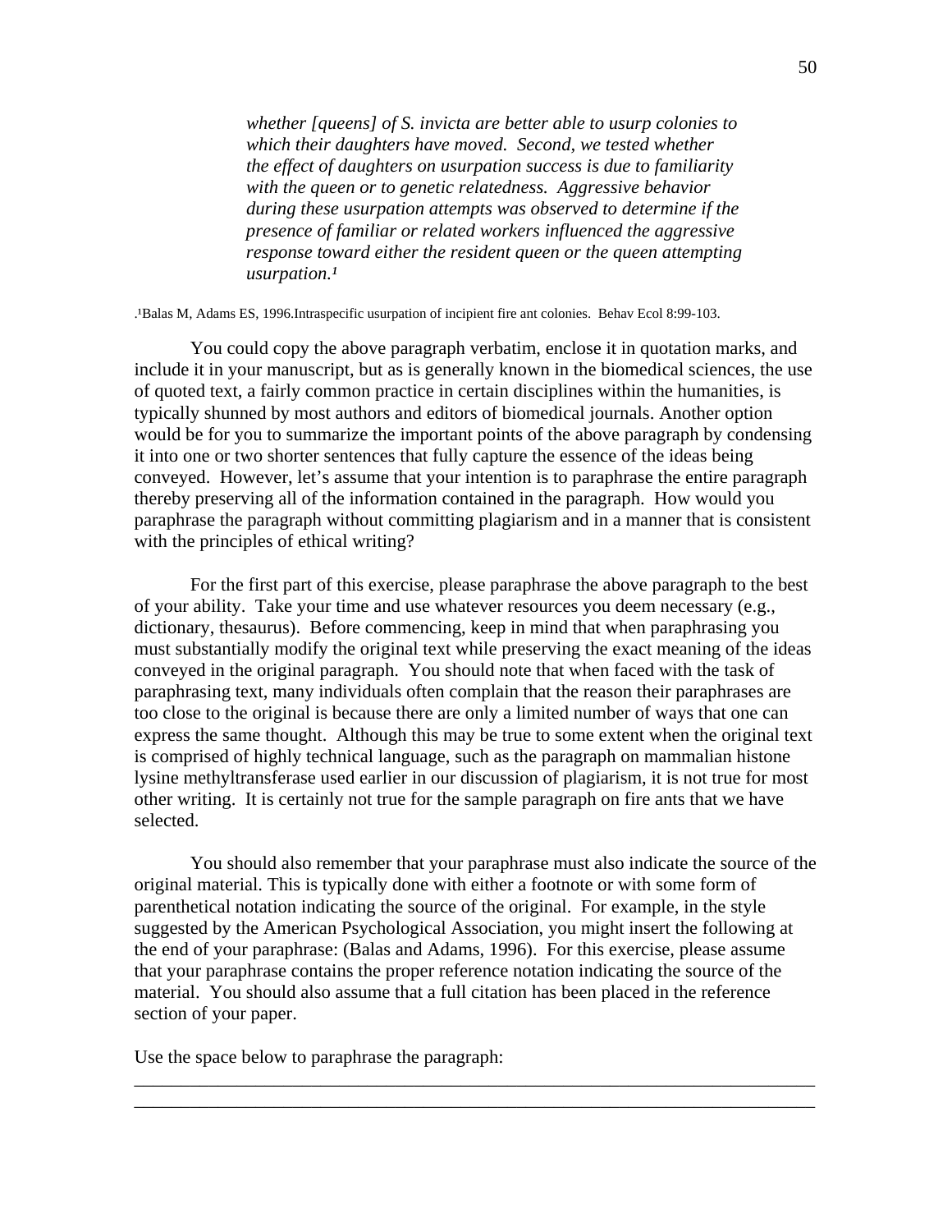*whether [queens] of S. invicta are better able to usurp colonies to which their daughters have moved. Second, we tested whether the effect of daughters on usurpation success is due to familiarity with the queen or to genetic relatedness. Aggressive behavior during these usurpation attempts was observed to determine if the presence of familiar or related workers influenced the aggressive response toward either the resident queen or the queen attempting usurpation.*[1]

.[1]Balas M, Adams ES, 1996.Intraspecific usurpation of incipient fire ant colonies. Behav Ecol 8:99-103.

You could copy the above paragraph verbatim, enclose it in quotation marks, and include it in your manuscript, but as is generally known in the biomedical sciences, the use of quoted text, a fairly common practice in certain disciplines within the humanities, is typically shunned by most authors and editors of biomedical journals. Another option would be for you to summarize the important points of the above paragraph by condensing it into one or two shorter sentences that fully capture the essence of the ideas being conveyed. However, let's assume that your intention is to paraphrase the entire paragraph thereby preserving all of the information contained in the paragraph. How would you paraphrase the paragraph without committing plagiarism and in a manner that is consistent with the principles of ethical writing?

For the first part of this exercise, please paraphrase the above paragraph to the best of your ability. Take your time and use whatever resources you deem necessary (e.g., dictionary, thesaurus). Before commencing, keep in mind that when paraphrasing you must substantially modify the original text while preserving the exact meaning of the ideas conveyed in the original paragraph. You should note that when faced with the task of paraphrasing text, many individuals often complain that the reason their paraphrases are too close to the original is because there are only a limited number of ways that one can express the same thought. Although this may be true to some extent when the original text is comprised of highly technical language, such as the paragraph on mammalian histone lysine methyltransferase used earlier in our discussion of plagiarism, it is not true for most other writing. It is certainly not true for the sample paragraph on fire ants that we have selected.

You should also remember that your paraphrase must also indicate the source of the original material. This is typically done with either a footnote or with some form of parenthetical notation indicating the source of the original. For example, in the style suggested by the American Psychological Association, you might insert the following at the end of your paraphrase: (Balas and Adams, 1996). For this exercise, please assume that your paraphrase contains the proper reference notation indicating the source of the material. You should also assume that a full citation has been placed in the reference section of your paper.

Use the space below to paraphrase the paragraph:

______________________________________________________________________________

______________________________________________________________________________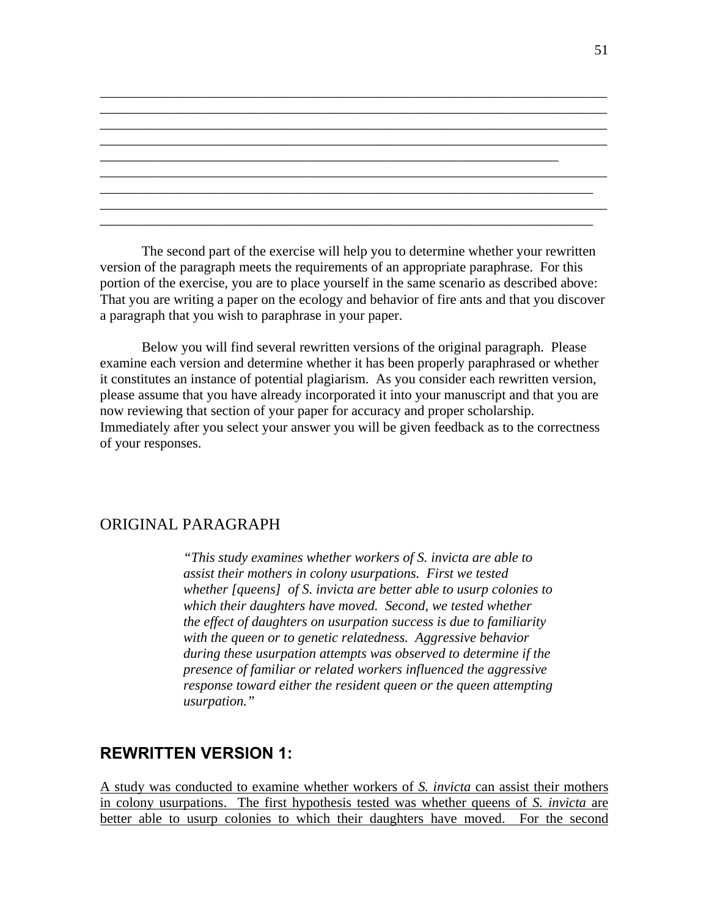\_\_\_\_\_\_\_\_\_\_\_\_\_\_\_\_\_\_\_\_\_\_\_\_\_\_\_\_\_\_\_\_\_\_\_\_\_\_\_\_\_\_\_\_\_\_\_\_\_\_\_\_\_\_\_\_\_\_\_\_\_\_\_\_\_\_\_\_\_\_\_\_\_\_\_\_
\_\_\_\_\_\_\_\_\_\_\_\_\_\_\_\_\_\_\_\_\_\_\_\_\_\_\_\_\_\_\_\_\_\_\_\_\_\_\_\_\_\_\_\_\_\_\_\_\_\_\_\_\_\_\_\_\_\_\_\_\_\_\_\_\_\_\_\_\_\_\_\_\_\_\_\_
\_\_\_\_\_\_\_\_\_\_\_\_\_\_\_\_\_\_\_\_\_\_\_\_\_\_\_\_\_\_\_\_\_\_\_\_\_\_\_\_\_\_\_\_\_\_\_\_\_\_\_\_\_\_\_\_\_\_\_\_\_\_\_\_\_\_\_\_\_\_\_\_\_\_\_\_
\_\_\_\_\_\_\_\_\_\_\_\_\_\_\_\_\_\_\_\_\_\_\_\_\_\_\_\_\_\_\_\_\_\_\_\_\_\_\_\_\_\_\_\_\_\_\_\_\_\_\_\_\_\_\_\_\_\_\_\_\_\_\_\_\_\_\_\_\_\_\_\_\_\_\_\_
\_\_\_\_\_\_\_\_\_\_\_\_\_\_\_\_\_\_\_\_\_\_\_\_\_\_\_\_\_\_\_\_\_\_\_\_\_\_\_\_\_\_\_\_\_\_\_\_\_\_\_\_\_\_\_\_\_\_\_\_\_\_\_\_\_\_\_\_
\_\_\_\_\_\_\_\_\_\_\_\_\_\_\_\_\_\_\_\_\_\_\_\_\_\_\_\_\_\_\_\_\_\_\_\_\_\_\_\_\_\_\_\_\_\_\_\_\_\_\_\_\_\_\_\_\_\_\_\_\_\_\_\_\_\_\_\_\_\_\_\_\_\_\_\_
\_\_\_\_\_\_\_\_\_\_\_\_\_\_\_\_\_\_\_\_\_\_\_\_\_\_\_\_\_\_\_\_\_\_\_\_\_\_\_\_\_\_\_\_\_\_\_\_\_\_\_\_\_\_\_\_\_\_\_\_\_\_\_\_\_\_\_\_\_\_\_\_\_\_
\_\_\_\_\_\_\_\_\_\_\_\_\_\_\_\_\_\_\_\_\_\_\_\_\_\_\_\_\_\_\_\_\_\_\_\_\_\_\_\_\_\_\_\_\_\_\_\_\_\_\_\_\_\_\_\_\_\_\_\_\_\_\_\_\_\_\_\_\_\_\_\_\_\_\_\_
\_\_\_\_\_\_\_\_\_\_\_\_\_\_\_\_\_\_\_\_\_\_\_\_\_\_\_\_\_\_\_\_\_\_\_\_\_\_\_\_\_\_\_\_\_\_\_\_\_\_\_\_\_\_\_\_\_\_\_\_\_\_\_\_\_\_\_\_\_\_\_\_\_\_

The second part of the exercise will help you to determine whether your rewritten version of the paragraph meets the requirements of an appropriate paraphrase. For this portion of the exercise, you are to place yourself in the same scenario as described above: That you are writing a paper on the ecology and behavior of fire ants and that you discover a paragraph that you wish to paraphrase in your paper.

Below you will find several rewritten versions of the original paragraph. Please examine each version and determine whether it has been properly paraphrased or whether it constitutes an instance of potential plagiarism. As you consider each rewritten version, please assume that you have already incorporated it into your manuscript and that you are now reviewing that section of your paper for accuracy and proper scholarship. Immediately after you select your answer you will be given feedback as to the correctness of your responses.

ORIGINAL PARAGRAPH

> *"This study examines whether workers of S. invicta are able to assist their mothers in colony usurpations. First we tested whether [queens] of S. invicta are better able to usurp colonies to which their daughters have moved. Second, we tested whether the effect of daughters on usurpation success is due to familiarity with the queen or to genetic relatedness. Aggressive behavior during these usurpation attempts was observed to determine if the presence of familiar or related workers influenced the aggressive response toward either the resident queen or the queen attempting usurpation."*

## REWRITTEN VERSION 1:

<u>A study was conducted to examine whether workers of *S. invicta* can assist their mothers in colony usurpations. The first hypothesis tested was whether queens of *S. invicta* are better able to usurp colonies to which their daughters have moved. For the second</u>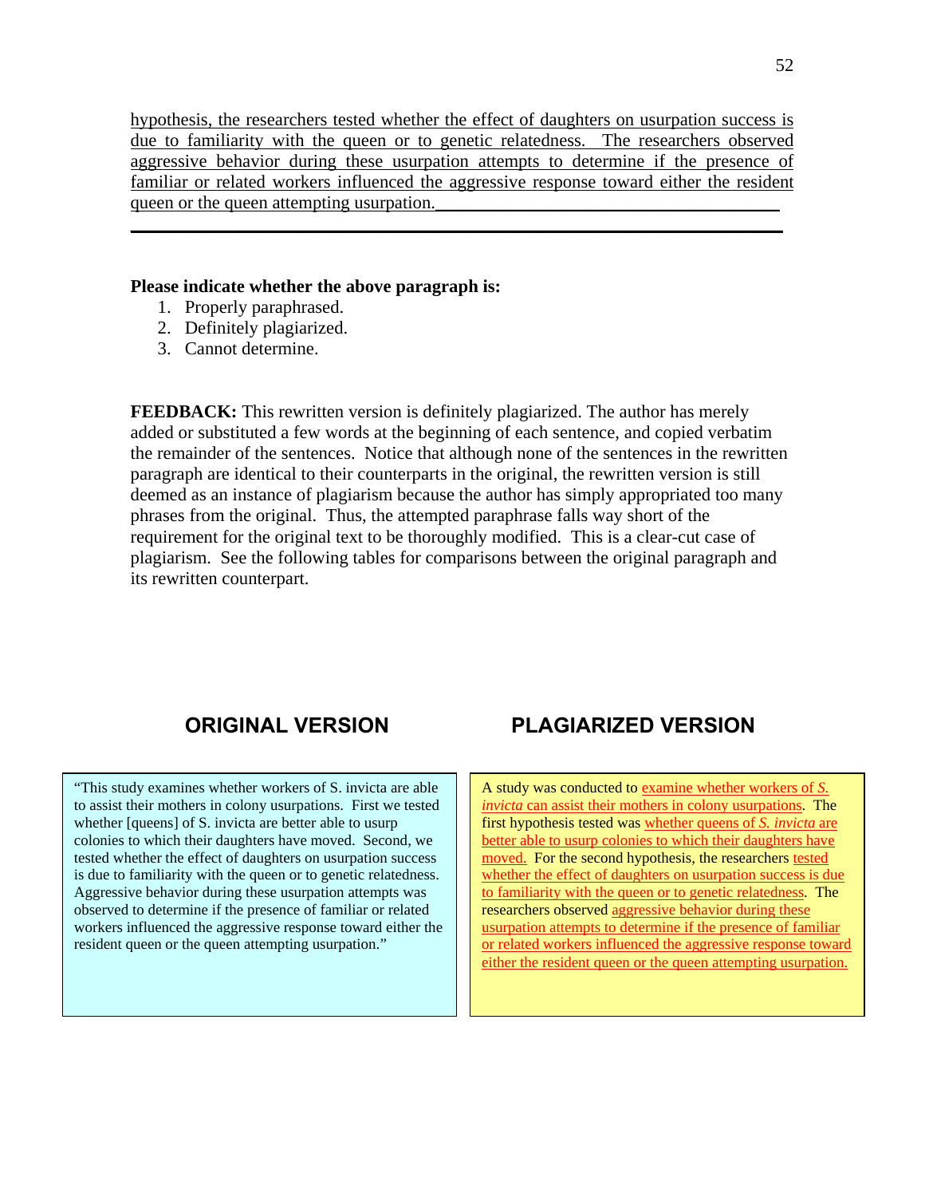<u>hypothesis, the researchers tested whether the effect of daughters on usurpation success is due to familiarity with the queen or to genetic relatedness. The researchers observed aggressive behavior during these usurpation attempts to determine if the presence of familiar or related workers influenced the aggressive response toward either the resident queen or the queen attempting usurpation.</u>

**Please indicate whether the above paragraph is:**

1. Properly paraphrased.
2. Definitely plagiarized.
3. Cannot determine.

**FEEDBACK:** This rewritten version is definitely plagiarized. The author has merely added or substituted a few words at the beginning of each sentence, and copied verbatim the remainder of the sentences. Notice that although none of the sentences in the rewritten paragraph are identical to their counterparts in the original, the rewritten version is still deemed as an instance of plagiarism because the author has simply appropriated too many phrases from the original. Thus, the attempted paraphrase falls way short of the requirement for the original text to be thoroughly modified. This is a clear-cut case of plagiarism. See the following tables for comparisons between the original paragraph and its rewritten counterpart.

| ORIGINAL VERSION | PLAGIARIZED VERSION |
|---|---|
| "This study examines whether workers of S. invicta are able to assist their mothers in colony usurpations. First we tested whether [queens] of S. invicta are better able to usurp colonies to which their daughters have moved. Second, we tested whether the effect of daughters on usurpation success is due to familiarity with the queen or to genetic relatedness. Aggressive behavior during these usurpation attempts was observed to determine if the presence of familiar or related workers influenced the aggressive response toward either the resident queen or the queen attempting usurpation." | A study was conducted to <u>examine whether workers of *S. invicta* can assist their mothers in colony usurpations</u>. The first hypothesis tested was <u>whether queens of *S. invicta* are better able to usurp colonies to which their daughters have moved.</u> For the second hypothesis, the researchers <u>tested whether the effect of daughters on usurpation success is due to familiarity with the queen or to genetic relatedness</u>. The researchers observed <u>aggressive behavior during these usurpation attempts to determine if the presence of familiar or related workers influenced the aggressive response toward either the resident queen or the queen attempting usurpation.</u> |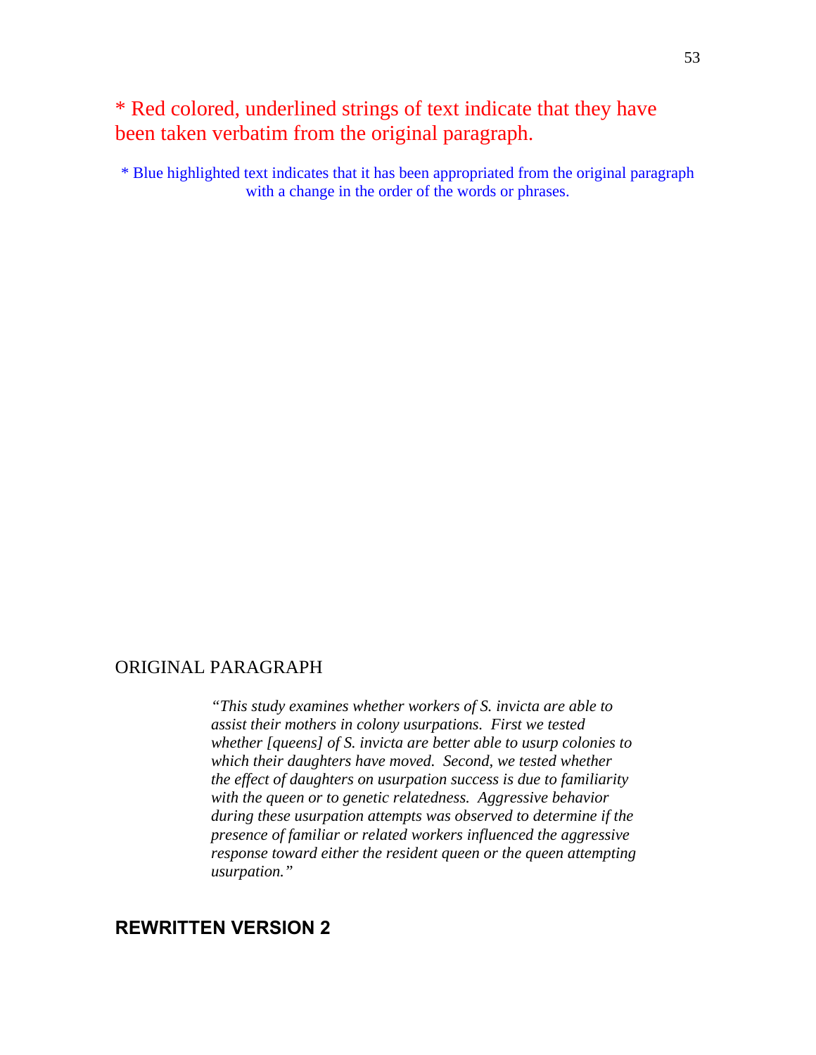* Red colored, underlined strings of text indicate that they have been taken verbatim from the original paragraph.

* Blue highlighted text indicates that it has been appropriated from the original paragraph with a change in the order of the words or phrases.

ORIGINAL PARAGRAPH

> *"This study examines whether workers of S. invicta are able to assist their mothers in colony usurpations. First we tested whether [queens] of S. invicta are better able to usurp colonies to which their daughters have moved. Second, we tested whether the effect of daughters on usurpation success is due to familiarity with the queen or to genetic relatedness. Aggressive behavior during these usurpation attempts was observed to determine if the presence of familiar or related workers influenced the aggressive response toward either the resident queen or the queen attempting usurpation."*

## REWRITTEN VERSION 2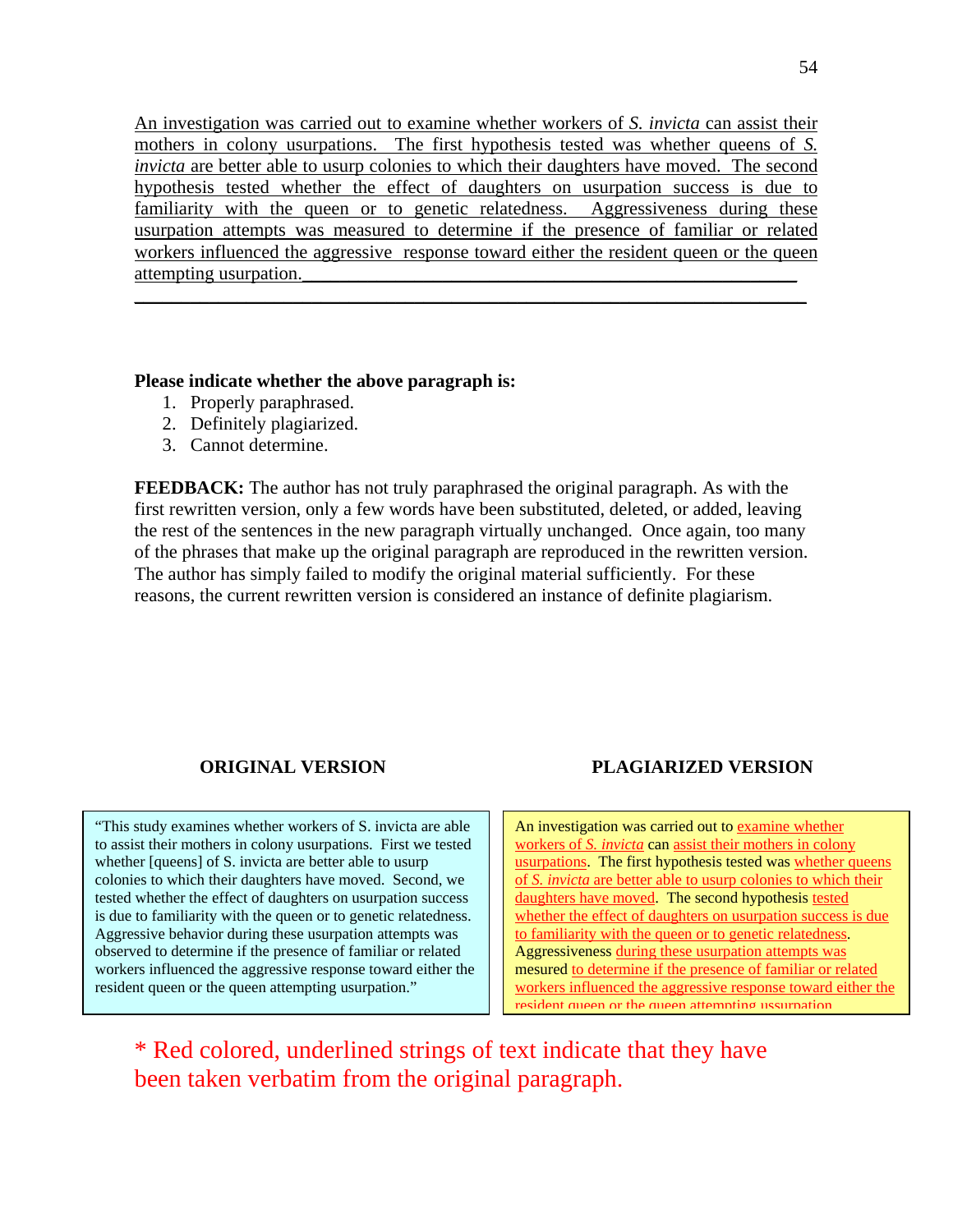An investigation was carried out to examine whether workers of *S. invicta* can assist their mothers in colony usurpations. The first hypothesis tested was whether queens of *S. invicta* are better able to usurp colonies to which their daughters have moved. The second hypothesis tested whether the effect of daughters on usurpation success is due to familiarity with the queen or to genetic relatedness. Aggressiveness during these usurpation attempts was measured to determine if the presence of familiar or related workers influenced the aggressive response toward either the resident queen or the queen attempting usurpation.

**Please indicate whether the above paragraph is:**

1. Properly paraphrased.
2. Definitely plagiarized.
3. Cannot determine.

**FEEDBACK:** The author has not truly paraphrased the original paragraph. As with the first rewritten version, only a few words have been substituted, deleted, or added, leaving the rest of the sentences in the new paragraph virtually unchanged. Once again, too many of the phrases that make up the original paragraph are reproduced in the rewritten version. The author has simply failed to modify the original material sufficiently. For these reasons, the current rewritten version is considered an instance of definite plagiarism.

| ORIGINAL VERSION | PLAGIARIZED VERSION |
|---|---|
| "This study examines whether workers of S. invicta are able to assist their mothers in colony usurpations. First we tested whether [queens] of S. invicta are better able to usurp colonies to which their daughters have moved. Second, we tested whether the effect of daughters on usurpation success is due to familiarity with the queen or to genetic relatedness. Aggressive behavior during these usurpation attempts was observed to determine if the presence of familiar or related workers influenced the aggressive response toward either the resident queen or the queen attempting usurpation." | An investigation was carried out to examine whether workers of *S. invicta* can assist their mothers in colony usurpations. The first hypothesis tested was whether queens of *S. invicta* are better able to usurp colonies to which their daughters have moved. The second hypothesis tested whether the effect of daughters on usurpation success is due to familiarity with the queen or to genetic relatedness. Aggressiveness during these usurpation attempts was mesured to determine if the presence of familiar or related workers influenced the aggressive response toward either the resident queen or the queen attempting ussurpation |

\* Red colored, underlined strings of text indicate that they have been taken verbatim from the original paragraph.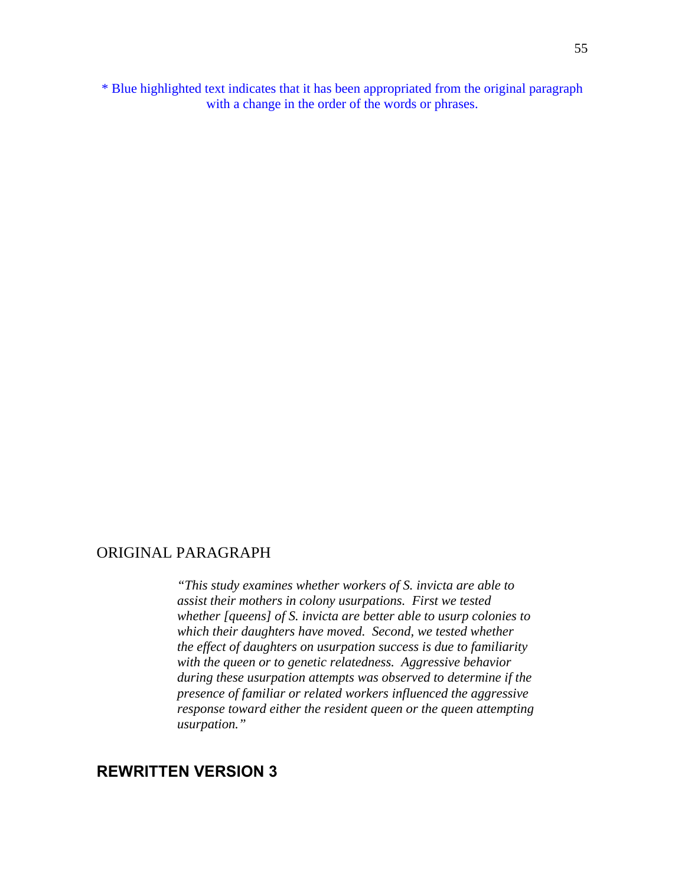* Blue highlighted text indicates that it has been appropriated from the original paragraph with a change in the order of the words or phrases.

ORIGINAL PARAGRAPH

> *"This study examines whether workers of S. invicta are able to assist their mothers in colony usurpations. First we tested whether [queens] of S. invicta are better able to usurp colonies to which their daughters have moved. Second, we tested whether the effect of daughters on usurpation success is due to familiarity with the queen or to genetic relatedness. Aggressive behavior during these usurpation attempts was observed to determine if the presence of familiar or related workers influenced the aggressive response toward either the resident queen or the queen attempting usurpation."*

## REWRITTEN VERSION 3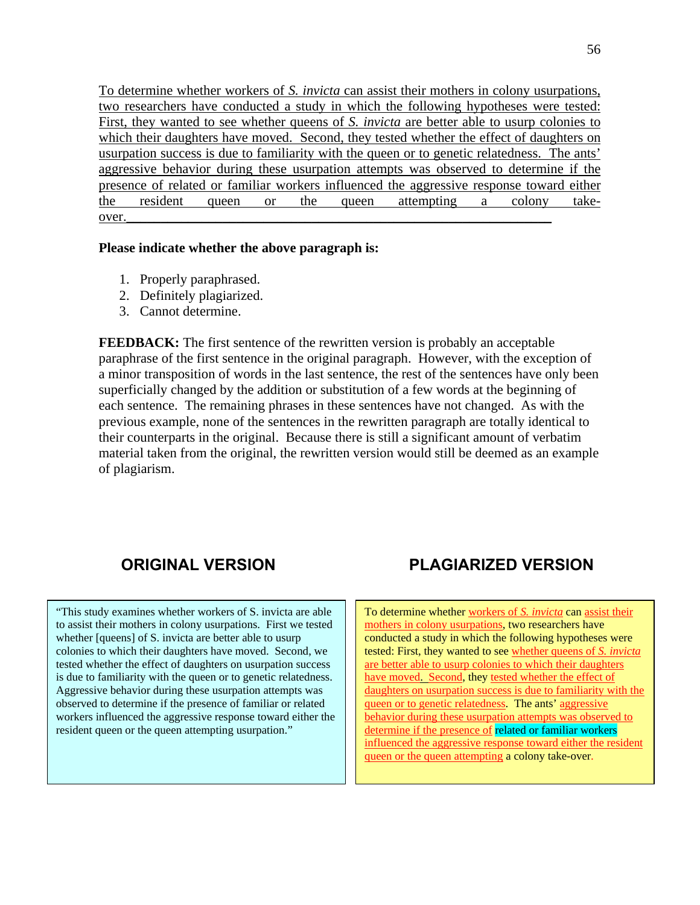To determine whether workers of *S. invicta* can assist their mothers in colony usurpations, two researchers have conducted a study in which the following hypotheses were tested: First, they wanted to see whether queens of *S. invicta* are better able to usurp colonies to which their daughters have moved. Second, they tested whether the effect of daughters on usurpation success is due to familiarity with the queen or to genetic relatedness. The ants' aggressive behavior during these usurpation attempts was observed to determine if the presence of related or familiar workers influenced the aggressive response toward either the resident queen or the queen attempting a colony take-over.

**Please indicate whether the above paragraph is:**

1. Properly paraphrased.
2. Definitely plagiarized.
3. Cannot determine.

**FEEDBACK:** The first sentence of the rewritten version is probably an acceptable paraphrase of the first sentence in the original paragraph. However, with the exception of a minor transposition of words in the last sentence, the rest of the sentences have only been superficially changed by the addition or substitution of a few words at the beginning of each sentence. The remaining phrases in these sentences have not changed. As with the previous example, none of the sentences in the rewritten paragraph are totally identical to their counterparts in the original. Because there is still a significant amount of verbatim material taken from the original, the rewritten version would still be deemed as an example of plagiarism.

## ORIGINAL VERSION

"This study examines whether workers of S. invicta are able to assist their mothers in colony usurpations. First we tested whether [queens] of S. invicta are better able to usurp colonies to which their daughters have moved. Second, we tested whether the effect of daughters on usurpation success is due to familiarity with the queen or to genetic relatedness. Aggressive behavior during these usurpation attempts was observed to determine if the presence of familiar or related workers influenced the aggressive response toward either the resident queen or the queen attempting usurpation."

## PLAGIARIZED VERSION

To determine whether workers of *S. invicta* can assist their mothers in colony usurpations, two researchers have conducted a study in which the following hypotheses were tested: First, they wanted to see whether queens of *S. invicta* are better able to usurp colonies to which their daughters have moved. Second, they tested whether the effect of daughters on usurpation success is due to familiarity with the queen or to genetic relatedness. The ants' aggressive behavior during these usurpation attempts was observed to determine if the presence of related or familiar workers influenced the aggressive response toward either the resident queen or the queen attempting a colony take-over.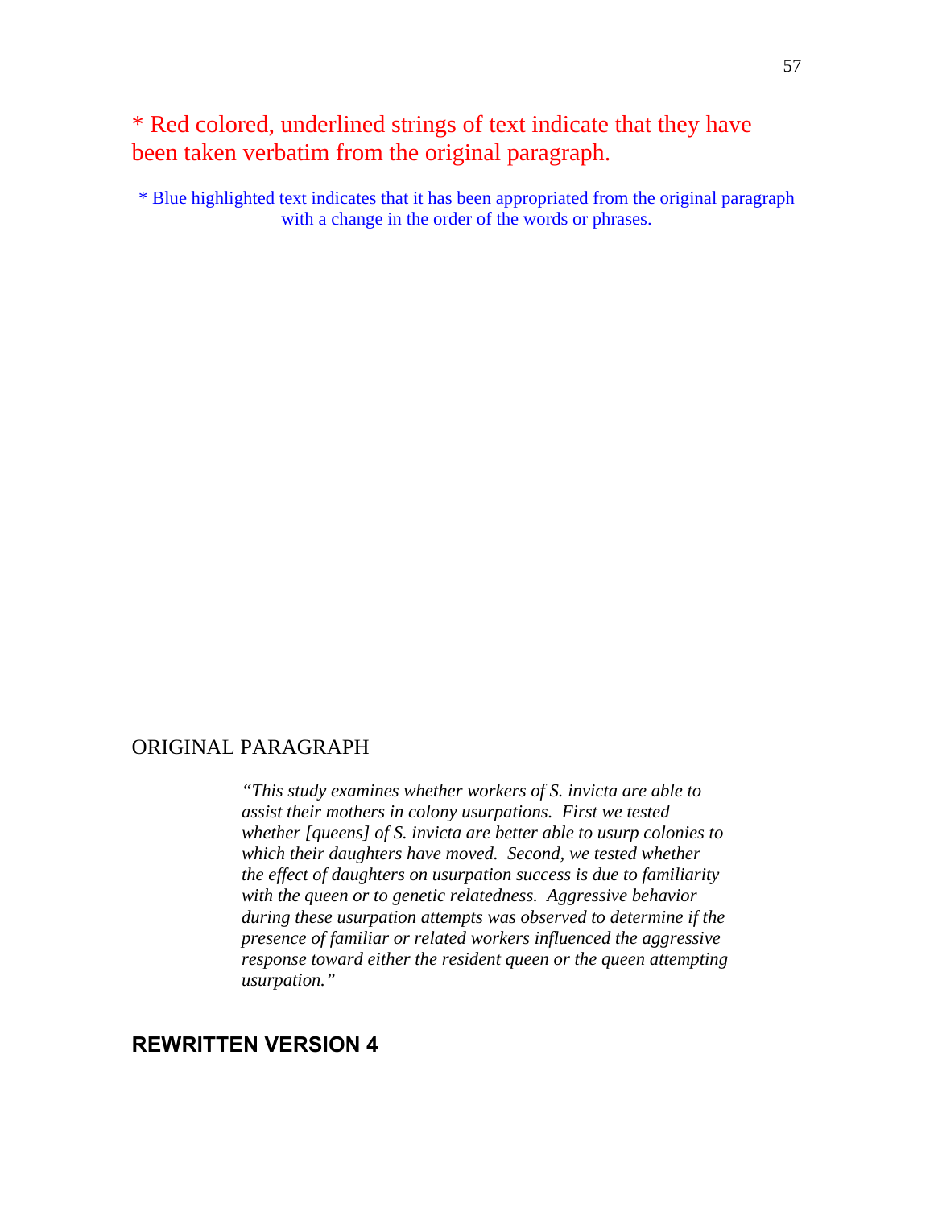* Red colored, underlined strings of text indicate that they have been taken verbatim from the original paragraph.

* Blue highlighted text indicates that it has been appropriated from the original paragraph with a change in the order of the words or phrases.

ORIGINAL PARAGRAPH

> *"This study examines whether workers of S. invicta are able to assist their mothers in colony usurpations. First we tested whether [queens] of S. invicta are better able to usurp colonies to which their daughters have moved. Second, we tested whether the effect of daughters on usurpation success is due to familiarity with the queen or to genetic relatedness. Aggressive behavior during these usurpation attempts was observed to determine if the presence of familiar or related workers influenced the aggressive response toward either the resident queen or the queen attempting usurpation."*

## REWRITTEN VERSION 4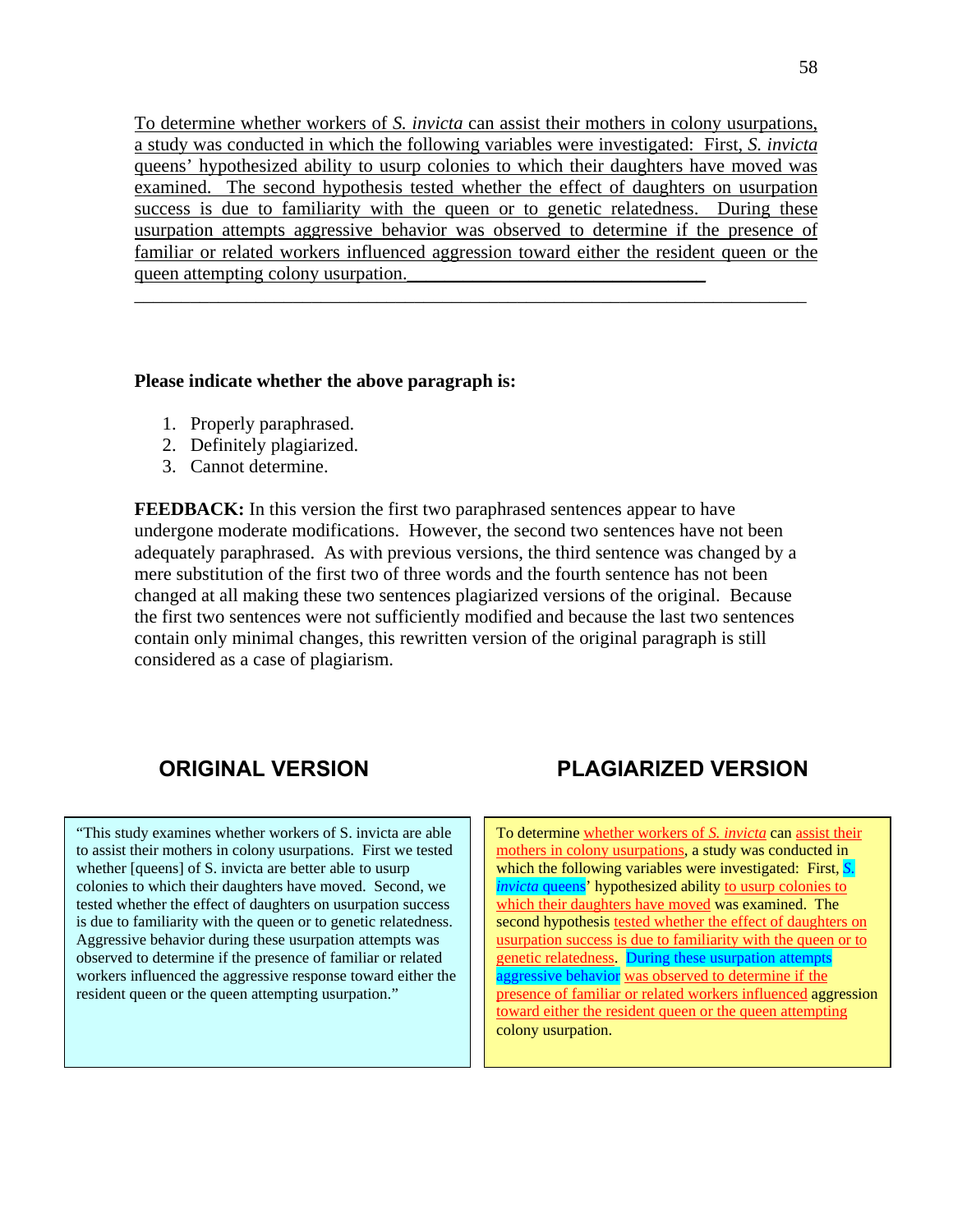To determine whether workers of *S. invicta* can assist their mothers in colony usurpations, a study was conducted in which the following variables were investigated: First, *S. invicta* queens' hypothesized ability to usurp colonies to which their daughters have moved was examined. The second hypothesis tested whether the effect of daughters on usurpation success is due to familiarity with the queen or to genetic relatedness. During these usurpation attempts aggressive behavior was observed to determine if the presence of familiar or related workers influenced aggression toward either the resident queen or the queen attempting colony usurpation.

**Please indicate whether the above paragraph is:**

1. Properly paraphrased.
2. Definitely plagiarized.
3. Cannot determine.

**FEEDBACK:** In this version the first two paraphrased sentences appear to have undergone moderate modifications. However, the second two sentences have not been adequately paraphrased. As with previous versions, the third sentence was changed by a mere substitution of the first two of three words and the fourth sentence has not been changed at all making these two sentences plagiarized versions of the original. Because the first two sentences were not sufficiently modified and because the last two sentences contain only minimal changes, this rewritten version of the original paragraph is still considered as a case of plagiarism.

| **ORIGINAL VERSION** | **PLAGIARIZED VERSION** |
|---|---|
| "This study examines whether workers of S. invicta are able to assist their mothers in colony usurpations. First we tested whether [queens] of S. invicta are better able to usurp colonies to which their daughters have moved. Second, we tested whether the effect of daughters on usurpation success is due to familiarity with the queen or to genetic relatedness. Aggressive behavior during these usurpation attempts was observed to determine if the presence of familiar or related workers influenced the aggressive response toward either the resident queen or the queen attempting usurpation." | To determine whether workers of *S. invicta* can assist their mothers in colony usurpations, a study was conducted in which the following variables were investigated: First, *S. invicta* queens' hypothesized ability to usurp colonies to which their daughters have moved was examined. The second hypothesis tested whether the effect of daughters on usurpation success is due to familiarity with the queen or to genetic relatedness. During these usurpation attempts aggressive behavior was observed to determine if the presence of familiar or related workers influenced aggression toward either the resident queen or the queen attempting colony usurpation. |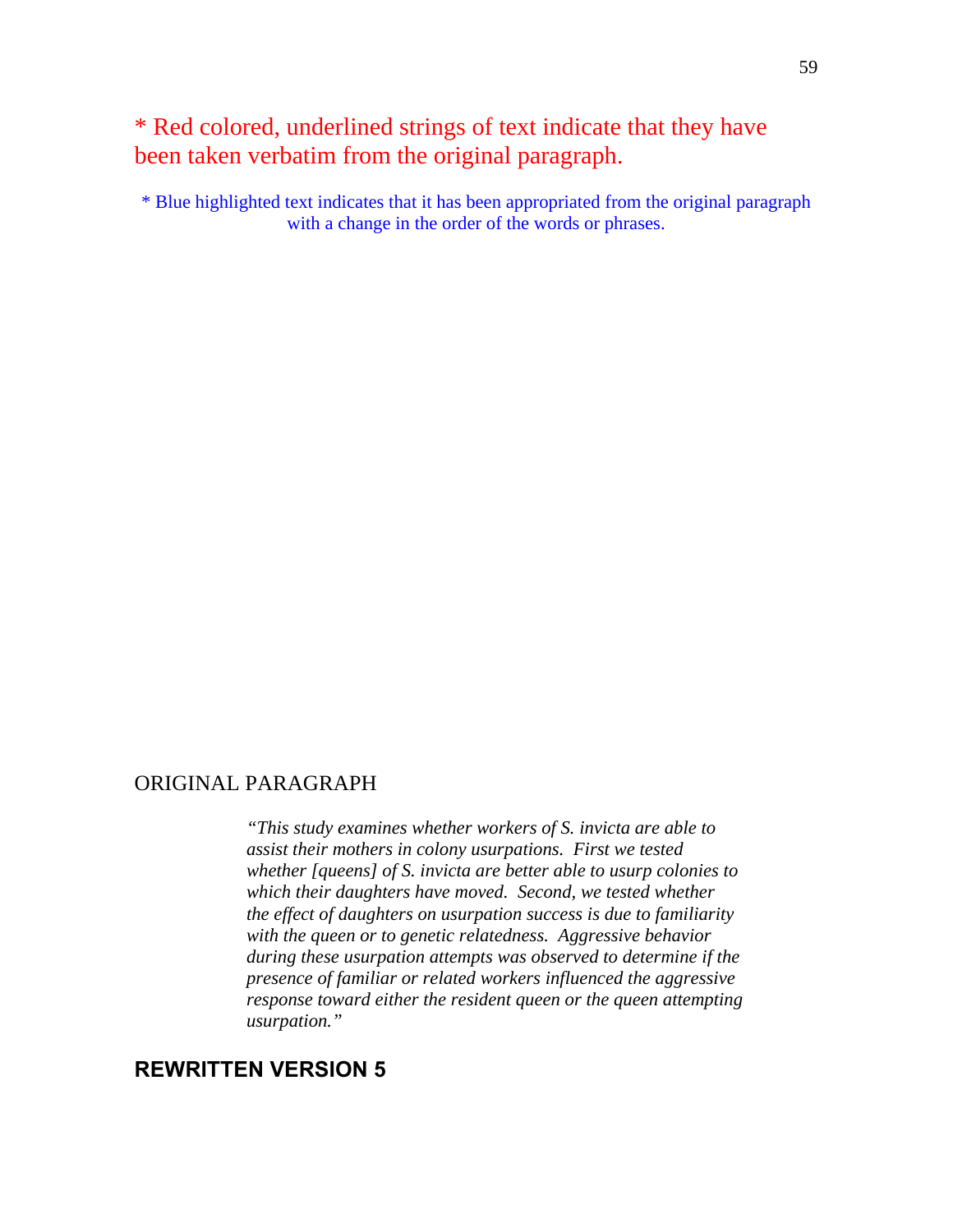\* Red colored, underlined strings of text indicate that they have been taken verbatim from the original paragraph.

\* Blue highlighted text indicates that it has been appropriated from the original paragraph with a change in the order of the words or phrases.

ORIGINAL PARAGRAPH

> *"This study examines whether workers of S. invicta are able to assist their mothers in colony usurpations. First we tested whether [queens] of S. invicta are better able to usurp colonies to which their daughters have moved. Second, we tested whether the effect of daughters on usurpation success is due to familiarity with the queen or to genetic relatedness. Aggressive behavior during these usurpation attempts was observed to determine if the presence of familiar or related workers influenced the aggressive response toward either the resident queen or the queen attempting usurpation."*

## REWRITTEN VERSION 5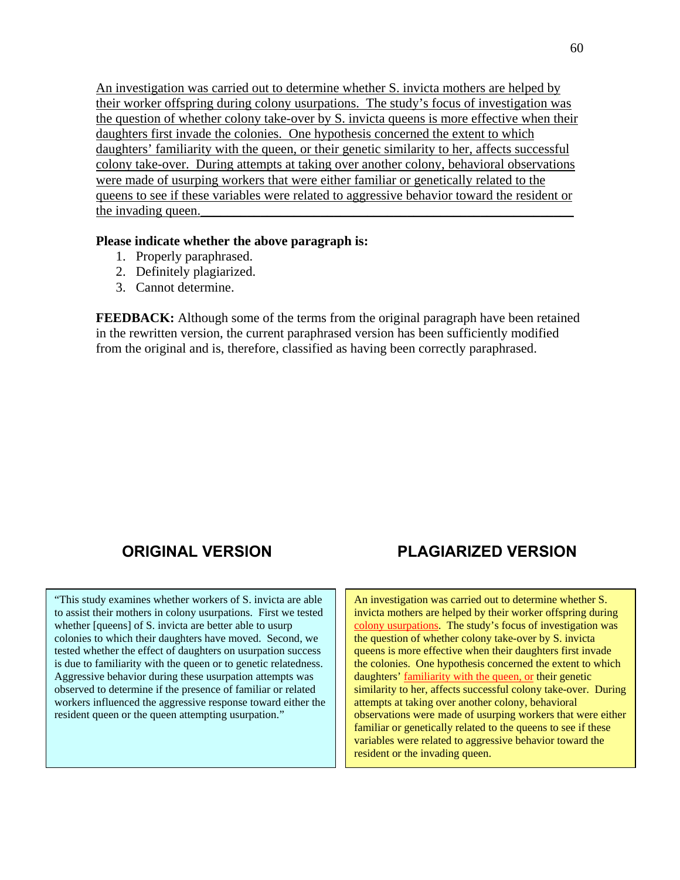<u>An investigation was carried out to determine whether S. invicta mothers are helped by their worker offspring during colony usurpations. The study's focus of investigation was the question of whether colony take-over by S. invicta queens is more effective when their daughters first invade the colonies. One hypothesis concerned the extent to which daughters' familiarity with the queen, or their genetic similarity to her, affects successful colony take-over. During attempts at taking over another colony, behavioral observations were made of usurping workers that were either familiar or genetically related to the queens to see if these variables were related to aggressive behavior toward the resident or the invading queen.</u>

**Please indicate whether the above paragraph is:**

1. Properly paraphrased.
2. Definitely plagiarized.
3. Cannot determine.

**FEEDBACK:** Although some of the terms from the original paragraph have been retained in the rewritten version, the current paraphrased version has been sufficiently modified from the original and is, therefore, classified as having been correctly paraphrased.

## ORIGINAL VERSION

"This study examines whether workers of S. invicta are able to assist their mothers in colony usurpations. First we tested whether [queens] of S. invicta are better able to usurp colonies to which their daughters have moved. Second, we tested whether the effect of daughters on usurpation success is due to familiarity with the queen or to genetic relatedness. Aggressive behavior during these usurpation attempts was observed to determine if the presence of familiar or related workers influenced the aggressive response toward either the resident queen or the queen attempting usurpation."

## PLAGIARIZED VERSION

An investigation was carried out to determine whether S. invicta mothers are helped by their worker offspring during <u>colony usurpations</u>. The study's focus of investigation was the question of whether colony take-over by S. invicta queens is more effective when their daughters first invade the colonies. One hypothesis concerned the extent to which daughters' <u>familiarity with the queen, or</u> their genetic similarity to her, affects successful colony take-over. During attempts at taking over another colony, behavioral observations were made of usurping workers that were either familiar or genetically related to the queens to see if these variables were related to aggressive behavior toward the resident or the invading queen.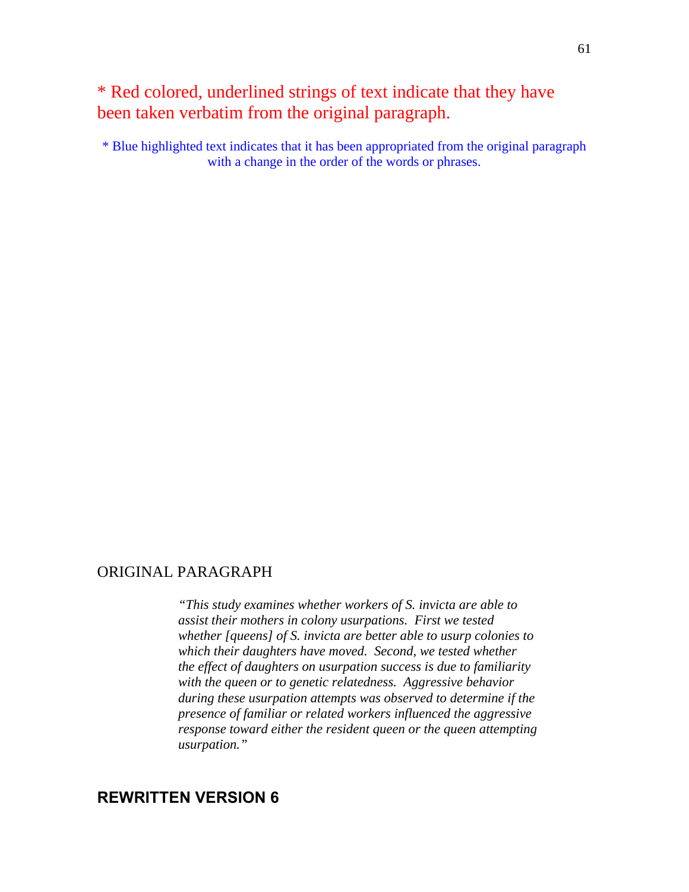* Red colored, underlined strings of text indicate that they have been taken verbatim from the original paragraph.

* Blue highlighted text indicates that it has been appropriated from the original paragraph with a change in the order of the words or phrases.

ORIGINAL PARAGRAPH

> *"This study examines whether workers of S. invicta are able to assist their mothers in colony usurpations. First we tested whether [queens] of S. invicta are better able to usurp colonies to which their daughters have moved. Second, we tested whether the effect of daughters on usurpation success is due to familiarity with the queen or to genetic relatedness. Aggressive behavior during these usurpation attempts was observed to determine if the presence of familiar or related workers influenced the aggressive response toward either the resident queen or the queen attempting usurpation."*

## REWRITTEN VERSION 6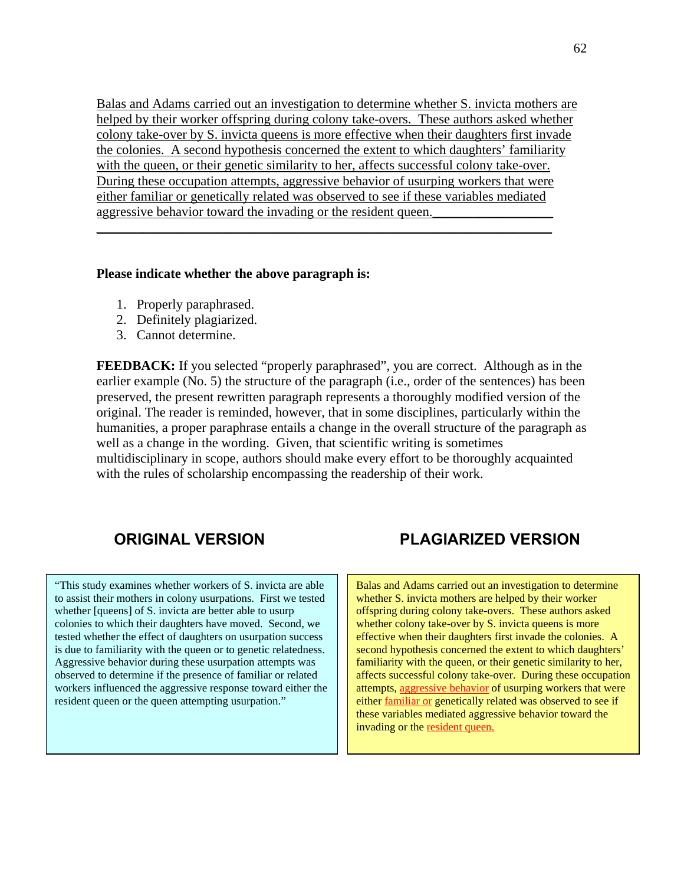Balas and Adams carried out an investigation to determine whether S. invicta mothers are helped by their worker offspring during colony take-overs. These authors asked whether colony take-over by S. invicta queens is more effective when their daughters first invade the colonies. A second hypothesis concerned the extent to which daughters' familiarity with the queen, or their genetic similarity to her, affects successful colony take-over. During these occupation attempts, aggressive behavior of usurping workers that were either familiar or genetically related was observed to see if these variables mediated aggressive behavior toward the invading or the resident queen.__________________

______________________________________________________________________

**Please indicate whether the above paragraph is:**

1. Properly paraphrased.
2. Definitely plagiarized.
3. Cannot determine.

**FEEDBACK:** If you selected "properly paraphrased", you are correct. Although as in the earlier example (No. 5) the structure of the paragraph (i.e., order of the sentences) has been preserved, the present rewritten paragraph represents a thoroughly modified version of the original. The reader is reminded, however, that in some disciplines, particularly within the humanities, a proper paraphrase entails a change in the overall structure of the paragraph as well as a change in the wording. Given, that scientific writing is sometimes multidisciplinary in scope, authors should make every effort to be thoroughly acquainted with the rules of scholarship encompassing the readership of their work.

## ORIGINAL VERSION

"This study examines whether workers of S. invicta are able to assist their mothers in colony usurpations. First we tested whether [queens] of S. invicta are better able to usurp colonies to which their daughters have moved. Second, we tested whether the effect of daughters on usurpation success is due to familiarity with the queen or to genetic relatedness. Aggressive behavior during these usurpation attempts was observed to determine if the presence of familiar or related workers influenced the aggressive response toward either the resident queen or the queen attempting usurpation."

## PLAGIARIZED VERSION

Balas and Adams carried out an investigation to determine whether S. invicta mothers are helped by their worker offspring during colony take-overs. These authors asked whether colony take-over by S. invicta queens is more effective when their daughters first invade the colonies. A second hypothesis concerned the extent to which daughters' familiarity with the queen, or their genetic similarity to her, affects successful colony take-over. During these occupation attempts, aggressive behavior of usurping workers that were either familiar or genetically related was observed to see if these variables mediated aggressive behavior toward the invading or the resident queen.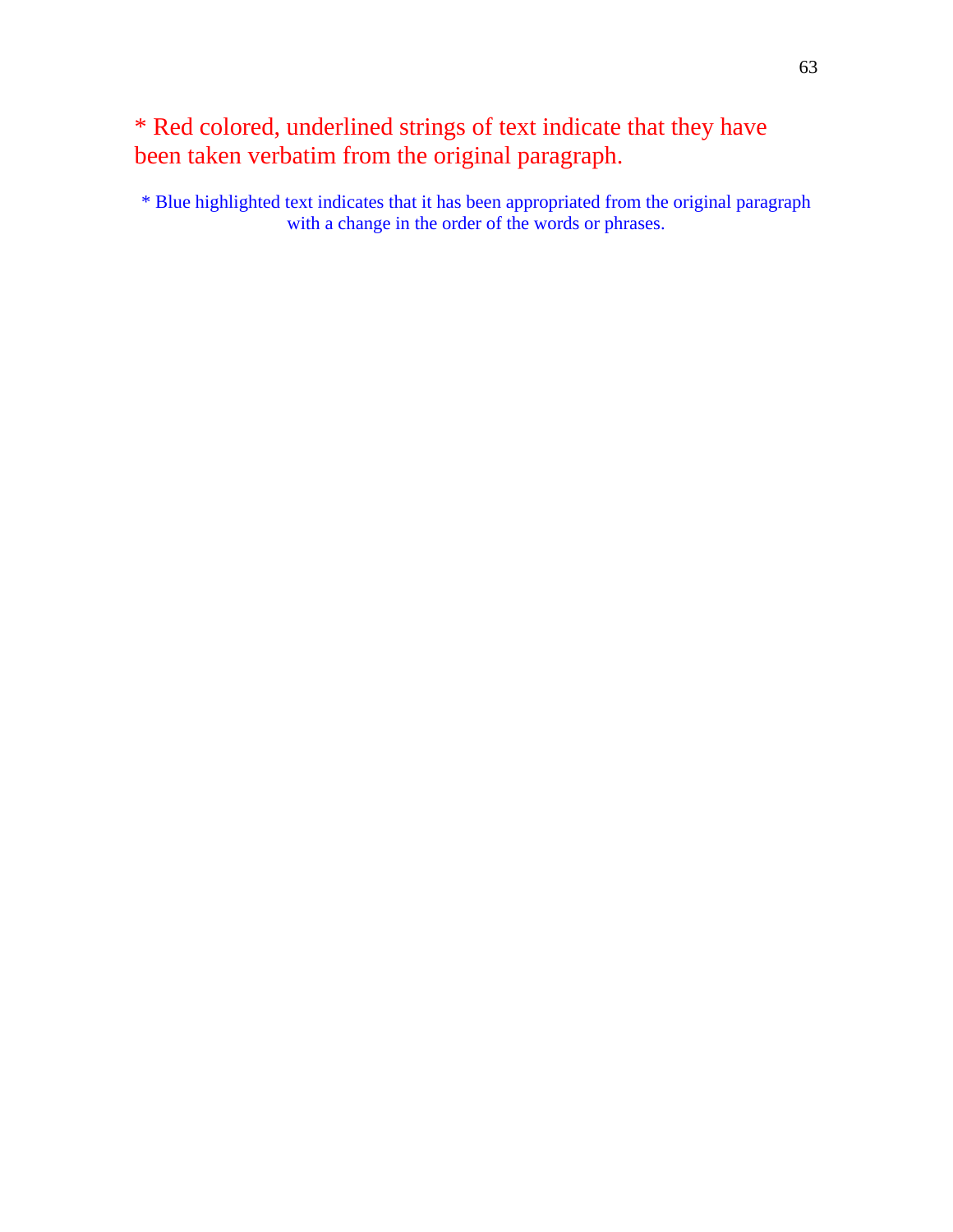* Red colored, underlined strings of text indicate that they have been taken verbatim from the original paragraph.

* Blue highlighted text indicates that it has been appropriated from the original paragraph with a change in the order of the words or phrases.